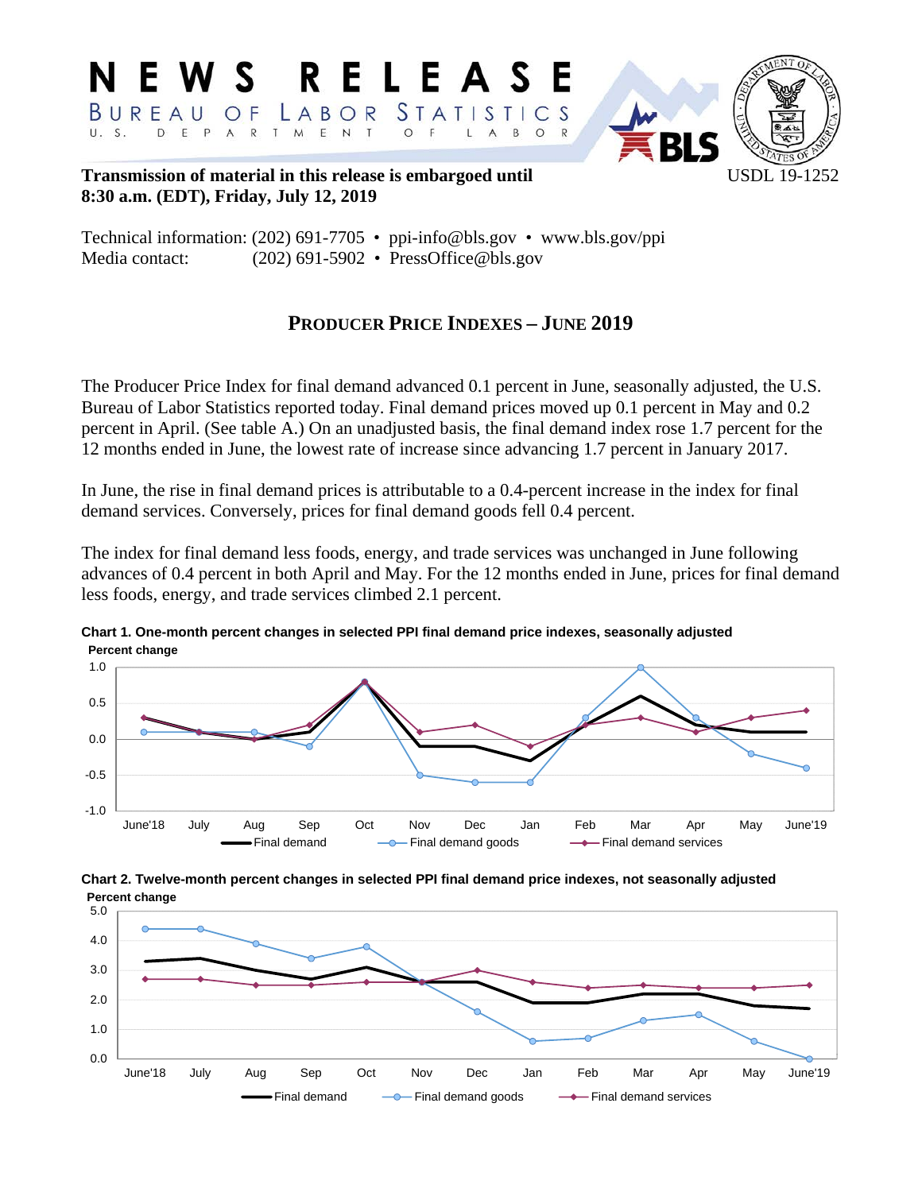# NEWS RELEASE

BUREAU OF LABOR STATISTICS

U. S. DEPARTMENT OF LABOR

**Transmission of material in this release is embargoed until 8:30 a.m. (EDT), Friday, July 12, 2019**

USDL 19-1252

Technical information: (202) 691-7705 • ppi-info@bls.gov • www.bls.gov/ppi
Media contact: (202) 691-5902 • PressOffice@bls.gov

## PRODUCER PRICE INDEXES – JUNE 2019

The Producer Price Index for final demand advanced 0.1 percent in June, seasonally adjusted, the U.S. Bureau of Labor Statistics reported today. Final demand prices moved up 0.1 percent in May and 0.2 percent in April. (See table A.) On an unadjusted basis, the final demand index rose 1.7 percent for the 12 months ended in June, the lowest rate of increase since advancing 1.7 percent in January 2017.

In June, the rise in final demand prices is attributable to a 0.4-percent increase in the index for final demand services. Conversely, prices for final demand goods fell 0.4 percent.

The index for final demand less foods, energy, and trade services was unchanged in June following advances of 0.4 percent in both April and May. For the 12 months ended in June, prices for final demand less foods, energy, and trade services climbed 2.1 percent.

**Chart 1. One-month percent changes in selected PPI final demand price indexes, seasonally adjusted**

**Chart 2. Twelve-month percent changes in selected PPI final demand price indexes, not seasonally adjusted**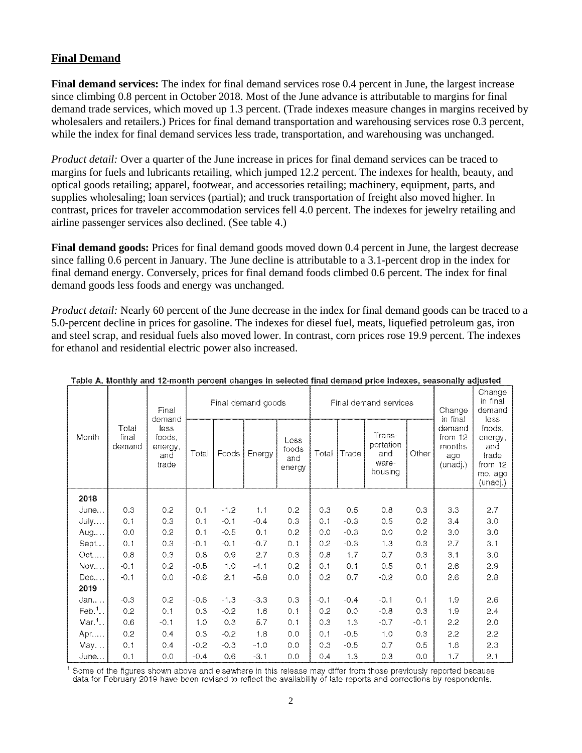## Final Demand

**Final demand services:** The index for final demand services rose 0.4 percent in June, the largest increase since climbing 0.8 percent in October 2018. Most of the June advance is attributable to margins for final demand trade services, which moved up 1.3 percent. (Trade indexes measure changes in margins received by wholesalers and retailers.) Prices for final demand transportation and warehousing services rose 0.3 percent, while the index for final demand services less trade, transportation, and warehousing was unchanged.

*Product detail:* Over a quarter of the June increase in prices for final demand services can be traced to margins for fuels and lubricants retailing, which jumped 12.2 percent. The indexes for health, beauty, and optical goods retailing; apparel, footwear, and accessories retailing; machinery, equipment, parts, and supplies wholesaling; loan services (partial); and truck transportation of freight also moved higher. In contrast, prices for traveler accommodation services fell 4.0 percent. The indexes for jewelry retailing and airline passenger services also declined. (See table 4.)

**Final demand goods:** Prices for final demand goods moved down 0.4 percent in June, the largest decrease since falling 0.6 percent in January. The June decline is attributable to a 3.1-percent drop in the index for final demand energy. Conversely, prices for final demand foods climbed 0.6 percent. The index for final demand goods less foods and energy was unchanged.

*Product detail:* Nearly 60 percent of the June decrease in the index for final demand goods can be traced to a 5.0-percent decline in prices for gasoline. The indexes for diesel fuel, meats, liquefied petroleum gas, iron and steel scrap, and residual fuels also moved lower. In contrast, corn prices rose 19.9 percent. The indexes for ethanol and residential electric power also increased.

Table A. Monthly and 12-month percent changes in selected final demand price indexes, seasonally adjusted

| Month | Total final demand | Final demand less foods, energy, and trade | Final demand goods | | | | Final demand services | | | | Change in final demand from 12 months ago (unadj.) | Change in final demand less foods, energy, and trade from 12 mo. ago (unadj.) |
|---|---|---|---|---|---|---|---|---|---|---|---|---|
| | | | Total | Foods | Energy | Less foods and energy | Total | Trade | Transportation and warehousing | Other | | |
| **2018** | | | | | | | | | | | | |
| June... | 0.3 | 0.2 | 0.1 | -1.2 | 1.1 | 0.2 | 0.3 | 0.5 | 0.8 | 0.3 | 3.3 | 2.7 |
| July.... | 0.1 | 0.3 | 0.1 | -0.1 | -0.4 | 0.3 | 0.1 | -0.3 | 0.5 | 0.2 | 3.4 | 3.0 |
| Aug.... | 0.0 | 0.2 | 0.1 | -0.5 | 0.1 | 0.2 | 0.0 | -0.3 | 0.0 | 0.2 | 3.0 | 3.0 |
| Sept... | 0.1 | 0.3 | -0.1 | -0.1 | -0.7 | 0.1 | 0.2 | -0.3 | 1.3 | 0.3 | 2.7 | 3.1 |
| Oct..... | 0.8 | 0.3 | 0.8 | 0.9 | 2.7 | 0.3 | 0.8 | 1.7 | 0.7 | 0.3 | 3.1 | 3.0 |
| Nov.... | -0.1 | 0.2 | -0.5 | 1.0 | -4.1 | 0.2 | 0.1 | 0.1 | 0.5 | 0.1 | 2.6 | 2.9 |
| Dec.... | -0.1 | 0.0 | -0.6 | 2.1 | -5.8 | 0.0 | 0.2 | 0.7 | -0.2 | 0.0 | 2.6 | 2.8 |
| **2019** | | | | | | | | | | | | |
| Jan.... | -0.3 | 0.2 | -0.6 | -1.3 | -3.3 | 0.3 | -0.1 | -0.4 | -0.1 | 0.1 | 1.9 | 2.6 |
| Feb.[1].. | 0.2 | 0.1 | 0.3 | -0.2 | 1.6 | 0.1 | 0.2 | 0.0 | -0.8 | 0.3 | 1.9 | 2.4 |
| Mar.[1].. | 0.6 | -0.1 | 1.0 | 0.3 | 5.7 | 0.1 | 0.3 | 1.3 | -0.7 | -0.1 | 2.2 | 2.0 |
| Apr..... | 0.2 | 0.4 | 0.3 | -0.2 | 1.8 | 0.0 | 0.1 | -0.5 | 1.0 | 0.3 | 2.2 | 2.2 |
| May... | 0.1 | 0.4 | -0.2 | -0.3 | -1.0 | 0.0 | 0.3 | -0.5 | 0.7 | 0.5 | 1.8 | 2.3 |
| June... | 0.1 | 0.0 | -0.4 | 0.6 | -3.1 | 0.0 | 0.4 | 1.3 | 0.3 | 0.0 | 1.7 | 2.1 |

[1] Some of the figures shown above and elsewhere in this release may differ from those previously reported because data for February 2019 have been revised to reflect the availability of late reports and corrections by respondents.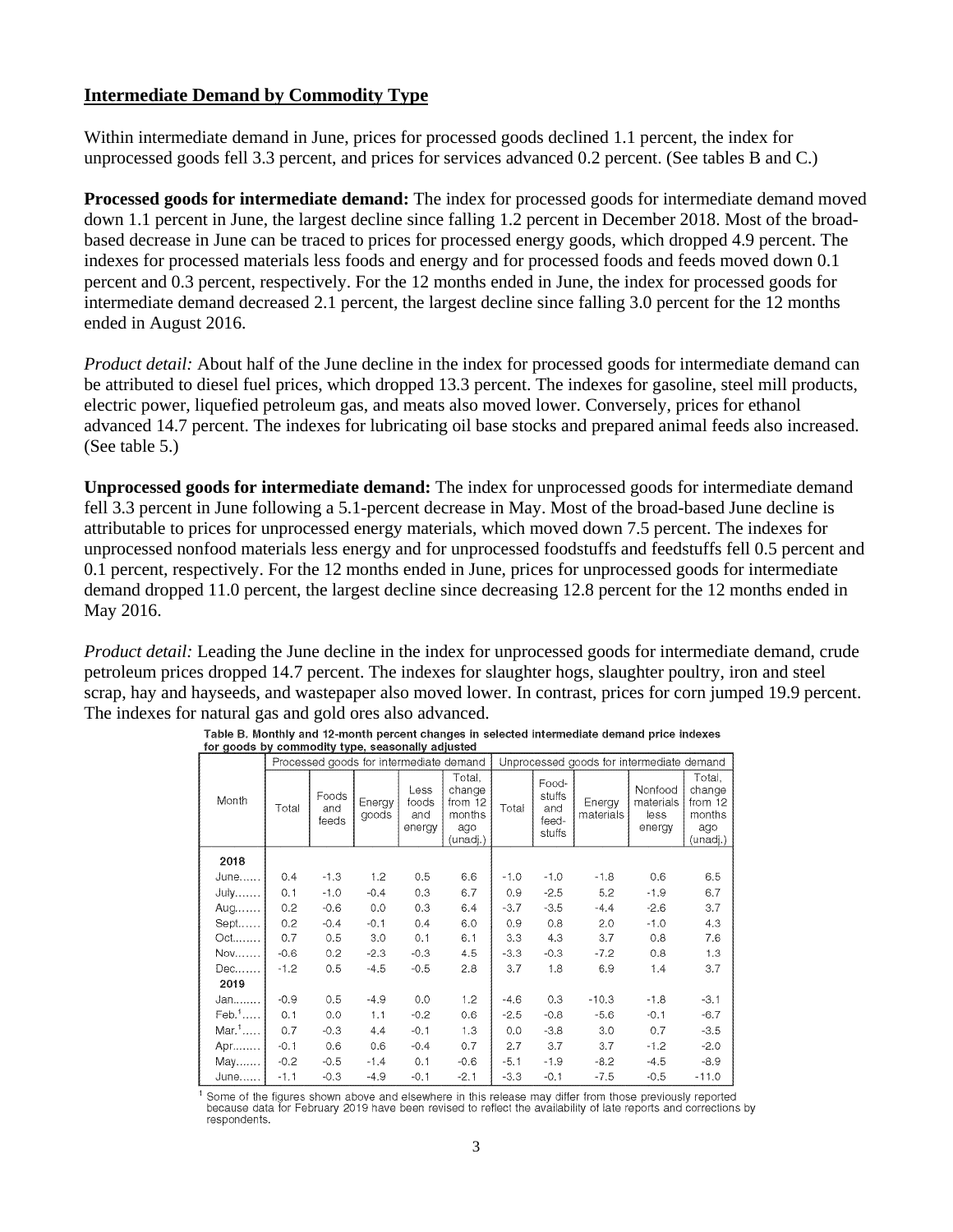## Intermediate Demand by Commodity Type

Within intermediate demand in June, prices for processed goods declined 1.1 percent, the index for unprocessed goods fell 3.3 percent, and prices for services advanced 0.2 percent. (See tables B and C.)

**Processed goods for intermediate demand:** The index for processed goods for intermediate demand moved down 1.1 percent in June, the largest decline since falling 1.2 percent in December 2018. Most of the broad-based decrease in June can be traced to prices for processed energy goods, which dropped 4.9 percent. The indexes for processed materials less foods and energy and for processed foods and feeds moved down 0.1 percent and 0.3 percent, respectively. For the 12 months ended in June, the index for processed goods for intermediate demand decreased 2.1 percent, the largest decline since falling 3.0 percent for the 12 months ended in August 2016.

*Product detail:* About half of the June decline in the index for processed goods for intermediate demand can be attributed to diesel fuel prices, which dropped 13.3 percent. The indexes for gasoline, steel mill products, electric power, liquefied petroleum gas, and meats also moved lower. Conversely, prices for ethanol advanced 14.7 percent. The indexes for lubricating oil base stocks and prepared animal feeds also increased. (See table 5.)

**Unprocessed goods for intermediate demand:** The index for unprocessed goods for intermediate demand fell 3.3 percent in June following a 5.1-percent decrease in May. Most of the broad-based June decline is attributable to prices for unprocessed energy materials, which moved down 7.5 percent. The indexes for unprocessed nonfood materials less energy and for unprocessed foodstuffs and feedstuffs fell 0.5 percent and 0.1 percent, respectively. For the 12 months ended in June, prices for unprocessed goods for intermediate demand dropped 11.0 percent, the largest decline since decreasing 12.8 percent for the 12 months ended in May 2016.

*Product detail:* Leading the June decline in the index for unprocessed goods for intermediate demand, crude petroleum prices dropped 14.7 percent. The indexes for slaughter hogs, slaughter poultry, iron and steel scrap, hay and hayseeds, and wastepaper also moved lower. In contrast, prices for corn jumped 19.9 percent. The indexes for natural gas and gold ores also advanced.

Table B. Monthly and 12-month percent changes in selected intermediate demand price indexes for goods by commodity type, seasonally adjusted

| Month | Processed goods for intermediate demand | | | | | Unprocessed goods for intermediate demand | | | | |
|---|---|---|---|---|---|---|---|---|---|---|
| | Total | Foods and feeds | Energy goods | Less foods and energy | Total, change from 12 months ago (unadj.) | Total | Food-stuffs and feed-stuffs | Energy materials | Nonfood materials less energy | Total, change from 12 months ago (unadj.) |
| **2018** | | | | | | | | | | |
| June | 0.4 | -1.3 | 1.2 | 0.5 | 6.6 | -1.0 | -1.0 | -1.8 | 0.6 | 6.5 |
| July | 0.1 | -1.0 | -0.4 | 0.3 | 6.7 | 0.9 | -2.5 | 5.2 | -1.9 | 6.7 |
| Aug | 0.2 | -0.6 | 0.0 | 0.3 | 6.4 | -3.7 | -3.5 | -4.4 | -2.6 | 3.7 |
| Sept | 0.2 | -0.4 | -0.1 | 0.4 | 6.0 | 0.9 | 0.8 | 2.0 | -1.0 | 4.3 |
| Oct | 0.7 | 0.5 | 3.0 | 0.1 | 6.1 | 3.3 | 4.3 | 3.7 | 0.8 | 7.6 |
| Nov | -0.6 | 0.2 | -2.3 | -0.3 | 4.5 | -3.3 | -0.3 | -7.2 | 0.8 | 1.3 |
| Dec | -1.2 | 0.5 | -4.5 | -0.5 | 2.8 | 3.7 | 1.8 | 6.9 | 1.4 | 3.7 |
| **2019** | | | | | | | | | | |
| Jan | -0.9 | 0.5 | -4.9 | 0.0 | 1.2 | -4.6 | 0.3 | -10.3 | -1.8 | -3.1 |
| Feb.[1] | 0.1 | 0.0 | 1.1 | -0.2 | 0.6 | -2.5 | -0.8 | -5.6 | -0.1 | -6.7 |
| Mar.[1] | 0.7 | -0.3 | 4.4 | -0.1 | 1.3 | 0.0 | -3.8 | 3.0 | 0.7 | -3.5 |
| Apr | -0.1 | 0.6 | 0.6 | -0.4 | 0.7 | 2.7 | 3.7 | 3.7 | -1.2 | -2.0 |
| May | -0.2 | -0.5 | -1.4 | 0.1 | -0.6 | -5.1 | -1.9 | -8.2 | -4.5 | -8.9 |
| June | -1.1 | -0.3 | -4.9 | -0.1 | -2.1 | -3.3 | -0.1 | -7.5 | -0.5 | -11.0 |

[1] Some of the figures shown above and elsewhere in this release may differ from those previously reported because data for February 2019 have been revised to reflect the availability of late reports and corrections by respondents.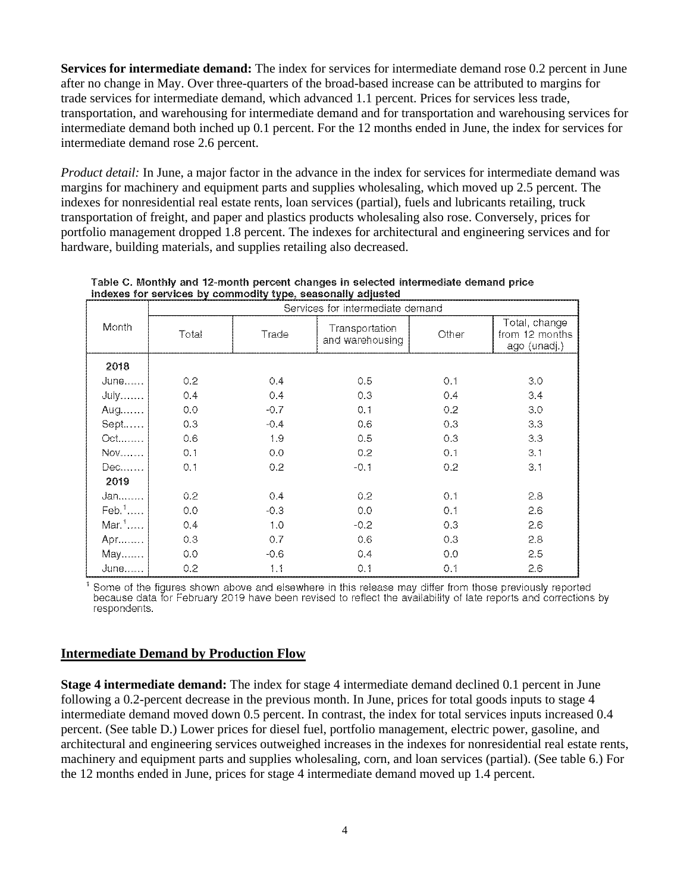**Services for intermediate demand:** The index for services for intermediate demand rose 0.2 percent in June after no change in May. Over three-quarters of the broad-based increase can be attributed to margins for trade services for intermediate demand, which advanced 1.1 percent. Prices for services less trade, transportation, and warehousing for intermediate demand and for transportation and warehousing services for intermediate demand both inched up 0.1 percent. For the 12 months ended in June, the index for services for intermediate demand rose 2.6 percent.

*Product detail:* In June, a major factor in the advance in the index for services for intermediate demand was margins for machinery and equipment parts and supplies wholesaling, which moved up 2.5 percent. The indexes for nonresidential real estate rents, loan services (partial), fuels and lubricants retailing, truck transportation of freight, and paper and plastics products wholesaling also rose. Conversely, prices for portfolio management dropped 1.8 percent. The indexes for architectural and engineering services and for hardware, building materials, and supplies retailing also decreased.

Table C. Monthly and 12-month percent changes in selected intermediate demand price indexes for services by commodity type, seasonally adjusted

| Month | Services for intermediate demand | | | | |
|---|---|---|---|---|---|
| | Total | Trade | Transportation and warehousing | Other | Total, change from 12 months ago (unadj.) |
| **2018** | | | | | |
| June...... | 0.2 | 0.4 | 0.5 | 0.1 | 3.0 |
| July....... | 0.4 | 0.4 | 0.3 | 0.4 | 3.4 |
| Aug....... | 0.0 | -0.7 | 0.1 | 0.2 | 3.0 |
| Sept...... | 0.3 | -0.4 | 0.6 | 0.3 | 3.3 |
| Oct........ | 0.6 | 1.9 | 0.5 | 0.3 | 3.3 |
| Nov....... | 0.1 | 0.0 | 0.2 | 0.1 | 3.1 |
| Dec....... | 0.1 | 0.2 | -0.1 | 0.2 | 3.1 |
| **2019** | | | | | |
| Jan........ | 0.2 | 0.4 | 0.2 | 0.1 | 2.8 |
| Feb.[1]..... | 0.0 | -0.3 | 0.0 | 0.1 | 2.6 |
| Mar.[1]..... | 0.4 | 1.0 | -0.2 | 0.3 | 2.6 |
| Apr........ | 0.3 | 0.7 | 0.6 | 0.3 | 2.8 |
| May....... | 0.0 | -0.6 | 0.4 | 0.0 | 2.5 |
| June...... | 0.2 | 1.1 | 0.1 | 0.1 | 2.6 |

[1] Some of the figures shown above and elsewhere in this release may differ from those previously reported because data for February 2019 have been revised to reflect the availability of late reports and corrections by respondents.

## Intermediate Demand by Production Flow

**Stage 4 intermediate demand:** The index for stage 4 intermediate demand declined 0.1 percent in June following a 0.2-percent decrease in the previous month. In June, prices for total goods inputs to stage 4 intermediate demand moved down 0.5 percent. In contrast, the index for total services inputs increased 0.4 percent. (See table D.) Lower prices for diesel fuel, portfolio management, electric power, gasoline, and architectural and engineering services outweighed increases in the indexes for nonresidential real estate rents, machinery and equipment parts and supplies wholesaling, corn, and loan services (partial). (See table 6.) For the 12 months ended in June, prices for stage 4 intermediate demand moved up 1.4 percent.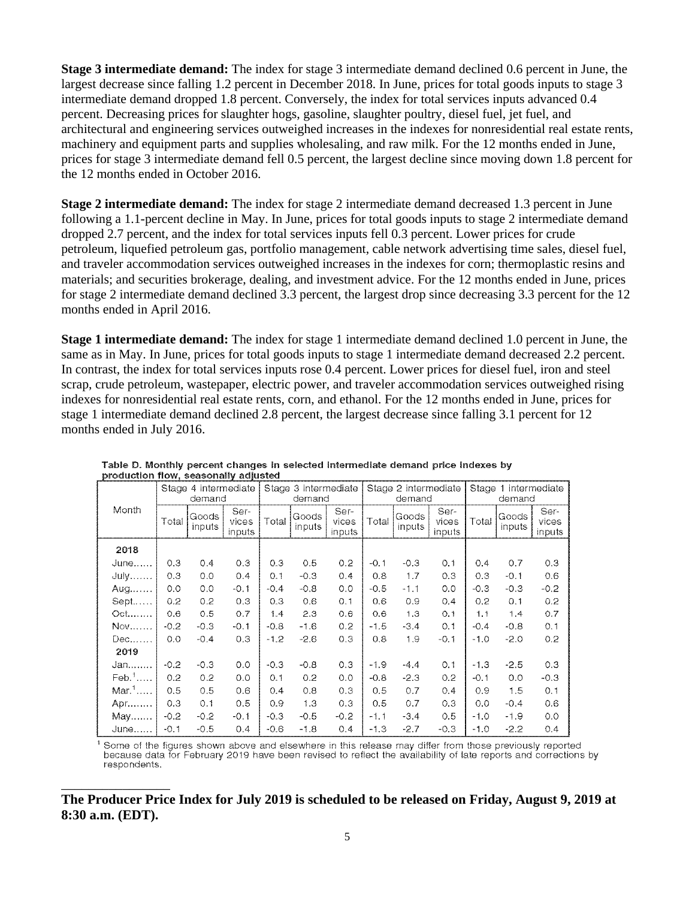**Stage 3 intermediate demand:** The index for stage 3 intermediate demand declined 0.6 percent in June, the largest decrease since falling 1.2 percent in December 2018. In June, prices for total goods inputs to stage 3 intermediate demand dropped 1.8 percent. Conversely, the index for total services inputs advanced 0.4 percent. Decreasing prices for slaughter hogs, gasoline, slaughter poultry, diesel fuel, jet fuel, and architectural and engineering services outweighed increases in the indexes for nonresidential real estate rents, machinery and equipment parts and supplies wholesaling, and raw milk. For the 12 months ended in June, prices for stage 3 intermediate demand fell 0.5 percent, the largest decline since moving down 1.8 percent for the 12 months ended in October 2016.

**Stage 2 intermediate demand:** The index for stage 2 intermediate demand decreased 1.3 percent in June following a 1.1-percent decline in May. In June, prices for total goods inputs to stage 2 intermediate demand dropped 2.7 percent, and the index for total services inputs fell 0.3 percent. Lower prices for crude petroleum, liquefied petroleum gas, portfolio management, cable network advertising time sales, diesel fuel, and traveler accommodation services outweighed increases in the indexes for corn; thermoplastic resins and materials; and securities brokerage, dealing, and investment advice. For the 12 months ended in June, prices for stage 2 intermediate demand declined 3.3 percent, the largest drop since decreasing 3.3 percent for the 12 months ended in April 2016.

**Stage 1 intermediate demand:** The index for stage 1 intermediate demand declined 1.0 percent in June, the same as in May. In June, prices for total goods inputs to stage 1 intermediate demand decreased 2.2 percent. In contrast, the index for total services inputs rose 0.4 percent. Lower prices for diesel fuel, iron and steel scrap, crude petroleum, wastepaper, electric power, and traveler accommodation services outweighed rising indexes for nonresidential real estate rents, corn, and ethanol. For the 12 months ended in June, prices for stage 1 intermediate demand declined 2.8 percent, the largest decrease since falling 3.1 percent for 12 months ended in July 2016.

**Table D. Monthly percent changes in selected intermediate demand price indexes by production flow, seasonally adjusted**

| Month | Stage 4 intermediate demand | | | Stage 3 intermediate demand | | | Stage 2 intermediate demand | | | Stage 1 intermediate demand | | |
|---|---|---|---|---|---|---|---|---|---|---|---|---|
| | Total | Goods inputs | Services inputs | Total | Goods inputs | Services inputs | Total | Goods inputs | Services inputs | Total | Goods inputs | Services inputs |
| **2018** | | | | | | | | | | | | |
| June | 0.3 | 0.4 | 0.3 | 0.3 | 0.5 | 0.2 | -0.1 | -0.3 | 0.1 | 0.4 | 0.7 | 0.3 |
| July | 0.3 | 0.0 | 0.4 | 0.1 | -0.3 | 0.4 | 0.8 | 1.7 | 0.3 | 0.3 | -0.1 | 0.6 |
| Aug. | 0.0 | 0.0 | -0.1 | -0.4 | -0.8 | 0.0 | -0.5 | -1.1 | 0.0 | -0.3 | -0.3 | -0.2 |
| Sept. | 0.2 | 0.2 | 0.3 | 0.3 | 0.6 | 0.1 | 0.6 | 0.9 | 0.4 | 0.2 | 0.1 | 0.2 |
| Oct. | 0.6 | 0.5 | 0.7 | 1.4 | 2.3 | 0.6 | 0.6 | 1.3 | 0.1 | 1.1 | 1.4 | 0.7 |
| Nov. | -0.2 | -0.3 | -0.1 | -0.8 | -1.6 | 0.2 | -1.5 | -3.4 | 0.1 | -0.4 | -0.8 | 0.1 |
| Dec. | 0.0 | -0.4 | 0.3 | -1.2 | -2.6 | 0.3 | 0.8 | 1.9 | -0.1 | -1.0 | -2.0 | 0.2 |
| **2019** | | | | | | | | | | | | |
| Jan. | -0.2 | -0.3 | 0.0 | -0.3 | -0.8 | 0.3 | -1.9 | -4.4 | 0.1 | -1.3 | -2.5 | 0.3 |
| Feb.[1] | 0.2 | 0.2 | 0.0 | 0.1 | 0.2 | 0.0 | -0.8 | -2.3 | 0.2 | -0.1 | 0.0 | -0.3 |
| Mar.[1] | 0.5 | 0.5 | 0.6 | 0.4 | 0.8 | 0.3 | 0.5 | 0.7 | 0.4 | 0.9 | 1.5 | 0.1 |
| Apr. | 0.3 | 0.1 | 0.5 | 0.9 | 1.3 | 0.3 | 0.5 | 0.7 | 0.3 | 0.0 | -0.4 | 0.6 |
| May | -0.2 | -0.2 | -0.1 | -0.3 | -0.5 | -0.2 | -1.1 | -3.4 | 0.5 | -1.0 | -1.9 | 0.0 |
| June | -0.1 | -0.5 | 0.4 | -0.6 | -1.8 | 0.4 | -1.3 | -2.7 | -0.3 | -1.0 | -2.2 | 0.4 |

[1] Some of the figures shown above and elsewhere in this release may differ from those previously reported because data for February 2019 have been revised to reflect the availability of late reports and corrections by respondents.

---

**The Producer Price Index for July 2019 is scheduled to be released on Friday, August 9, 2019 at 8:30 a.m. (EDT).**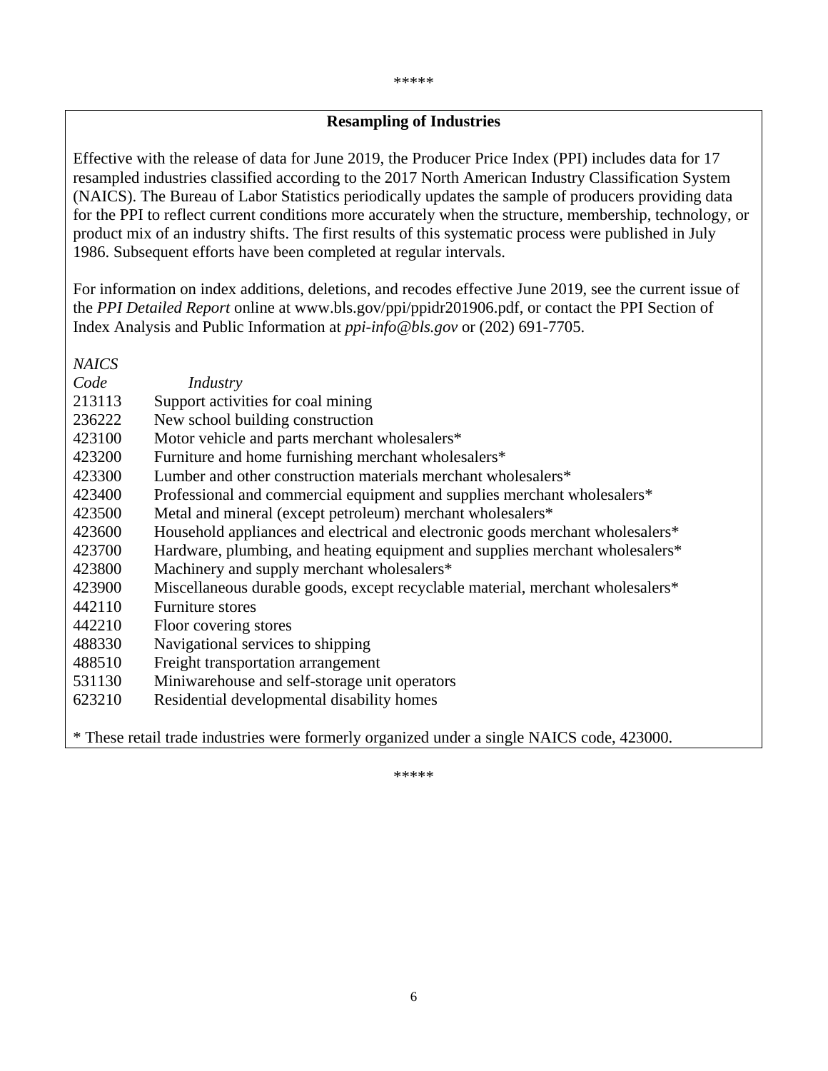\*\*\*\*\*

## Resampling of Industries

Effective with the release of data for June 2019, the Producer Price Index (PPI) includes data for 17 resampled industries classified according to the 2017 North American Industry Classification System (NAICS). The Bureau of Labor Statistics periodically updates the sample of producers providing data for the PPI to reflect current conditions more accurately when the structure, membership, technology, or product mix of an industry shifts. The first results of this systematic process were published in July 1986. Subsequent efforts have been completed at regular intervals.

For information on index additions, deletions, and recodes effective June 2019, see the current issue of the *PPI Detailed Report* online at www.bls.gov/ppi/ppidr201906.pdf, or contact the PPI Section of Index Analysis and Public Information at *ppi-info@bls.gov* or (202) 691-7705.

| *NAICS Code* | *Industry* |
|---|---|
| 213113 | Support activities for coal mining |
| 236222 | New school building construction |
| 423100 | Motor vehicle and parts merchant wholesalers* |
| 423200 | Furniture and home furnishing merchant wholesalers* |
| 423300 | Lumber and other construction materials merchant wholesalers* |
| 423400 | Professional and commercial equipment and supplies merchant wholesalers* |
| 423500 | Metal and mineral (except petroleum) merchant wholesalers* |
| 423600 | Household appliances and electrical and electronic goods merchant wholesalers* |
| 423700 | Hardware, plumbing, and heating equipment and supplies merchant wholesalers* |
| 423800 | Machinery and supply merchant wholesalers* |
| 423900 | Miscellaneous durable goods, except recyclable material, merchant wholesalers* |
| 442110 | Furniture stores |
| 442210 | Floor covering stores |
| 488330 | Navigational services to shipping |
| 488510 | Freight transportation arrangement |
| 531130 | Miniwarehouse and self-storage unit operators |
| 623210 | Residential developmental disability homes |

\* These retail trade industries were formerly organized under a single NAICS code, 423000.

\*\*\*\*\*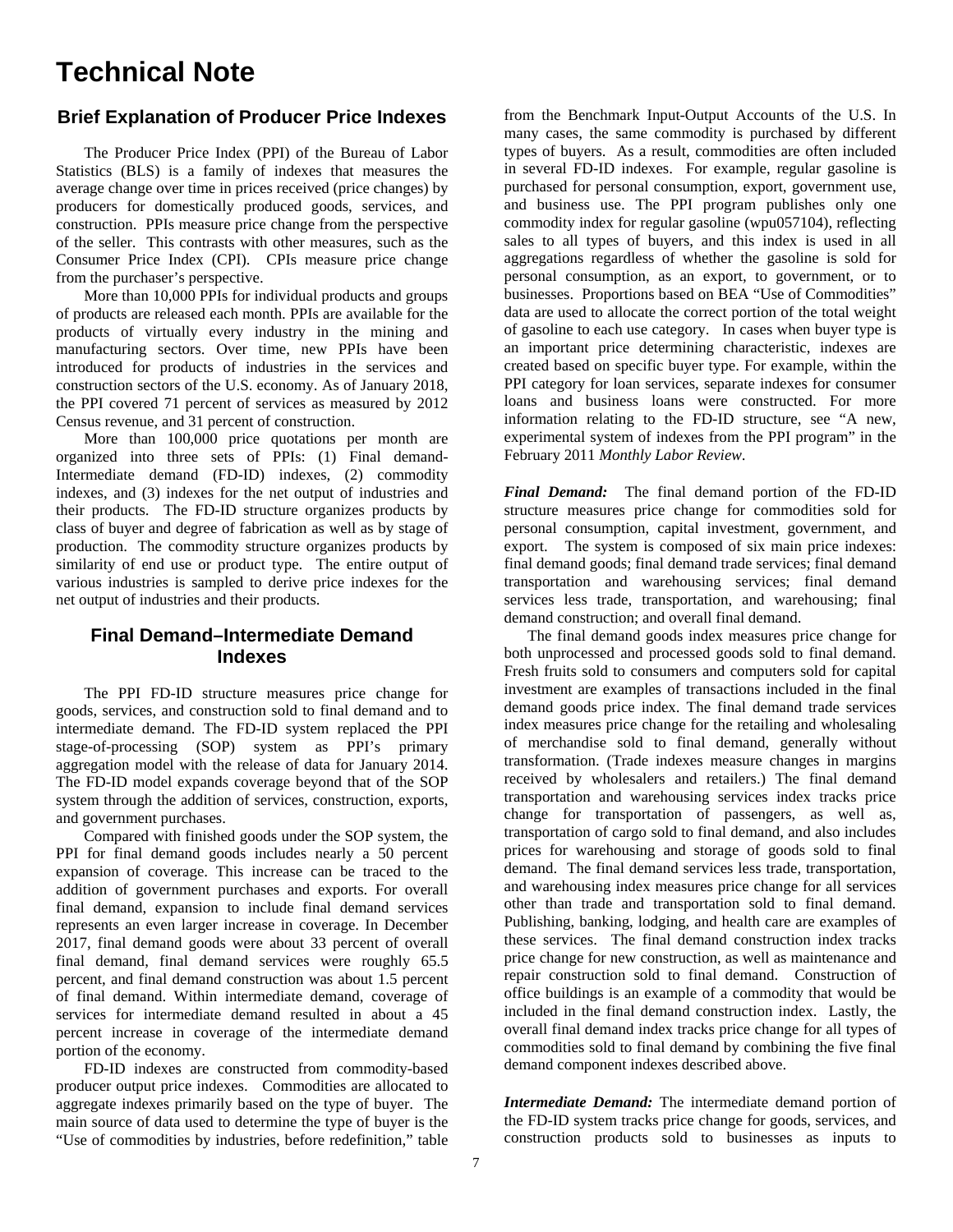# Technical Note

## Brief Explanation of Producer Price Indexes

The Producer Price Index (PPI) of the Bureau of Labor Statistics (BLS) is a family of indexes that measures the average change over time in prices received (price changes) by producers for domestically produced goods, services, and construction. PPIs measure price change from the perspective of the seller. This contrasts with other measures, such as the Consumer Price Index (CPI). CPIs measure price change from the purchaser's perspective.

More than 10,000 PPIs for individual products and groups of products are released each month. PPIs are available for the products of virtually every industry in the mining and manufacturing sectors. Over time, new PPIs have been introduced for products of industries in the services and construction sectors of the U.S. economy. As of January 2018, the PPI covered 71 percent of services as measured by 2012 Census revenue, and 31 percent of construction.

More than 100,000 price quotations per month are organized into three sets of PPIs: (1) Final demand-Intermediate demand (FD-ID) indexes, (2) commodity indexes, and (3) indexes for the net output of industries and their products. The FD-ID structure organizes products by class of buyer and degree of fabrication as well as by stage of production. The commodity structure organizes products by similarity of end use or product type. The entire output of various industries is sampled to derive price indexes for the net output of industries and their products.

## Final Demand–Intermediate Demand Indexes

The PPI FD-ID structure measures price change for goods, services, and construction sold to final demand and to intermediate demand. The FD-ID system replaced the PPI stage-of-processing (SOP) system as PPI's primary aggregation model with the release of data for January 2014. The FD-ID model expands coverage beyond that of the SOP system through the addition of services, construction, exports, and government purchases.

Compared with finished goods under the SOP system, the PPI for final demand goods includes nearly a 50 percent expansion of coverage. This increase can be traced to the addition of government purchases and exports. For overall final demand, expansion to include final demand services represents an even larger increase in coverage. In December 2017, final demand goods were about 33 percent of overall final demand, final demand services were roughly 65.5 percent, and final demand construction was about 1.5 percent of final demand. Within intermediate demand, coverage of services for intermediate demand resulted in about a 45 percent increase in coverage of the intermediate demand portion of the economy.

FD-ID indexes are constructed from commodity-based producer output price indexes. Commodities are allocated to aggregate indexes primarily based on the type of buyer. The main source of data used to determine the type of buyer is the "Use of commodities by industries, before redefinition," table from the Benchmark Input-Output Accounts of the U.S. In many cases, the same commodity is purchased by different types of buyers. As a result, commodities are often included in several FD-ID indexes. For example, regular gasoline is purchased for personal consumption, export, government use, and business use. The PPI program publishes only one commodity index for regular gasoline (wpu057104), reflecting sales to all types of buyers, and this index is used in all aggregations regardless of whether the gasoline is sold for personal consumption, as an export, to government, or to businesses. Proportions based on BEA "Use of Commodities" data are used to allocate the correct portion of the total weight of gasoline to each use category. In cases when buyer type is an important price determining characteristic, indexes are created based on specific buyer type. For example, within the PPI category for loan services, separate indexes for consumer loans and business loans were constructed. For more information relating to the FD-ID structure, see "A new, experimental system of indexes from the PPI program" in the February 2011 *Monthly Labor Review*.

***Final Demand:*** The final demand portion of the FD-ID structure measures price change for commodities sold for personal consumption, capital investment, government, and export. The system is composed of six main price indexes: final demand goods; final demand trade services; final demand transportation and warehousing services; final demand services less trade, transportation, and warehousing; final demand construction; and overall final demand.

The final demand goods index measures price change for both unprocessed and processed goods sold to final demand. Fresh fruits sold to consumers and computers sold for capital investment are examples of transactions included in the final demand goods price index. The final demand trade services index measures price change for the retailing and wholesaling of merchandise sold to final demand, generally without transformation. (Trade indexes measure changes in margins received by wholesalers and retailers.) The final demand transportation and warehousing services index tracks price change for transportation of passengers, as well as, transportation of cargo sold to final demand, and also includes prices for warehousing and storage of goods sold to final demand. The final demand services less trade, transportation, and warehousing index measures price change for all services other than trade and transportation sold to final demand. Publishing, banking, lodging, and health care are examples of these services. The final demand construction index tracks price change for new construction, as well as maintenance and repair construction sold to final demand. Construction of office buildings is an example of a commodity that would be included in the final demand construction index. Lastly, the overall final demand index tracks price change for all types of commodities sold to final demand by combining the five final demand component indexes described above.

***Intermediate Demand:*** The intermediate demand portion of the FD-ID system tracks price change for goods, services, and construction products sold to businesses as inputs to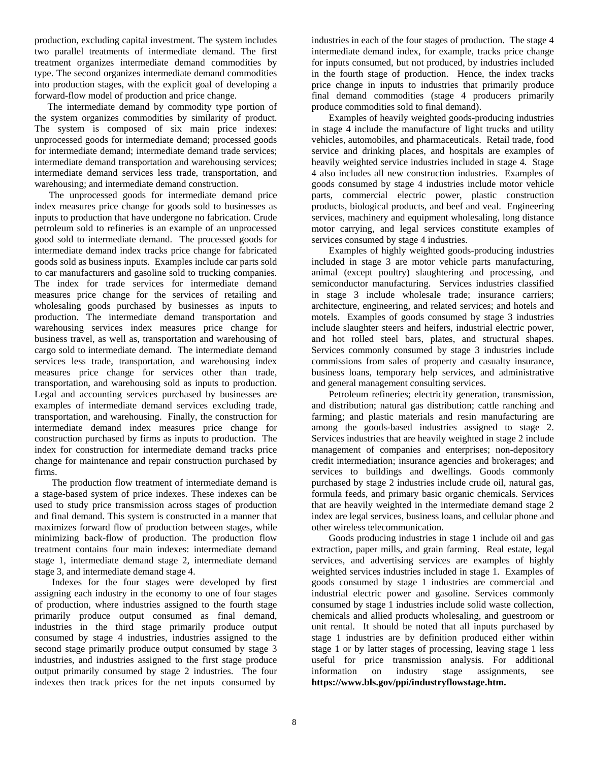production, excluding capital investment. The system includes two parallel treatments of intermediate demand. The first treatment organizes intermediate demand commodities by type. The second organizes intermediate demand commodities into production stages, with the explicit goal of developing a forward-flow model of production and price change.

The intermediate demand by commodity type portion of the system organizes commodities by similarity of product. The system is composed of six main price indexes: unprocessed goods for intermediate demand; processed goods for intermediate demand; intermediate demand trade services; intermediate demand transportation and warehousing services; intermediate demand services less trade, transportation, and warehousing; and intermediate demand construction.

The unprocessed goods for intermediate demand price index measures price change for goods sold to businesses as inputs to production that have undergone no fabrication. Crude petroleum sold to refineries is an example of an unprocessed good sold to intermediate demand. The processed goods for intermediate demand index tracks price change for fabricated goods sold as business inputs. Examples include car parts sold to car manufacturers and gasoline sold to trucking companies. The index for trade services for intermediate demand measures price change for the services of retailing and wholesaling goods purchased by businesses as inputs to production. The intermediate demand transportation and warehousing services index measures price change for business travel, as well as, transportation and warehousing of cargo sold to intermediate demand. The intermediate demand services less trade, transportation, and warehousing index measures price change for services other than trade, transportation, and warehousing sold as inputs to production. Legal and accounting services purchased by businesses are examples of intermediate demand services excluding trade, transportation, and warehousing. Finally, the construction for intermediate demand index measures price change for construction purchased by firms as inputs to production. The index for construction for intermediate demand tracks price change for maintenance and repair construction purchased by firms.

The production flow treatment of intermediate demand is a stage-based system of price indexes. These indexes can be used to study price transmission across stages of production and final demand. This system is constructed in a manner that maximizes forward flow of production between stages, while minimizing back-flow of production. The production flow treatment contains four main indexes: intermediate demand stage 1, intermediate demand stage 2, intermediate demand stage 3, and intermediate demand stage 4.

Indexes for the four stages were developed by first assigning each industry in the economy to one of four stages of production, where industries assigned to the fourth stage primarily produce output consumed as final demand, industries in the third stage primarily produce output consumed by stage 4 industries, industries assigned to the second stage primarily produce output consumed by stage 3 industries, and industries assigned to the first stage produce output primarily consumed by stage 2 industries. The four indexes then track prices for the net inputs consumed by industries in each of the four stages of production. The stage 4 intermediate demand index, for example, tracks price change for inputs consumed, but not produced, by industries included in the fourth stage of production. Hence, the index tracks price change in inputs to industries that primarily produce final demand commodities (stage 4 producers primarily produce commodities sold to final demand).

Examples of heavily weighted goods-producing industries in stage 4 include the manufacture of light trucks and utility vehicles, automobiles, and pharmaceuticals. Retail trade, food service and drinking places, and hospitals are examples of heavily weighted service industries included in stage 4. Stage 4 also includes all new construction industries. Examples of goods consumed by stage 4 industries include motor vehicle parts, commercial electric power, plastic construction products, biological products, and beef and veal. Engineering services, machinery and equipment wholesaling, long distance motor carrying, and legal services constitute examples of services consumed by stage 4 industries.

Examples of highly weighted goods-producing industries included in stage 3 are motor vehicle parts manufacturing, animal (except poultry) slaughtering and processing, and semiconductor manufacturing. Services industries classified in stage 3 include wholesale trade; insurance carriers; architecture, engineering, and related services; and hotels and motels. Examples of goods consumed by stage 3 industries include slaughter steers and heifers, industrial electric power, and hot rolled steel bars, plates, and structural shapes. Services commonly consumed by stage 3 industries include commissions from sales of property and casualty insurance, business loans, temporary help services, and administrative and general management consulting services.

Petroleum refineries; electricity generation, transmission, and distribution; natural gas distribution; cattle ranching and farming; and plastic materials and resin manufacturing are among the goods-based industries assigned to stage 2. Services industries that are heavily weighted in stage 2 include management of companies and enterprises; non-depository credit intermediation; insurance agencies and brokerages; and services to buildings and dwellings. Goods commonly purchased by stage 2 industries include crude oil, natural gas, formula feeds, and primary basic organic chemicals. Services that are heavily weighted in the intermediate demand stage 2 index are legal services, business loans, and cellular phone and other wireless telecommunication.

Goods producing industries in stage 1 include oil and gas extraction, paper mills, and grain farming. Real estate, legal services, and advertising services are examples of highly weighted services industries included in stage 1. Examples of goods consumed by stage 1 industries are commercial and industrial electric power and gasoline. Services commonly consumed by stage 1 industries include solid waste collection, chemicals and allied products wholesaling, and guestroom or unit rental. It should be noted that all inputs purchased by stage 1 industries are by definition produced either within stage 1 or by latter stages of processing, leaving stage 1 less useful for price transmission analysis. For additional information on industry stage assignments, see **https://www.bls.gov/ppi/industryflowstage.htm.**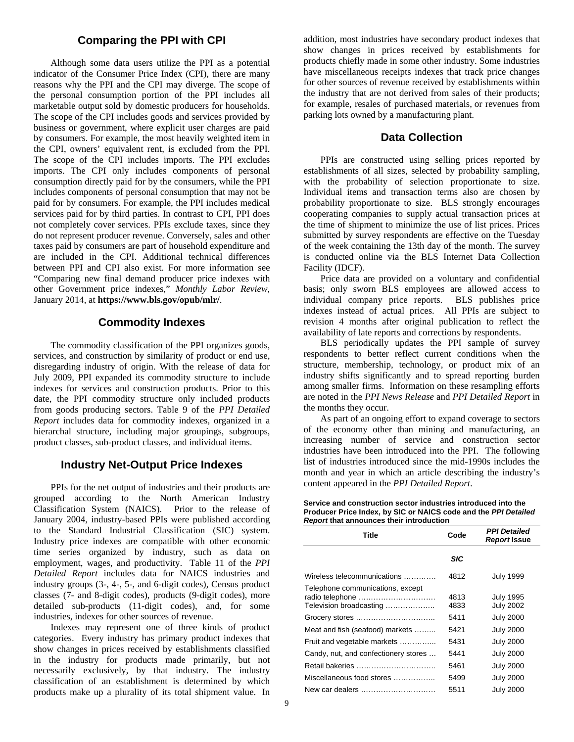## Comparing the PPI with CPI

Although some data users utilize the PPI as a potential indicator of the Consumer Price Index (CPI), there are many reasons why the PPI and the CPI may diverge. The scope of the personal consumption portion of the PPI includes all marketable output sold by domestic producers for households. The scope of the CPI includes goods and services provided by business or government, where explicit user charges are paid by consumers. For example, the most heavily weighted item in the CPI, owners' equivalent rent, is excluded from the PPI. The scope of the CPI includes imports. The PPI excludes imports. The CPI only includes components of personal consumption directly paid for by the consumers, while the PPI includes components of personal consumption that may not be paid for by consumers. For example, the PPI includes medical services paid for by third parties. In contrast to CPI, PPI does not completely cover services. PPIs exclude taxes, since they do not represent producer revenue. Conversely, sales and other taxes paid by consumers are part of household expenditure and are included in the CPI. Additional technical differences between PPI and CPI also exist. For more information see "Comparing new final demand producer price indexes with other Government price indexes," *Monthly Labor Review*, January 2014, at **https://www.bls.gov/opub/mlr/**.

## Commodity Indexes

The commodity classification of the PPI organizes goods, services, and construction by similarity of product or end use, disregarding industry of origin. With the release of data for July 2009, PPI expanded its commodity structure to include indexes for services and construction products. Prior to this date, the PPI commodity structure only included products from goods producing sectors. Table 9 of the *PPI Detailed Report* includes data for commodity indexes, organized in a hierarchal structure, including major groupings, subgroups, product classes, sub-product classes, and individual items.

## Industry Net-Output Price Indexes

PPIs for the net output of industries and their products are grouped according to the North American Industry Classification System (NAICS). Prior to the release of January 2004, industry-based PPIs were published according to the Standard Industrial Classification (SIC) system. Industry price indexes are compatible with other economic time series organized by industry, such as data on employment, wages, and productivity. Table 11 of the *PPI Detailed Report* includes data for NAICS industries and industry groups (3-, 4-, 5-, and 6-digit codes), Census product classes (7- and 8-digit codes), products (9-digit codes), more detailed sub-products (11-digit codes), and, for some industries, indexes for other sources of revenue.

Indexes may represent one of three kinds of product categories. Every industry has primary product indexes that show changes in prices received by establishments classified in the industry for products made primarily, but not necessarily exclusively, by that industry. The industry classification of an establishment is determined by which products make up a plurality of its total shipment value. In addition, most industries have secondary product indexes that show changes in prices received by establishments for products chiefly made in some other industry. Some industries have miscellaneous receipts indexes that track price changes for other sources of revenue received by establishments within the industry that are not derived from sales of their products; for example, resales of purchased materials, or revenues from parking lots owned by a manufacturing plant.

## Data Collection

PPIs are constructed using selling prices reported by establishments of all sizes, selected by probability sampling, with the probability of selection proportionate to size. Individual items and transaction terms also are chosen by probability proportionate to size. BLS strongly encourages cooperating companies to supply actual transaction prices at the time of shipment to minimize the use of list prices. Prices submitted by survey respondents are effective on the Tuesday of the week containing the 13th day of the month. The survey is conducted online via the BLS Internet Data Collection Facility (IDCF).

Price data are provided on a voluntary and confidential basis; only sworn BLS employees are allowed access to individual company price reports. BLS publishes price indexes instead of actual prices. All PPIs are subject to revision 4 months after original publication to reflect the availability of late reports and corrections by respondents.

BLS periodically updates the PPI sample of survey respondents to better reflect current conditions when the structure, membership, technology, or product mix of an industry shifts significantly and to spread reporting burden among smaller firms. Information on these resampling efforts are noted in the *PPI News Release* and *PPI Detailed Report* in the months they occur.

As part of an ongoing effort to expand coverage to sectors of the economy other than mining and manufacturing, an increasing number of service and construction sector industries have been introduced into the PPI. The following list of industries introduced since the mid-1990s includes the month and year in which an article describing the industry's content appeared in the *PPI Detailed Report*.

**Service and construction sector industries introduced into the Producer Price Index, by SIC or NAICS code and the *PPI Detailed Report* that announces their introduction**

| Title | Code | *PPI Detailed Report* Issue |
|---|---|---|
| | ***SIC*** | |
| Wireless telecommunications | 4812 | July 1999 |
| Telephone communications, except radio telephone | 4813 | July 1995 |
| Television broadcasting | 4833 | July 2002 |
| Grocery stores | 5411 | July 2000 |
| Meat and fish (seafood) markets | 5421 | July 2000 |
| Fruit and vegetable markets | 5431 | July 2000 |
| Candy, nut, and confectionery stores | 5441 | July 2000 |
| Retail bakeries | 5461 | July 2000 |
| Miscellaneous food stores | 5499 | July 2000 |
| New car dealers | 5511 | July 2000 |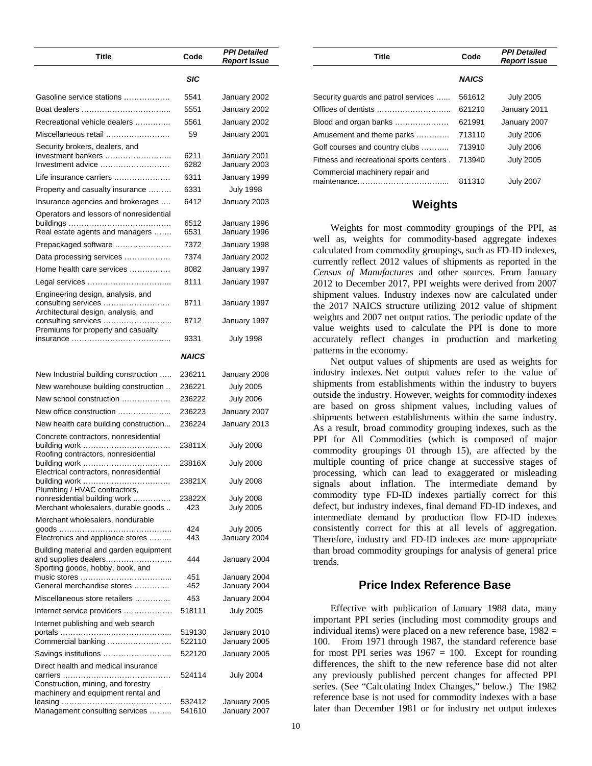| Title | Code | *PPI Detailed Report* Issue |
|---|---|---|
| | ***SIC*** | |
| Gasoline service stations ……………… | 5541 | January 2002 |
| Boat dealers …………………………….. | 5551 | January 2002 |
| Recreational vehicle dealers ………….. | 5561 | January 2002 |
| Miscellaneous retail …………………… | 59 | January 2001 |
| Security brokers, dealers, and investment bankers …………………….. | 6211 | January 2001 |
| Investment advice ……………………… | 6282 | January 2003 |
| Life insurance carriers ………………… | 6311 | January 1999 |
| Property and casualty insurance ……… | 6331 | July 1998 |
| Insurance agencies and brokerages …. | 6412 | January 2003 |
| Operators and lessors of nonresidential buildings …………………………………. | 6512 | January 1996 |
| Real estate agents and managers ……. | 6531 | January 1996 |
| Prepackaged software ………………… | 7372 | January 1998 |
| Data processing services ……………… | 7374 | January 2002 |
| Home health care services ……………. | 8082 | January 1997 |
| Legal services …………………………... | 8111 | January 1997 |
| Engineering design, analysis, and consulting services …………………….. | 8711 | January 1997 |
| Architectural design, analysis, and consulting services …………………….. | 8712 | January 1997 |
| Premiums for property and casualty insurance ………………………………... | 9331 | July 1998 |
| | ***NAICS*** | |
| New Industrial building construction ….. | 236211 | January 2008 |
| New warehouse building construction .. | 236221 | July 2005 |
| New school construction ……………… | 236222 | July 2006 |
| New office construction ………………... | 236223 | January 2007 |
| New health care building construction... | 236224 | January 2013 |
| Concrete contractors, nonresidential building work ……………………………. | 23811X | July 2008 |
| Roofing contractors, nonresidential building work ……………………………. | 23816X | July 2008 |
| Electrical contractors, nonresidential building work ……………………………. | 23821X | July 2008 |
| Plumbing / HVAC contractors, nonresidential building work …………… | 23822X | July 2008 |
| Merchant wholesalers, durable goods .. | 423 | July 2005 |
| Merchant wholesalers, nondurable goods ……………………………………... | 424 | July 2005 |
| Electronics and appliance stores …….. | 443 | January 2004 |
| Building material and garden equipment and supplies dealers…………………….. | 444 | January 2004 |
| Sporting goods, hobby, book, and music stores ……………………………... | 451 | January 2004 |
| General merchandise stores …………. | 452 | January 2004 |
| Miscellaneous store retailers …………. | 453 | January 2004 |
| Internet service providers ……………… | 518111 | July 2005 |
| Internet publishing and web search portals ……………..………………….. | 519130 | January 2010 |
| Commercial banking …………………… | 522110 | January 2005 |
| Savings institutions ……………………... | 522120 | January 2005 |
| Direct health and medical insurance carriers ……………………………………. | 524114 | July 2004 |
| Construction, mining, and forestry machinery and equipment rental and leasing ……………………………………. | 532412 | January 2005 |
| Management consulting services …….. | 541610 | January 2007 |
| Security guards and patrol services …... | 561612 | July 2005 |
| Offices of dentists ……………………….. | 621210 | January 2011 |
| Blood and organ banks ………………… | 621991 | January 2007 |
| Amusement and theme parks …………. | 713110 | July 2006 |
| Golf courses and country clubs ………. | 713910 | July 2006 |
| Fitness and recreational sports centers . | 713940 | July 2005 |
| Commercial machinery repair and maintenance……………………………... | 811310 | July 2007 |

## Weights

Weights for most commodity groupings of the PPI, as well as, weights for commodity-based aggregate indexes calculated from commodity groupings, such as FD-ID indexes, currently reflect 2012 values of shipments as reported in the *Census of Manufactures* and other sources. From January 2012 to December 2017, PPI weights were derived from 2007 shipment values. Industry indexes now are calculated under the 2017 NAICS structure utilizing 2012 value of shipment weights and 2007 net output ratios. The periodic update of the value weights used to calculate the PPI is done to more accurately reflect changes in production and marketing patterns in the economy.

Net output values of shipments are used as weights for industry indexes. Net output values refer to the value of shipments from establishments within the industry to buyers outside the industry. However, weights for commodity indexes are based on gross shipment values, including values of shipments between establishments within the same industry. As a result, broad commodity grouping indexes, such as the PPI for All Commodities (which is composed of major commodity groupings 01 through 15), are affected by the multiple counting of price change at successive stages of processing, which can lead to exaggerated or misleading signals about inflation. The intermediate demand by commodity type FD-ID indexes partially correct for this defect, but industry indexes, final demand FD-ID indexes, and intermediate demand by production flow FD-ID indexes consistently correct for this at all levels of aggregation. Therefore, industry and FD-ID indexes are more appropriate than broad commodity groupings for analysis of general price trends.

## Price Index Reference Base

Effective with publication of January 1988 data, many important PPI series (including most commodity groups and individual items) were placed on a new reference base, 1982 = 100. From 1971 through 1987, the standard reference base for most PPI series was 1967 = 100. Except for rounding differences, the shift to the new reference base did not alter any previously published percent changes for affected PPI series. (See "Calculating Index Changes," below.) The 1982 reference base is not used for commodity indexes with a base later than December 1981 or for industry net output indexes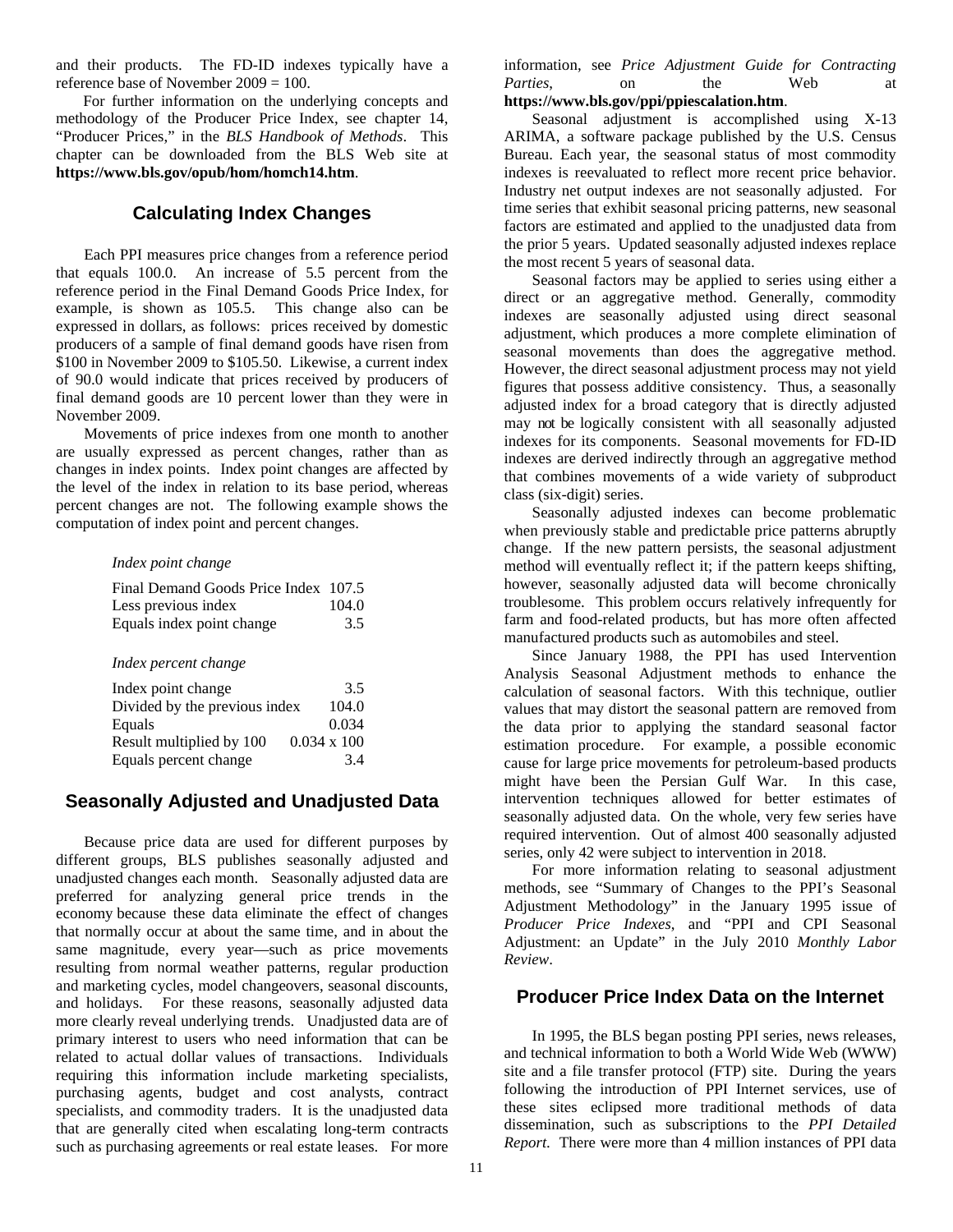and their products. The FD-ID indexes typically have a reference base of November 2009 = 100.

For further information on the underlying concepts and methodology of the Producer Price Index, see chapter 14, "Producer Prices," in the *BLS Handbook of Methods*. This chapter can be downloaded from the BLS Web site at **https://www.bls.gov/opub/hom/homch14.htm**.

## Calculating Index Changes

Each PPI measures price changes from a reference period that equals 100.0. An increase of 5.5 percent from the reference period in the Final Demand Goods Price Index, for example, is shown as 105.5. This change also can be expressed in dollars, as follows: prices received by domestic producers of a sample of final demand goods have risen from $100 in November 2009 to $105.50. Likewise, a current index of 90.0 would indicate that prices received by producers of final demand goods are 10 percent lower than they were in November 2009.

Movements of price indexes from one month to another are usually expressed as percent changes, rather than as changes in index points. Index point changes are affected by the level of the index in relation to its base period, whereas percent changes are not. The following example shows the computation of index point and percent changes.

*Index point change*

| | |
|---|---|
| Final Demand Goods Price Index | 107.5 |
| Less previous index | 104.0 |
| Equals index point change | 3.5 |

*Index percent change*

| | |
|---|---|
| Index point change | 3.5 |
| Divided by the previous index | 104.0 |
| Equals | 0.034 |
| Result multiplied by 100 | 0.034 x 100 |
| Equals percent change | 3.4 |

## Seasonally Adjusted and Unadjusted Data

Because price data are used for different purposes by different groups, BLS publishes seasonally adjusted and unadjusted changes each month. Seasonally adjusted data are preferred for analyzing general price trends in the economy because these data eliminate the effect of changes that normally occur at about the same time, and in about the same magnitude, every year—such as price movements resulting from normal weather patterns, regular production and marketing cycles, model changeovers, seasonal discounts, and holidays. For these reasons, seasonally adjusted data more clearly reveal underlying trends. Unadjusted data are of primary interest to users who need information that can be related to actual dollar values of transactions. Individuals requiring this information include marketing specialists, purchasing agents, budget and cost analysts, contract specialists, and commodity traders. It is the unadjusted data that are generally cited when escalating long-term contracts such as purchasing agreements or real estate leases. For more information, see *Price Adjustment Guide for Contracting Parties*, on the Web at **https://www.bls.gov/ppi/ppiescalation.htm**.

Seasonal adjustment is accomplished using X-13 ARIMA, a software package published by the U.S. Census Bureau. Each year, the seasonal status of most commodity indexes is reevaluated to reflect more recent price behavior. Industry net output indexes are not seasonally adjusted. For time series that exhibit seasonal pricing patterns, new seasonal factors are estimated and applied to the unadjusted data from the prior 5 years. Updated seasonally adjusted indexes replace the most recent 5 years of seasonal data.

Seasonal factors may be applied to series using either a direct or an aggregative method. Generally, commodity indexes are seasonally adjusted using direct seasonal adjustment, which produces a more complete elimination of seasonal movements than does the aggregative method. However, the direct seasonal adjustment process may not yield figures that possess additive consistency. Thus, a seasonally adjusted index for a broad category that is directly adjusted may not be logically consistent with all seasonally adjusted indexes for its components. Seasonal movements for FD-ID indexes are derived indirectly through an aggregative method that combines movements of a wide variety of subproduct class (six-digit) series.

Seasonally adjusted indexes can become problematic when previously stable and predictable price patterns abruptly change. If the new pattern persists, the seasonal adjustment method will eventually reflect it; if the pattern keeps shifting, however, seasonally adjusted data will become chronically troublesome. This problem occurs relatively infrequently for farm and food-related products, but has more often affected manufactured products such as automobiles and steel.

Since January 1988, the PPI has used Intervention Analysis Seasonal Adjustment methods to enhance the calculation of seasonal factors. With this technique, outlier values that may distort the seasonal pattern are removed from the data prior to applying the standard seasonal factor estimation procedure. For example, a possible economic cause for large price movements for petroleum-based products might have been the Persian Gulf War. In this case, intervention techniques allowed for better estimates of seasonally adjusted data. On the whole, very few series have required intervention. Out of almost 400 seasonally adjusted series, only 42 were subject to intervention in 2018.

For more information relating to seasonal adjustment methods, see "Summary of Changes to the PPI's Seasonal Adjustment Methodology" in the January 1995 issue of *Producer Price Indexes*, and "PPI and CPI Seasonal Adjustment: an Update" in the July 2010 *Monthly Labor Review*.

## Producer Price Index Data on the Internet

In 1995, the BLS began posting PPI series, news releases, and technical information to both a World Wide Web (WWW) site and a file transfer protocol (FTP) site. During the years following the introduction of PPI Internet services, use of these sites eclipsed more traditional methods of data dissemination, such as subscriptions to the *PPI Detailed Report*. There were more than 4 million instances of PPI data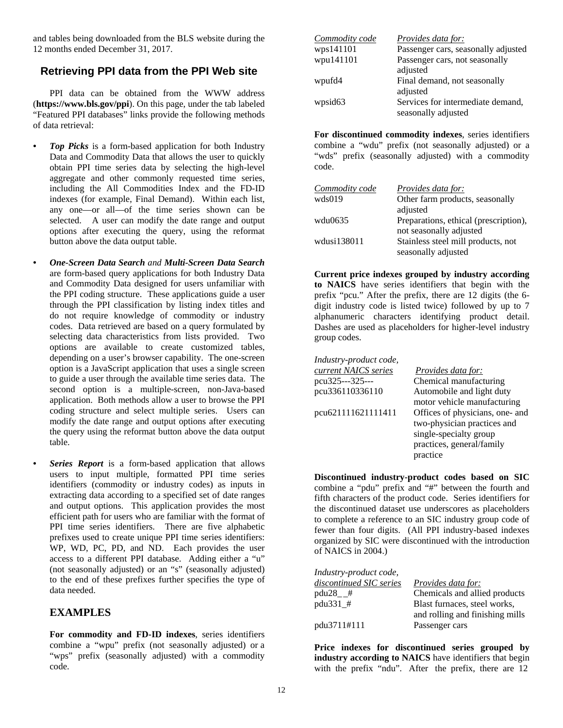and tables being downloaded from the BLS website during the 12 months ended December 31, 2017.

## Retrieving PPI data from the PPI Web site

PPI data can be obtained from the WWW address (**https://www.bls.gov/ppi**). On this page, under the tab labeled "Featured PPI databases" links provide the following methods of data retrieval:

- ***Top Picks*** is a form-based application for both Industry Data and Commodity Data that allows the user to quickly obtain PPI time series data by selecting the high-level aggregate and other commonly requested time series, including the All Commodities Index and the FD-ID indexes (for example, Final Demand). Within each list, any one—or all—of the time series shown can be selected. A user can modify the date range and output options after executing the query, using the reformat button above the data output table.

- ***One-Screen Data Search*** *and* ***Multi-Screen Data Search*** are form-based query applications for both Industry Data and Commodity Data designed for users unfamiliar with the PPI coding structure. These applications guide a user through the PPI classification by listing index titles and do not require knowledge of commodity or industry codes. Data retrieved are based on a query formulated by selecting data characteristics from lists provided. Two options are available to create customized tables, depending on a user's browser capability. The one-screen option is a JavaScript application that uses a single screen to guide a user through the available time series data. The second option is a multiple-screen, non-Java-based application. Both methods allow a user to browse the PPI coding structure and select multiple series. Users can modify the date range and output options after executing the query using the reformat button above the data output table.

- ***Series Report*** is a form-based application that allows users to input multiple, formatted PPI time series identifiers (commodity or industry codes) as inputs in extracting data according to a specified set of date ranges and output options. This application provides the most efficient path for users who are familiar with the format of PPI time series identifiers. There are five alphabetic prefixes used to create unique PPI time series identifiers: WP, WD, PC, PD, and ND. Each provides the user access to a different PPI database. Adding either a "u" (not seasonally adjusted) or an "s" (seasonally adjusted) to the end of these prefixes further specifies the type of data needed.

### EXAMPLES

**For commodity and FD-ID indexes**, series identifiers combine a "wpu" prefix (not seasonally adjusted) or a "wps" prefix (seasonally adjusted) with a commodity code.

| *Commodity code* | *Provides data for:* |
|---|---|
| wps141101 | Passenger cars, seasonally adjusted |
| wpu141101 | Passenger cars, not seasonally adjusted |
| wpufd4 | Final demand, not seasonally adjusted |
| wpsid63 | Services for intermediate demand, seasonally adjusted |

**For discontinued commodity indexes**, series identifiers combine a "wdu" prefix (not seasonally adjusted) or a "wds" prefix (seasonally adjusted) with a commodity code.

| *Commodity code* | *Provides data for:* |
|---|---|
| wds019 | Other farm products, seasonally adjusted |
| wdu0635 | Preparations, ethical (prescription), not seasonally adjusted |
| wdusi138011 | Stainless steel mill products, not seasonally adjusted |

**Current price indexes grouped by industry according to NAICS** have series identifiers that begin with the prefix "pcu." After the prefix, there are 12 digits (the 6-digit industry code is listed twice) followed by up to 7 alphanumeric characters identifying product detail. Dashes are used as placeholders for higher-level industry group codes.

| *Industry-product code, current NAICS series* | *Provides data for:* |
|---|---|
| pcu325---325--- | Chemical manufacturing |
| pcu336110336110 | Automobile and light duty motor vehicle manufacturing |
| pcu621111621111411 | Offices of physicians, one- and two-physician practices and single-specialty group practices, general/family practice |

**Discontinued industry-product codes based on SIC** combine a "pdu" prefix and "#" between the fourth and fifth characters of the product code. Series identifiers for the discontinued dataset use underscores as placeholders to complete a reference to an SIC industry group code of fewer than four digits. (All PPI industry-based indexes organized by SIC were discontinued with the introduction of NAICS in 2004.)

| *Industry-product code, discontinued SIC series* | *Provides data for:* |
|---|---|
| pdu28__# | Chemicals and allied products |
| pdu331_# | Blast furnaces, steel works, and rolling and finishing mills |
| pdu3711#111 | Passenger cars |

**Price indexes for discontinued series grouped by industry according to NAICS** have identifiers that begin with the prefix "ndu". After the prefix, there are 12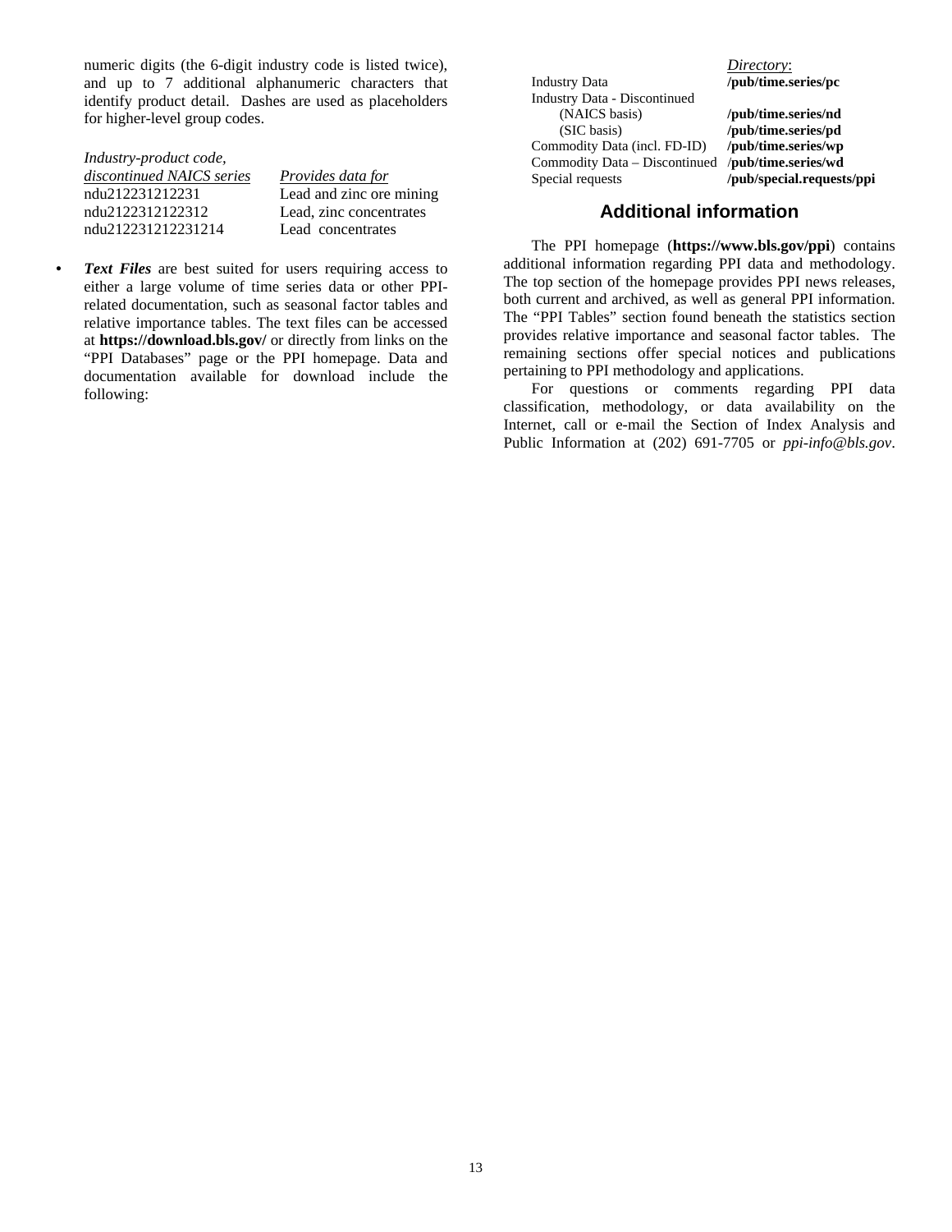numeric digits (the 6-digit industry code is listed twice), and up to 7 additional alphanumeric characters that identify product detail. Dashes are used as placeholders for higher-level group codes.

| *Industry-product code, discontinued NAICS series* | *Provides data for* |
|---|---|
| ndu212231212231 | Lead and zinc ore mining |
| ndu2122312122312 | Lead, zinc concentrates |
| ndu212231212231214 | Lead concentrates |

- ***Text Files*** are best suited for users requiring access to either a large volume of time series data or other PPI-related documentation, such as seasonal factor tables and relative importance tables. The text files can be accessed at **https://download.bls.gov/** or directly from links on the "PPI Databases" page or the PPI homepage. Data and documentation available for download include the following:

| | *Directory*: |
|---|---|
| Industry Data | **/pub/time.series/pc** |
| Industry Data - Discontinued | |
| (NAICS basis) | **/pub/time.series/nd** |
| (SIC basis) | **/pub/time.series/pd** |
| Commodity Data (incl. FD-ID) | **/pub/time.series/wp** |
| Commodity Data – Discontinued | /**pub/time.series/wd** |
| Special requests | **/pub/special.requests/ppi** |

## Additional information

The PPI homepage (**https://www.bls.gov/ppi**) contains additional information regarding PPI data and methodology. The top section of the homepage provides PPI news releases, both current and archived, as well as general PPI information. The "PPI Tables" section found beneath the statistics section provides relative importance and seasonal factor tables. The remaining sections offer special notices and publications pertaining to PPI methodology and applications.

For questions or comments regarding PPI data classification, methodology, or data availability on the Internet, call or e-mail the Section of Index Analysis and Public Information at (202) 691-7705 or *ppi-info@bls.gov*.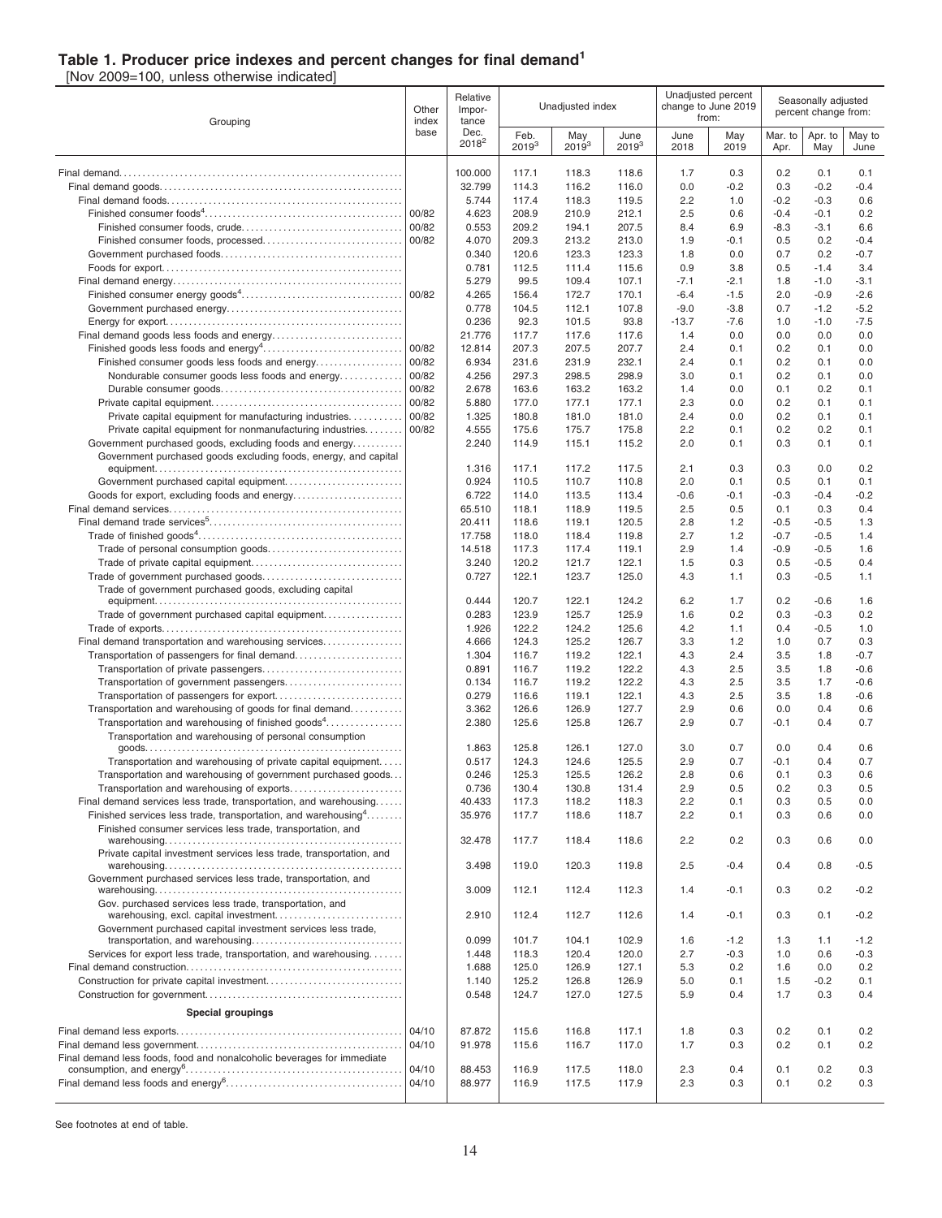### Table 1. Producer price indexes and percent changes for final demand[1]

[Nov 2009=100, unless otherwise indicated]

| Grouping | Other index base | Relative Importance Dec. 2018[2] | Unadjusted index | | | Unadjusted percent change to June 2019 from: | | Seasonally adjusted percent change from: | | |
|---|---|---|---|---|---|---|---|---|---|---|
| | | | Feb. 2019[3] | May 2019[3] | June 2019[3] | June 2018 | May 2019 | Mar. to Apr. | Apr. to May | May to June |
| Final demand | | 100.000 | 117.1 | 118.3 | 118.6 | 1.7 | 0.3 | 0.2 | 0.1 | 0.1 |
| Final demand goods | | 32.799 | 114.3 | 116.2 | 116.0 | 0.0 | -0.2 | 0.3 | -0.2 | -0.4 |
| Final demand foods | | 5.744 | 117.4 | 118.3 | 119.5 | 2.2 | 1.0 | -0.2 | -0.3 | 0.6 |
| Finished consumer foods[4] | 00/82 | 4.623 | 208.9 | 210.9 | 212.1 | 2.5 | 0.6 | -0.4 | -0.1 | 0.2 |
| Finished consumer foods, crude | 00/82 | 0.553 | 209.2 | 194.1 | 207.5 | 8.4 | 6.9 | -8.3 | -3.1 | 6.6 |
| Finished consumer foods, processed | 00/82 | 4.070 | 209.3 | 213.2 | 213.0 | 1.9 | -0.1 | 0.5 | 0.2 | -0.4 |
| Government purchased foods | | 0.340 | 120.6 | 123.3 | 123.3 | 1.8 | 0.0 | 0.7 | 0.2 | -0.7 |
| Foods for export | | 0.781 | 112.5 | 111.4 | 115.6 | 0.9 | 3.8 | 0.5 | -1.4 | 3.4 |
| Final demand energy | | 5.279 | 99.5 | 109.4 | 107.1 | -7.1 | -2.1 | 1.8 | -1.0 | -3.1 |
| Finished consumer energy goods[4] | 00/82 | 4.265 | 156.4 | 172.7 | 170.1 | -6.4 | -1.5 | 2.0 | -0.9 | -2.6 |
| Government purchased energy | | 0.778 | 104.5 | 112.1 | 107.8 | -9.0 | -3.8 | 0.7 | -1.2 | -5.2 |
| Energy for export | | 0.236 | 92.3 | 101.5 | 93.8 | -13.7 | -7.6 | 1.0 | -1.0 | -7.5 |
| Final demand goods less foods and energy | | 21.776 | 117.7 | 117.6 | 117.6 | 1.4 | 0.0 | 0.0 | 0.0 | 0.0 |
| Finished goods less foods and energy[4] | 00/82 | 12.814 | 207.3 | 207.5 | 207.7 | 2.4 | 0.1 | 0.2 | 0.1 | 0.0 |
| Finished consumer goods less foods and energy | 00/82 | 6.934 | 231.6 | 231.9 | 232.1 | 2.4 | 0.1 | 0.2 | 0.1 | 0.0 |
| Nondurable consumer goods less foods and energy | 00/82 | 4.256 | 297.3 | 298.5 | 298.9 | 3.0 | 0.1 | 0.2 | 0.1 | 0.0 |
| Durable consumer goods | 00/82 | 2.678 | 163.6 | 163.2 | 163.2 | 1.4 | 0.0 | 0.1 | 0.2 | 0.1 |
| Private capital equipment | 00/82 | 5.880 | 177.0 | 177.1 | 177.1 | 2.3 | 0.0 | 0.2 | 0.1 | 0.1 |
| Private capital equipment for manufacturing industries | 00/82 | 1.325 | 180.8 | 181.0 | 181.0 | 2.4 | 0.0 | 0.2 | 0.1 | 0.1 |
| Private capital equipment for nonmanufacturing industries | 00/82 | 4.555 | 175.6 | 175.7 | 175.8 | 2.2 | 0.1 | 0.2 | 0.2 | 0.1 |
| Government purchased goods, excluding foods and energy | | 2.240 | 114.9 | 115.1 | 115.2 | 2.0 | 0.1 | 0.3 | 0.1 | 0.1 |
| Government purchased goods excluding foods, energy, and capital equipment | | 1.316 | 117.1 | 117.2 | 117.5 | 2.1 | 0.3 | 0.3 | 0.0 | 0.2 |
| Government purchased capital equipment | | 0.924 | 110.5 | 110.7 | 110.8 | 2.0 | 0.1 | 0.5 | 0.1 | 0.1 |
| Goods for export, excluding foods and energy | | 6.722 | 114.0 | 113.5 | 113.4 | -0.6 | -0.1 | -0.3 | -0.4 | -0.2 |
| Final demand services | | 65.510 | 118.1 | 118.9 | 119.5 | 2.5 | 0.5 | 0.1 | 0.3 | 0.4 |
| Final demand trade services[5] | | 20.411 | 118.6 | 119.1 | 120.5 | 2.8 | 1.2 | -0.5 | -0.5 | 1.3 |
| Trade of finished goods[4] | | 17.758 | 118.0 | 118.4 | 119.8 | 2.7 | 1.2 | -0.7 | -0.5 | 1.4 |
| Trade of personal consumption goods | | 14.518 | 117.3 | 117.4 | 119.1 | 2.9 | 1.4 | -0.9 | -0.5 | 1.6 |
| Trade of private capital equipment | | 3.240 | 120.2 | 121.7 | 122.1 | 1.5 | 0.3 | 0.5 | -0.5 | 0.4 |
| Trade of government purchased goods | | 0.727 | 122.1 | 123.7 | 125.0 | 4.3 | 1.1 | 0.3 | -0.5 | 1.1 |
| Trade of government purchased goods, excluding capital equipment | | 0.444 | 120.7 | 122.1 | 124.2 | 6.2 | 1.7 | 0.2 | -0.6 | 1.6 |
| Trade of government purchased capital equipment | | 0.283 | 123.9 | 125.7 | 125.9 | 1.6 | 0.2 | 0.3 | -0.3 | 0.2 |
| Trade of exports | | 1.926 | 122.2 | 124.2 | 125.6 | 4.2 | 1.1 | 0.4 | -0.5 | 1.0 |
| Final demand transportation and warehousing services | | 4.666 | 124.3 | 125.2 | 126.7 | 3.3 | 1.2 | 1.0 | 0.7 | 0.3 |
| Transportation of passengers for final demand | | 1.304 | 116.7 | 119.2 | 122.1 | 4.3 | 2.4 | 3.5 | 1.8 | -0.7 |
| Transportation of private passengers | | 0.891 | 116.7 | 119.2 | 122.2 | 4.3 | 2.5 | 3.5 | 1.8 | -0.6 |
| Transportation of government passengers | | 0.134 | 116.7 | 119.2 | 122.2 | 4.3 | 2.5 | 3.5 | 1.7 | -0.6 |
| Transportation of passengers for export | | 0.279 | 116.6 | 119.1 | 122.1 | 4.3 | 2.5 | 3.5 | 1.8 | -0.6 |
| Transportation and warehousing of goods for final demand | | 3.362 | 126.6 | 126.9 | 127.7 | 2.9 | 0.6 | 0.0 | 0.4 | 0.6 |
| Transportation and warehousing of finished goods[4] | | 2.380 | 125.6 | 125.8 | 126.7 | 2.9 | 0.7 | -0.1 | 0.4 | 0.7 |
| Transportation and warehousing of personal consumption goods | | 1.863 | 125.8 | 126.1 | 127.0 | 3.0 | 0.7 | 0.0 | 0.4 | 0.6 |
| Transportation and warehousing of private capital equipment | | 0.517 | 124.3 | 124.6 | 125.5 | 2.9 | 0.7 | -0.1 | 0.4 | 0.7 |
| Transportation and warehousing of government purchased goods | | 0.246 | 125.3 | 125.5 | 126.2 | 2.8 | 0.6 | 0.1 | 0.3 | 0.6 |
| Transportation and warehousing of exports | | 0.736 | 130.4 | 130.8 | 131.4 | 2.9 | 0.5 | 0.2 | 0.3 | 0.5 |
| Final demand services less trade, transportation, and warehousing | | 40.433 | 117.3 | 118.2 | 118.3 | 2.2 | 0.1 | 0.3 | 0.5 | 0.0 |
| Finished services less trade, transportation, and warehousing[4] | | 35.976 | 117.7 | 118.6 | 118.7 | 2.2 | 0.1 | 0.3 | 0.6 | 0.0 |
| Finished consumer services less trade, transportation, and warehousing | | 32.478 | 117.7 | 118.4 | 118.6 | 2.2 | 0.2 | 0.3 | 0.6 | 0.0 |
| Private capital investment services less trade, transportation, and warehousing | | 3.498 | 119.0 | 120.3 | 119.8 | 2.5 | -0.4 | 0.4 | 0.8 | -0.5 |
| Government purchased services less trade, transportation, and warehousing | | 3.009 | 112.1 | 112.4 | 112.3 | 1.4 | -0.1 | 0.3 | 0.2 | -0.2 |
| Gov. purchased services less trade, transportation, and warehousing, excl. capital investment | | 2.910 | 112.4 | 112.7 | 112.6 | 1.4 | -0.1 | 0.3 | 0.1 | -0.2 |
| Government purchased capital investment services less trade, transportation, and warehousing | | 0.099 | 101.7 | 104.1 | 102.9 | 1.6 | -1.2 | 1.3 | 1.1 | -1.2 |
| Services for export less trade, transportation, and warehousing | | 1.448 | 118.3 | 120.4 | 120.0 | 2.7 | -0.3 | 1.0 | 0.6 | -0.3 |
| Final demand construction | | 1.688 | 125.0 | 126.9 | 127.1 | 5.3 | 0.2 | 1.6 | 0.0 | 0.2 |
| Construction for private capital investment | | 1.140 | 125.2 | 126.8 | 126.9 | 5.0 | 0.1 | 1.5 | -0.2 | 0.1 |
| Construction for government | | 0.548 | 124.7 | 127.0 | 127.5 | 5.9 | 0.4 | 1.7 | 0.3 | 0.4 |
| **Special groupings** | | | | | | | | | | |
| Final demand less exports | 04/10 | 87.872 | 115.6 | 116.8 | 117.1 | 1.8 | 0.3 | 0.2 | 0.1 | 0.2 |
| Final demand less government | 04/10 | 91.978 | 115.6 | 116.7 | 117.0 | 1.7 | 0.3 | 0.2 | 0.1 | 0.2 |
| Final demand less foods, food and nonalcoholic beverages for immediate consumption, and energy[6] | 04/10 | 88.453 | 116.9 | 117.5 | 118.0 | 2.3 | 0.4 | 0.1 | 0.2 | 0.3 |
| Final demand less foods and energy[6] | 04/10 | 88.977 | 116.9 | 117.5 | 117.9 | 2.3 | 0.3 | 0.1 | 0.2 | 0.3 |

See footnotes at end of table.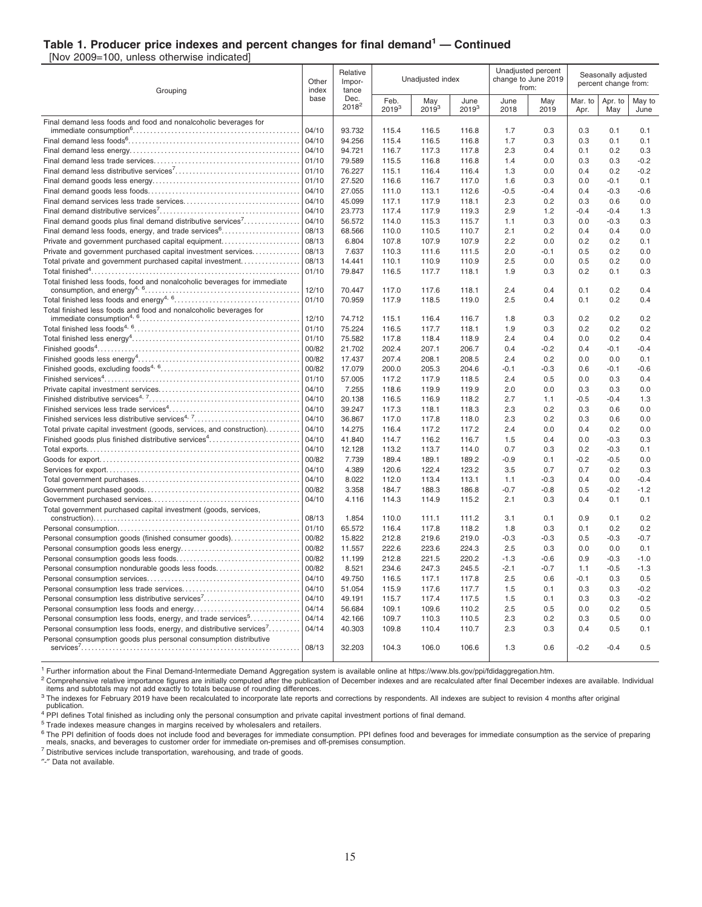## Table 1. Producer price indexes and percent changes for final demand[1] — Continued

[Nov 2009=100, unless otherwise indicated]

| Grouping | Other index base | Relative Importance Dec. 2018[2] | Unadjusted index | | | Unadjusted percent change to June 2019 from: | | Seasonally adjusted percent change from: | | |
|---|---|---|---|---|---|---|---|---|---|---|
| | | | Feb. 2019[3] | May 2019[3] | June 2019[3] | June 2018 | May 2019 | Mar. to Apr. | Apr. to May | May to June |
| Final demand less foods and food and nonalcoholic beverages for immediate consumption[6] | 04/10 | 93.732 | 115.4 | 116.5 | 116.8 | 1.7 | 0.3 | 0.3 | 0.1 | 0.1 |
| Final demand less foods[6] | 04/10 | 94.256 | 115.4 | 116.5 | 116.8 | 1.7 | 0.3 | 0.3 | 0.1 | 0.1 |
| Final demand less energy | 04/10 | 94.721 | 116.7 | 117.3 | 117.8 | 2.3 | 0.4 | 0.1 | 0.2 | 0.3 |
| Final demand less trade services | 01/10 | 79.589 | 115.5 | 116.8 | 116.8 | 1.4 | 0.0 | 0.3 | 0.3 | -0.2 |
| Final demand less distributive services[7] | 01/10 | 76.227 | 115.1 | 116.4 | 116.4 | 1.3 | 0.0 | 0.4 | 0.2 | -0.2 |
| Final demand goods less energy | 01/10 | 27.520 | 116.6 | 116.7 | 117.0 | 1.6 | 0.3 | 0.0 | -0.1 | 0.1 |
| Final demand goods less foods | 04/10 | 27.055 | 111.0 | 113.1 | 112.6 | -0.5 | -0.4 | 0.4 | -0.3 | -0.6 |
| Final demand services less trade services | 04/10 | 45.099 | 117.1 | 117.9 | 118.1 | 2.3 | 0.2 | 0.3 | 0.6 | 0.0 |
| Final demand distributive services[7] | 04/10 | 23.773 | 117.4 | 117.9 | 119.3 | 2.9 | 1.2 | -0.4 | -0.4 | 1.3 |
| Final demand goods plus final demand distributive services[7] | 04/10 | 56.572 | 114.0 | 115.3 | 115.7 | 1.1 | 0.3 | 0.0 | -0.3 | 0.3 |
| Final demand less foods, energy, and trade services[6] | 08/13 | 68.566 | 110.0 | 110.5 | 110.7 | 2.1 | 0.2 | 0.4 | 0.4 | 0.0 |
| Private and government purchased capital equipment | 08/13 | 6.804 | 107.8 | 107.9 | 107.9 | 2.2 | 0.0 | 0.2 | 0.2 | 0.1 |
| Private and government purchased capital investment services | 08/13 | 7.637 | 110.3 | 111.6 | 111.5 | 2.0 | -0.1 | 0.5 | 0.2 | 0.0 |
| Total private and government purchased capital investment | 08/13 | 14.441 | 110.1 | 110.9 | 110.9 | 2.5 | 0.0 | 0.5 | 0.2 | 0.0 |
| Total finished[4] | 01/10 | 79.847 | 116.5 | 117.7 | 118.1 | 1.9 | 0.3 | 0.2 | 0.1 | 0.3 |
| Total finished less foods, food and nonalcoholic beverages for immediate consumption, and energy[4, 6] | 12/10 | 70.447 | 117.0 | 117.6 | 118.1 | 2.4 | 0.4 | 0.1 | 0.2 | 0.4 |
| Total finished less foods and energy[4, 6] | 01/10 | 70.959 | 117.9 | 118.5 | 119.0 | 2.5 | 0.4 | 0.1 | 0.2 | 0.4 |
| Total finished less foods and food and nonalcoholic beverages for immediate consumption[4, 6] | 12/10 | 74.712 | 115.1 | 116.4 | 116.7 | 1.8 | 0.3 | 0.2 | 0.2 | 0.2 |
| Total finished less foods[4, 6] | 01/10 | 75.224 | 116.5 | 117.7 | 118.1 | 1.9 | 0.3 | 0.2 | 0.2 | 0.2 |
| Total finished less energy[4] | 01/10 | 75.582 | 117.8 | 118.4 | 118.9 | 2.4 | 0.4 | 0.0 | 0.2 | 0.4 |
| Finished goods[4] | 00/82 | 21.702 | 202.4 | 207.1 | 206.7 | 0.4 | -0.2 | 0.4 | -0.1 | -0.4 |
| Finished goods less energy[4] | 00/82 | 17.437 | 207.4 | 208.1 | 208.5 | 2.4 | 0.2 | 0.0 | 0.0 | 0.1 |
| Finished goods, excluding foods[4, 6] | 00/82 | 17.079 | 200.0 | 205.3 | 204.6 | -0.1 | -0.3 | 0.6 | -0.1 | -0.6 |
| Finished services[4] | 01/10 | 57.005 | 117.2 | 117.9 | 118.5 | 2.4 | 0.5 | 0.0 | 0.3 | 0.4 |
| Private capital investment services | 04/10 | 7.255 | 118.6 | 119.9 | 119.9 | 2.0 | 0.0 | 0.3 | 0.3 | 0.0 |
| Finished distributive services[4, 7] | 04/10 | 20.138 | 116.5 | 116.9 | 118.2 | 2.7 | 1.1 | -0.5 | -0.4 | 1.3 |
| Finished services less trade services[4] | 04/10 | 39.247 | 117.3 | 118.1 | 118.3 | 2.3 | 0.2 | 0.3 | 0.6 | 0.0 |
| Finished services less distributive services[4, 7] | 04/10 | 36.867 | 117.0 | 117.8 | 118.0 | 2.3 | 0.2 | 0.3 | 0.6 | 0.0 |
| Total private capital investment (goods, services, and construction) | 04/10 | 14.275 | 116.4 | 117.2 | 117.2 | 2.4 | 0.0 | 0.4 | 0.2 | 0.0 |
| Finished goods plus finished distributive services[4] | 04/10 | 41.840 | 114.7 | 116.2 | 116.7 | 1.5 | 0.4 | 0.0 | -0.3 | 0.3 |
| Total exports | 04/10 | 12.128 | 113.2 | 113.7 | 114.0 | 0.7 | 0.3 | 0.2 | -0.3 | 0.1 |
| Goods for export | 00/82 | 7.739 | 189.4 | 189.1 | 189.2 | -0.9 | 0.1 | -0.2 | -0.5 | 0.0 |
| Services for export | 04/10 | 4.389 | 120.6 | 122.4 | 123.2 | 3.5 | 0.7 | 0.7 | 0.2 | 0.3 |
| Total government purchases | 04/10 | 8.022 | 112.0 | 113.4 | 113.1 | 1.1 | -0.3 | 0.4 | 0.0 | -0.4 |
| Government purchased goods | 00/82 | 3.358 | 184.7 | 188.3 | 186.8 | -0.7 | -0.8 | 0.5 | -0.2 | -1.2 |
| Government purchased services | 04/10 | 4.116 | 114.3 | 114.9 | 115.2 | 2.1 | 0.3 | 0.4 | 0.1 | 0.1 |
| Total government purchased capital investment (goods, services, construction) | 08/13 | 1.854 | 110.0 | 111.1 | 111.2 | 3.1 | 0.1 | 0.9 | 0.1 | 0.2 |
| Personal consumption | 01/10 | 65.572 | 116.4 | 117.8 | 118.2 | 1.8 | 0.3 | 0.1 | 0.2 | 0.2 |
| Personal consumption goods (finished consumer goods) | 00/82 | 15.822 | 212.8 | 219.6 | 219.0 | -0.3 | -0.3 | 0.5 | -0.3 | -0.7 |
| Personal consumption goods less energy | 00/82 | 11.557 | 222.6 | 223.6 | 224.3 | 2.5 | 0.3 | 0.0 | 0.0 | 0.1 |
| Personal consumption goods less foods | 00/82 | 11.199 | 212.8 | 221.5 | 220.2 | -1.3 | -0.6 | 0.9 | -0.3 | -1.0 |
| Personal consumption nondurable goods less foods | 00/82 | 8.521 | 234.6 | 247.3 | 245.5 | -2.1 | -0.7 | 1.1 | -0.5 | -1.3 |
| Personal consumption services | 04/10 | 49.750 | 116.5 | 117.1 | 117.8 | 2.5 | 0.6 | -0.1 | 0.3 | 0.5 |
| Personal consumption less trade services | 04/10 | 51.054 | 115.9 | 117.6 | 117.7 | 1.5 | 0.1 | 0.3 | 0.3 | -0.2 |
| Personal consumption less distributive services[7] | 04/10 | 49.191 | 115.7 | 117.4 | 117.5 | 1.5 | 0.1 | 0.3 | 0.3 | -0.2 |
| Personal consumption less foods and energy | 04/14 | 56.684 | 109.1 | 109.6 | 110.2 | 2.5 | 0.5 | 0.0 | 0.2 | 0.5 |
| Personal consumption less foods, energy, and trade services[5] | 04/14 | 42.166 | 109.7 | 110.3 | 110.5 | 2.3 | 0.2 | 0.3 | 0.5 | 0.0 |
| Personal consumption less foods, energy, and distributive services[7] | 04/14 | 40.303 | 109.8 | 110.4 | 110.7 | 2.3 | 0.3 | 0.4 | 0.5 | 0.1 |
| Personal consumption goods plus personal consumption distributive services[7] | 08/13 | 32.203 | 104.3 | 106.0 | 106.6 | 1.3 | 0.6 | -0.2 | -0.4 | 0.5 |

[1] Further information about the Final Demand-Intermediate Demand Aggregation system is available online at https://www.bls.gov/ppi/fdidaggregation.htm.

[2] Comprehensive relative importance figures are initially computed after the publication of December indexes and are recalculated after final December indexes are available. Individual items and subtotals may not add exactly to totals because of rounding differences.

[3] The indexes for February 2019 have been recalculated to incorporate late reports and corrections by respondents. All indexes are subject to revision 4 months after original publication.

[4] PPI defines Total finished as including only the personal consumption and private capital investment portions of final demand.

[5] Trade indexes measure changes in margins received by wholesalers and retailers.

[6] The PPI definition of foods does not include food and beverages for immediate consumption. PPI defines food and beverages for immediate consumption as the service of preparing meals, snacks, and beverages to customer order for immediate on-premises and off-premises consumption.

[7] Distributive services include transportation, warehousing, and trade of goods.

"-" Data not available.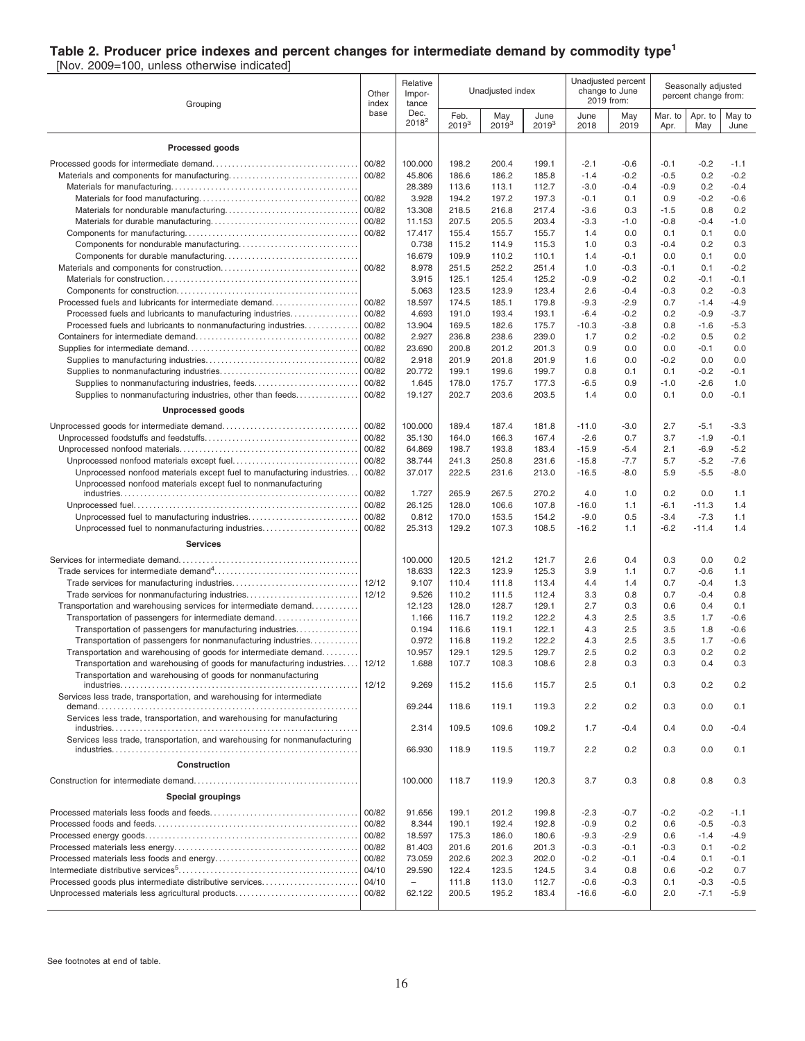## Table 2. Producer price indexes and percent changes for intermediate demand by commodity type[1]

[Nov. 2009=100, unless otherwise indicated]

| Grouping | Other index base | Relative importance Dec. 2018[2] | Unadjusted index Feb. 2019[3] | Unadjusted index May 2019[3] | Unadjusted index June 2019[3] | Unadjusted percent change to June 2019 from: June 2018 | Unadjusted percent change to June 2019 from: May 2019 | Seasonally adjusted percent change from: Mar. to Apr. | Seasonally adjusted percent change from: Apr. to May | Seasonally adjusted percent change from: May to June |
|---|---|---|---|---|---|---|---|---|---|---|
| **Processed goods** | | | | | | | | | | |
| Processed goods for intermediate demand | 00/82 | 100.000 | 198.2 | 200.4 | 199.1 | -2.1 | -0.6 | -0.1 | -0.2 | -1.1 |
| Materials and components for manufacturing | 00/82 | 45.806 | 186.6 | 186.2 | 185.8 | -1.4 | -0.2 | -0.5 | 0.2 | -0.2 |
| Materials for manufacturing | | 28.389 | 113.6 | 113.1 | 112.7 | -3.0 | -0.4 | -0.9 | 0.2 | -0.4 |
| Materials for food manufacturing | 00/82 | 3.928 | 194.2 | 197.2 | 197.3 | -0.1 | 0.1 | 0.9 | -0.2 | -0.6 |
| Materials for nondurable manufacturing | 00/82 | 13.308 | 218.5 | 216.8 | 217.4 | -3.6 | 0.3 | -1.5 | 0.8 | 0.2 |
| Materials for durable manufacturing | 00/82 | 11.153 | 207.5 | 205.5 | 203.4 | -3.3 | -1.0 | -0.8 | -0.4 | -1.0 |
| Components for manufacturing | 00/82 | 17.417 | 155.4 | 155.7 | 155.7 | 1.4 | 0.0 | 0.1 | 0.1 | 0.0 |
| Components for nondurable manufacturing | | 0.738 | 115.2 | 114.9 | 115.3 | 1.0 | 0.3 | -0.4 | 0.2 | 0.3 |
| Components for durable manufacturing | | 16.679 | 109.9 | 110.2 | 110.1 | 1.4 | -0.1 | 0.0 | 0.1 | 0.0 |
| Materials and components for construction | 00/82 | 8.978 | 251.5 | 252.2 | 251.4 | 1.0 | -0.3 | -0.1 | 0.1 | -0.2 |
| Materials for construction | | 3.915 | 125.1 | 125.4 | 125.2 | -0.9 | -0.2 | 0.2 | -0.1 | -0.1 |
| Components for construction | | 5.063 | 123.5 | 123.9 | 123.4 | 2.6 | -0.4 | -0.3 | 0.2 | -0.3 |
| Processed fuels and lubricants for intermediate demand | 00/82 | 18.597 | 174.5 | 185.1 | 179.8 | -9.3 | -2.9 | 0.7 | -1.4 | -4.9 |
| Processed fuels and lubricants to manufacturing industries | 00/82 | 4.693 | 191.0 | 193.4 | 193.1 | -6.4 | -0.2 | 0.2 | -0.9 | -3.7 |
| Processed fuels and lubricants to nonmanufacturing industries | 00/82 | 13.904 | 169.5 | 182.6 | 175.7 | -10.3 | -3.8 | 0.8 | -1.6 | -5.3 |
| Containers for intermediate demand | 00/82 | 2.927 | 236.8 | 238.6 | 239.0 | 1.7 | 0.2 | -0.2 | 0.5 | 0.2 |
| Supplies for intermediate demand | 00/82 | 23.690 | 200.8 | 201.2 | 201.3 | 0.9 | 0.0 | 0.0 | -0.1 | 0.0 |
| Supplies to manufacturing industries | 00/82 | 2.918 | 201.9 | 201.8 | 201.9 | 1.6 | 0.0 | -0.2 | 0.0 | 0.0 |
| Supplies to nonmanufacturing industries | 00/82 | 20.772 | 199.1 | 199.6 | 199.7 | 0.8 | 0.1 | 0.1 | -0.2 | -0.1 |
| Supplies to nonmanufacturing industries, feeds | 00/82 | 1.645 | 178.0 | 175.7 | 177.3 | -6.5 | 0.9 | -1.0 | -2.6 | 1.0 |
| Supplies to nonmanufacturing industries, other than feeds | 00/82 | 19.127 | 202.7 | 203.6 | 203.5 | 1.4 | 0.0 | 0.1 | 0.0 | -0.1 |
| **Unprocessed goods** | | | | | | | | | | |
| Unprocessed goods for intermediate demand | 00/82 | 100.000 | 189.4 | 187.4 | 181.8 | -11.0 | -3.0 | 2.7 | -5.1 | -3.3 |
| Unprocessed foodstuffs and feedstuffs | 00/82 | 35.130 | 164.0 | 166.3 | 167.4 | -2.6 | 0.7 | 3.7 | -1.9 | -0.1 |
| Unprocessed nonfood materials | 00/82 | 64.869 | 198.7 | 193.8 | 183.4 | -15.9 | -5.4 | 2.1 | -6.9 | -5.2 |
| Unprocessed nonfood materials except fuel | 00/82 | 38.744 | 241.3 | 250.8 | 231.6 | -15.8 | -7.7 | 5.7 | -5.2 | -7.6 |
| Unprocessed nonfood materials except fuel to manufacturing industries | 00/82 | 37.017 | 222.5 | 231.6 | 213.0 | -16.5 | -8.0 | 5.9 | -5.5 | -8.0 |
| Unprocessed nonfood materials except fuel to nonmanufacturing industries | 00/82 | 1.727 | 265.9 | 267.5 | 270.2 | 4.0 | 1.0 | 0.2 | 0.0 | 1.1 |
| Unprocessed fuel | 00/82 | 26.125 | 128.0 | 106.6 | 107.8 | -16.0 | 1.1 | -6.1 | -11.3 | 1.4 |
| Unprocessed fuel to manufacturing industries | 00/82 | 0.812 | 170.0 | 153.5 | 154.2 | -9.0 | 0.5 | -3.4 | -7.3 | 1.1 |
| Unprocessed fuel to nonmanufacturing industries | 00/82 | 25.313 | 129.2 | 107.3 | 108.5 | -16.2 | 1.1 | -6.2 | -11.4 | 1.4 |
| **Services** | | | | | | | | | | |
| Services for intermediate demand | | 100.000 | 120.5 | 121.2 | 121.7 | 2.6 | 0.4 | 0.3 | 0.0 | 0.2 |
| Trade services for intermediate demand[4] | | 18.633 | 122.3 | 123.9 | 125.3 | 3.9 | 1.1 | 0.7 | -0.6 | 1.1 |
| Trade services for manufacturing industries | 12/12 | 9.107 | 110.4 | 111.8 | 113.4 | 4.4 | 1.4 | 0.7 | -0.4 | 1.3 |
| Trade services for nonmanufacturing industries | 12/12 | 9.526 | 110.2 | 111.5 | 112.4 | 3.3 | 0.8 | 0.7 | -0.4 | 0.8 |
| Transportation and warehousing services for intermediate demand | | 12.123 | 128.0 | 128.7 | 129.1 | 2.7 | 0.3 | 0.6 | 0.4 | 0.1 |
| Transportation of passengers for intermediate demand | | 1.166 | 116.7 | 119.2 | 122.2 | 4.3 | 2.5 | 3.5 | 1.7 | -0.6 |
| Transportation of passengers for manufacturing industries | | 0.194 | 116.6 | 119.1 | 122.1 | 4.3 | 2.5 | 3.5 | 1.8 | -0.6 |
| Transportation of passengers for nonmanufacturing industries | | 0.972 | 116.8 | 119.2 | 122.2 | 4.3 | 2.5 | 3.5 | 1.7 | -0.6 |
| Transportation and warehousing of goods for intermediate demand | | 10.957 | 129.1 | 129.5 | 129.7 | 2.5 | 0.2 | 0.3 | 0.2 | 0.2 |
| Transportation and warehousing of goods for manufacturing industries | 12/12 | 1.688 | 107.7 | 108.3 | 108.6 | 2.8 | 0.3 | 0.3 | 0.4 | 0.3 |
| Transportation and warehousing of goods for nonmanufacturing industries | 12/12 | 9.269 | 115.2 | 115.6 | 115.7 | 2.5 | 0.1 | 0.3 | 0.2 | 0.2 |
| Services less trade, transportation, and warehousing for intermediate demand | | 69.244 | 118.6 | 119.1 | 119.3 | 2.2 | 0.2 | 0.3 | 0.0 | 0.1 |
| Services less trade, transportation, and warehousing for manufacturing industries | | 2.314 | 109.5 | 109.6 | 109.2 | 1.7 | -0.4 | 0.4 | 0.0 | -0.4 |
| Services less trade, transportation, and warehousing for nonmanufacturing industries | | 66.930 | 118.9 | 119.5 | 119.7 | 2.2 | 0.2 | 0.3 | 0.0 | 0.1 |
| **Construction** | | | | | | | | | | |
| Construction for intermediate demand | | 100.000 | 118.7 | 119.9 | 120.3 | 3.7 | 0.3 | 0.8 | 0.8 | 0.3 |
| **Special groupings** | | | | | | | | | | |
| Processed materials less foods and feeds | 00/82 | 91.656 | 199.1 | 201.2 | 199.8 | -2.3 | -0.7 | -0.2 | -0.2 | -1.1 |
| Processed foods and feeds | 00/82 | 8.344 | 190.1 | 192.4 | 192.8 | -0.9 | 0.2 | 0.6 | -0.5 | -0.3 |
| Processed energy goods | 00/82 | 18.597 | 175.3 | 186.0 | 180.6 | -9.3 | -2.9 | 0.6 | -1.4 | -4.9 |
| Processed materials less energy | 00/82 | 81.403 | 201.6 | 201.6 | 201.3 | -0.3 | -0.1 | -0.3 | 0.1 | -0.2 |
| Processed materials less foods and energy | 00/82 | 73.059 | 202.6 | 202.3 | 202.0 | -0.2 | -0.1 | -0.4 | 0.1 | -0.1 |
| Intermediate distributive services[5] | 04/10 | 29.590 | 122.4 | 123.5 | 124.5 | 3.4 | 0.8 | 0.6 | -0.2 | 0.7 |
| Processed goods plus intermediate distributive services | 04/10 | – | 111.8 | 113.0 | 112.7 | -0.6 | -0.3 | 0.1 | -0.3 | -0.5 |
| Unprocessed materials less agricultural products | 00/82 | 62.122 | 200.5 | 195.2 | 183.4 | -16.6 | -6.0 | 2.0 | -7.1 | -5.9 |

See footnotes at end of table.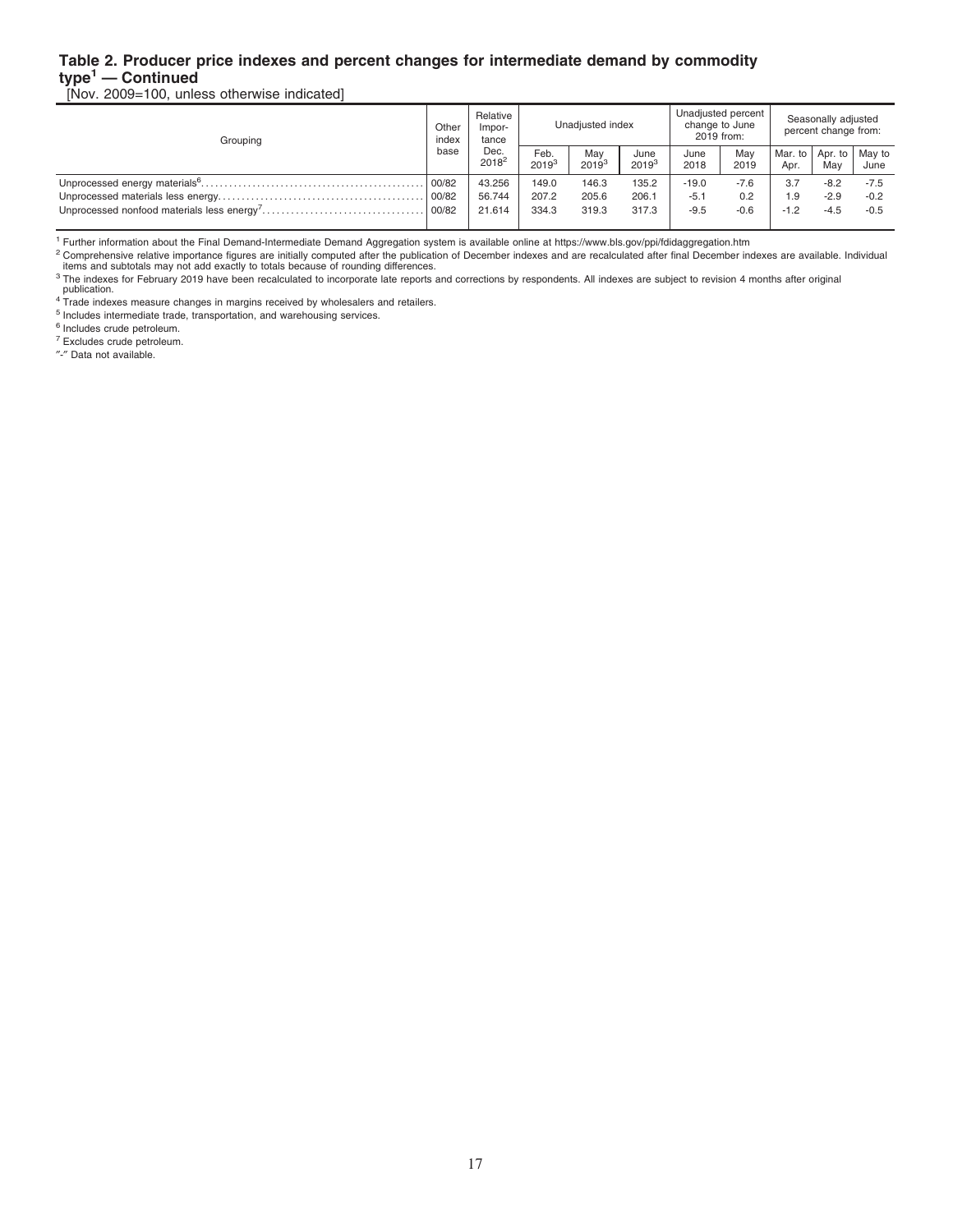# Table 2. Producer price indexes and percent changes for intermediate demand by commodity type[1] — Continued

[Nov. 2009=100, unless otherwise indicated]

| Grouping | Other index base | Relative Importance Dec. 2018[2] | Unadjusted index | | | Unadjusted percent change to June 2019 from: | | Seasonally adjusted percent change from: | | |
|---|---|---|---|---|---|---|---|---|---|---|
| | | | Feb. 2019[3] | May 2019[3] | June 2019[3] | June 2018 | May 2019 | Mar. to Apr. | Apr. to May | May to June |
| Unprocessed energy materials[6] | 00/82 | 43.256 | 149.0 | 146.3 | 135.2 | -19.0 | -7.6 | 3.7 | -8.2 | -7.5 |
| Unprocessed materials less energy | 00/82 | 56.744 | 207.2 | 205.6 | 206.1 | -5.1 | 0.2 | 1.9 | -2.9 | -0.2 |
| Unprocessed nonfood materials less energy[7] | 00/82 | 21.614 | 334.3 | 319.3 | 317.3 | -9.5 | -0.6 | -1.2 | -4.5 | -0.5 |

[1] Further information about the Final Demand-Intermediate Demand Aggregation system is available online at https://www.bls.gov/ppi/fdidaggregation.htm

[2] Comprehensive relative importance figures are initially computed after the publication of December indexes and are recalculated after final December indexes are available. Individual items and subtotals may not add exactly to totals because of rounding differences.

[3] The indexes for February 2019 have been recalculated to incorporate late reports and corrections by respondents. All indexes are subject to revision 4 months after original publication.

[4] Trade indexes measure changes in margins received by wholesalers and retailers.

[5] Includes intermediate trade, transportation, and warehousing services.

[6] Includes crude petroleum.

[7] Excludes crude petroleum.

"-" Data not available.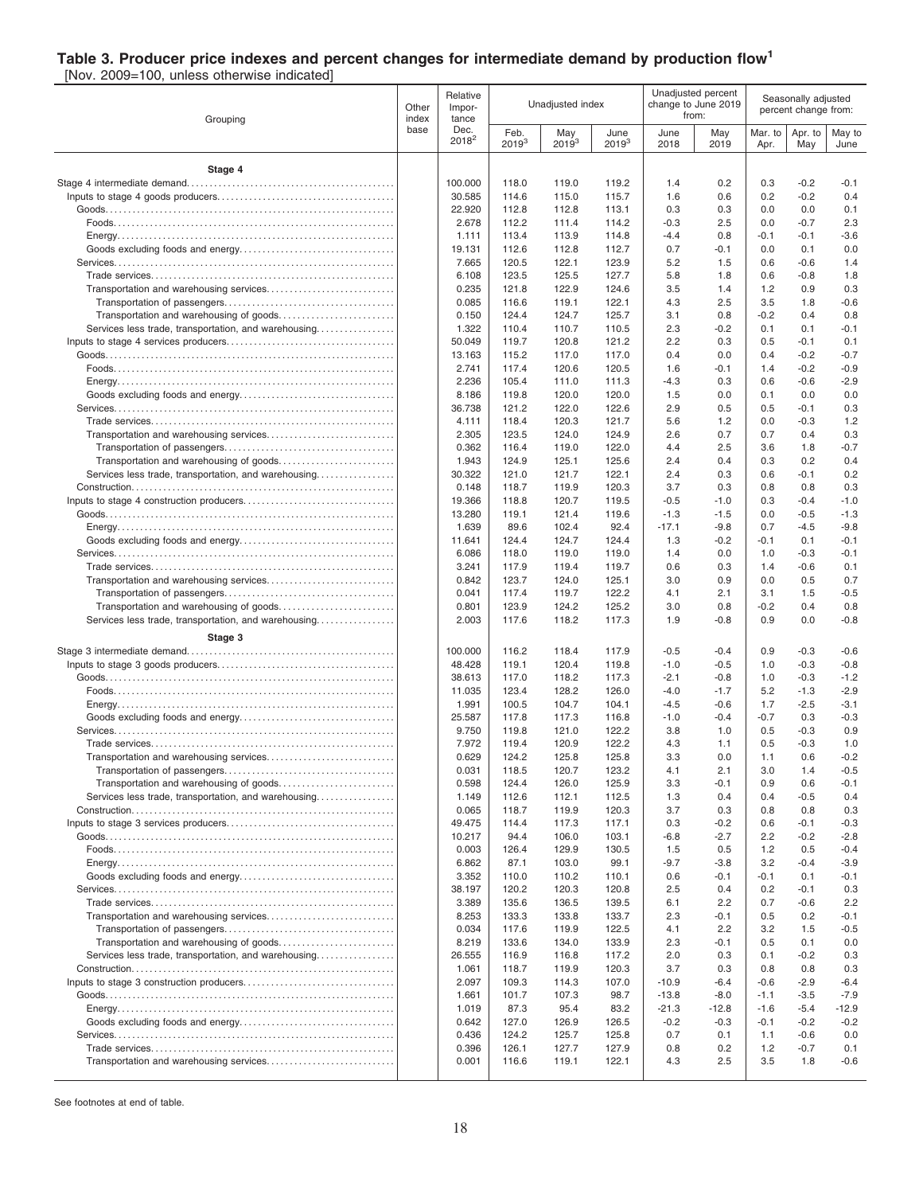# Table 3. Producer price indexes and percent changes for intermediate demand by production flow[1]

[Nov. 2009=100, unless otherwise indicated]

| Grouping | Other index base | Relative Importance Dec. 2018[2] | Unadjusted index Feb. 2019[3] | Unadjusted index May 2019[3] | Unadjusted index June 2019[3] | Unadjusted percent change to June 2019 from: June 2018 | Unadjusted percent change to June 2019 from: May 2019 | Seasonally adjusted percent change from: Mar. to Apr. | Seasonally adjusted percent change from: Apr. to May | Seasonally adjusted percent change from: May to June |
|---|---|---|---|---|---|---|---|---|---|---|
| **Stage 4** | | | | | | | | | | |
| Stage 4 intermediate demand | | 100.000 | 118.0 | 119.0 | 119.2 | 1.4 | 0.2 | 0.3 | -0.2 | -0.1 |
| Inputs to stage 4 goods producers | | 30.585 | 114.6 | 115.0 | 115.7 | 1.6 | 0.6 | 0.2 | -0.2 | 0.4 |
| Goods | | 22.920 | 112.8 | 112.8 | 113.1 | 0.3 | 0.3 | 0.0 | 0.0 | 0.1 |
| Foods | | 2.678 | 112.2 | 111.4 | 114.2 | -0.3 | 2.5 | 0.0 | -0.7 | 2.3 |
| Energy | | 1.111 | 113.4 | 113.9 | 114.8 | -4.4 | 0.8 | -0.1 | -0.1 | -3.6 |
| Goods excluding foods and energy | | 19.131 | 112.6 | 112.8 | 112.7 | 0.7 | -0.1 | 0.0 | 0.1 | 0.0 |
| Services | | 7.665 | 120.5 | 122.1 | 123.9 | 5.2 | 1.5 | 0.6 | -0.6 | 1.4 |
| Trade services | | 6.108 | 123.5 | 125.5 | 127.7 | 5.8 | 1.8 | 0.6 | -0.8 | 1.8 |
| Transportation and warehousing services | | 0.235 | 121.8 | 122.9 | 124.6 | 3.5 | 1.4 | 1.2 | 0.9 | 0.3 |
| Transportation of passengers | | 0.085 | 116.6 | 119.1 | 122.1 | 4.3 | 2.5 | 3.5 | 1.8 | -0.6 |
| Transportation and warehousing of goods | | 0.150 | 124.4 | 124.7 | 125.7 | 3.1 | 0.8 | -0.2 | 0.4 | 0.8 |
| Services less trade, transportation, and warehousing | | 1.322 | 110.4 | 110.7 | 110.5 | 2.3 | -0.2 | 0.1 | 0.1 | -0.1 |
| Inputs to stage 4 services producers | | 50.049 | 119.7 | 120.8 | 121.2 | 2.2 | 0.3 | 0.5 | -0.1 | 0.1 |
| Goods | | 13.163 | 115.2 | 117.0 | 117.0 | 0.4 | 0.0 | 0.4 | -0.2 | -0.7 |
| Foods | | 2.741 | 117.4 | 120.6 | 120.5 | 1.6 | -0.1 | 1.4 | -0.2 | -0.9 |
| Energy | | 2.236 | 105.4 | 111.0 | 111.3 | -4.3 | 0.3 | 0.6 | -0.6 | -2.9 |
| Goods excluding foods and energy | | 8.186 | 119.8 | 120.0 | 120.0 | 1.5 | 0.0 | 0.1 | 0.0 | 0.0 |
| Services | | 36.738 | 121.2 | 122.0 | 122.6 | 2.9 | 0.5 | 0.5 | -0.1 | 0.3 |
| Trade services | | 4.111 | 118.4 | 120.3 | 121.7 | 5.6 | 1.2 | 0.0 | -0.3 | 1.2 |
| Transportation and warehousing services | | 2.305 | 123.5 | 124.0 | 124.9 | 2.6 | 0.7 | 0.7 | 0.4 | 0.3 |
| Transportation of passengers | | 0.362 | 116.4 | 119.0 | 122.0 | 4.4 | 2.5 | 3.6 | 1.8 | -0.7 |
| Transportation and warehousing of goods | | 1.943 | 124.9 | 125.1 | 125.6 | 2.4 | 0.4 | 0.3 | 0.2 | 0.4 |
| Services less trade, transportation, and warehousing | | 30.322 | 121.0 | 121.7 | 122.1 | 2.4 | 0.3 | 0.6 | -0.1 | 0.2 |
| Construction | | 0.148 | 118.7 | 119.9 | 120.3 | 3.7 | 0.3 | 0.8 | 0.8 | 0.3 |
| Inputs to stage 4 construction producers | | 19.366 | 118.8 | 120.7 | 119.5 | -0.5 | -1.0 | 0.3 | -0.4 | -1.0 |
| Goods | | 13.280 | 119.1 | 121.4 | 119.6 | -1.3 | -1.5 | 0.0 | -0.5 | -1.3 |
| Energy | | 1.639 | 89.6 | 102.4 | 92.4 | -17.1 | -9.8 | 0.7 | -4.5 | -9.8 |
| Goods excluding foods and energy | | 11.641 | 124.4 | 124.7 | 124.4 | 1.3 | -0.2 | -0.1 | 0.1 | -0.1 |
| Services | | 6.086 | 118.0 | 119.0 | 119.0 | 1.4 | 0.0 | 1.0 | -0.3 | -0.1 |
| Trade services | | 3.241 | 117.9 | 119.4 | 119.7 | 0.6 | 0.3 | 1.4 | -0.6 | 0.1 |
| Transportation and warehousing services | | 0.842 | 123.7 | 124.0 | 125.1 | 3.0 | 0.9 | 0.0 | 0.5 | 0.7 |
| Transportation of passengers | | 0.041 | 117.4 | 119.7 | 122.2 | 4.1 | 2.1 | 3.1 | 1.5 | -0.5 |
| Transportation and warehousing of goods | | 0.801 | 123.9 | 124.2 | 125.2 | 3.0 | 0.8 | -0.2 | 0.4 | 0.8 |
| Services less trade, transportation, and warehousing | | 2.003 | 117.6 | 118.2 | 117.3 | 1.9 | -0.8 | 0.9 | 0.0 | -0.8 |
| **Stage 3** | | | | | | | | | | |
| Stage 3 intermediate demand | | 100.000 | 116.2 | 118.4 | 117.9 | -0.5 | -0.4 | 0.9 | -0.3 | -0.6 |
| Inputs to stage 3 goods producers | | 48.428 | 119.1 | 120.4 | 119.8 | -1.0 | -0.5 | 1.0 | -0.3 | -0.8 |
| Goods | | 38.613 | 117.0 | 118.2 | 117.3 | -2.1 | -0.8 | 1.0 | -0.3 | -1.2 |
| Foods | | 11.035 | 123.4 | 128.2 | 126.0 | -4.0 | -1.7 | 5.2 | -1.3 | -2.9 |
| Energy | | 1.991 | 100.5 | 104.7 | 104.1 | -4.5 | -0.6 | 1.7 | -2.5 | -3.1 |
| Goods excluding foods and energy | | 25.587 | 117.8 | 117.3 | 116.8 | -1.0 | -0.4 | -0.7 | 0.3 | -0.3 |
| Services | | 9.750 | 119.8 | 121.0 | 122.2 | 3.8 | 1.0 | 0.5 | -0.3 | 0.9 |
| Trade services | | 7.972 | 119.4 | 120.9 | 122.2 | 4.3 | 1.1 | 0.5 | -0.3 | 1.0 |
| Transportation and warehousing services | | 0.629 | 124.2 | 125.8 | 125.8 | 3.3 | 0.0 | 1.1 | 0.6 | -0.2 |
| Transportation of passengers | | 0.031 | 118.5 | 120.7 | 123.2 | 4.1 | 2.1 | 3.0 | 1.4 | -0.5 |
| Transportation and warehousing of goods | | 0.598 | 124.4 | 126.0 | 125.9 | 3.3 | -0.1 | 0.9 | 0.6 | -0.1 |
| Services less trade, transportation, and warehousing | | 1.149 | 112.6 | 112.1 | 112.5 | 1.3 | 0.4 | 0.4 | -0.5 | 0.4 |
| Construction | | 0.065 | 118.7 | 119.9 | 120.3 | 3.7 | 0.3 | 0.8 | 0.8 | 0.3 |
| Inputs to stage 3 services producers | | 49.475 | 114.4 | 117.3 | 117.1 | 0.3 | -0.2 | 0.6 | -0.1 | -0.3 |
| Goods | | 10.217 | 94.4 | 106.0 | 103.1 | -6.8 | -2.7 | 2.2 | -0.2 | -2.8 |
| Foods | | 0.003 | 126.4 | 129.9 | 130.5 | 1.5 | 0.5 | 1.2 | 0.5 | -0.4 |
| Energy | | 6.862 | 87.1 | 103.0 | 99.1 | -9.7 | -3.8 | 3.2 | -0.4 | -3.9 |
| Goods excluding foods and energy | | 3.352 | 110.0 | 110.2 | 110.1 | 0.6 | -0.1 | -0.1 | 0.1 | -0.1 |
| Services | | 38.197 | 120.2 | 120.3 | 120.8 | 2.5 | 0.4 | 0.2 | -0.1 | 0.3 |
| Trade services | | 3.389 | 135.6 | 136.5 | 139.5 | 6.1 | 2.2 | 0.7 | -0.6 | 2.2 |
| Transportation and warehousing services | | 8.253 | 133.3 | 133.8 | 133.7 | 2.3 | -0.1 | 0.5 | 0.2 | -0.1 |
| Transportation of passengers | | 0.034 | 117.6 | 119.9 | 122.5 | 4.1 | 2.2 | 3.2 | 1.5 | -0.5 |
| Transportation and warehousing of goods | | 8.219 | 133.6 | 134.0 | 133.9 | 2.3 | -0.1 | 0.5 | 0.1 | 0.0 |
| Services less trade, transportation, and warehousing | | 26.555 | 116.9 | 116.8 | 117.2 | 2.0 | 0.3 | 0.1 | -0.2 | 0.3 |
| Construction | | 1.061 | 118.7 | 119.9 | 120.3 | 3.7 | 0.3 | 0.8 | 0.8 | 0.3 |
| Inputs to stage 3 construction producers | | 2.097 | 109.3 | 114.3 | 107.0 | -10.9 | -6.4 | -0.6 | -2.9 | -6.4 |
| Goods | | 1.661 | 101.7 | 107.3 | 98.7 | -13.8 | -8.0 | -1.1 | -3.5 | -7.9 |
| Energy | | 1.019 | 87.3 | 95.4 | 83.2 | -21.3 | -12.8 | -1.6 | -5.4 | -12.9 |
| Goods excluding foods and energy | | 0.642 | 127.0 | 126.9 | 126.5 | -0.2 | -0.3 | -0.1 | -0.2 | -0.2 |
| Services | | 0.436 | 124.2 | 125.7 | 125.8 | 0.7 | 0.1 | 1.1 | -0.6 | 0.0 |
| Trade services | | 0.396 | 126.1 | 127.7 | 127.9 | 0.8 | 0.2 | 1.2 | -0.7 | 0.1 |
| Transportation and warehousing services | | 0.001 | 116.6 | 119.1 | 122.1 | 4.3 | 2.5 | 3.5 | 1.8 | -0.6 |

See footnotes at end of table.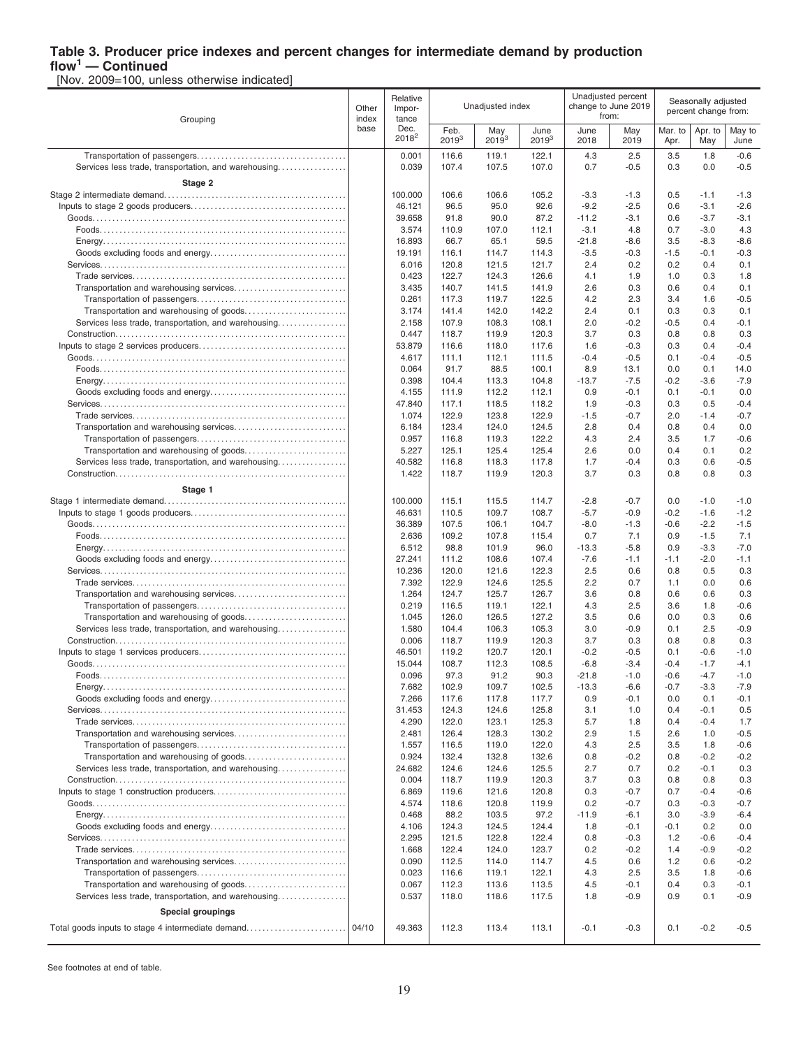# Table 3. Producer price indexes and percent changes for intermediate demand by production flow[1] — Continued

[Nov. 2009=100, unless otherwise indicated]

| Grouping | Other index base | Relative Importance Dec. 2018[2] | Unadjusted index Feb. 2019[3] | Unadjusted index May 2019[3] | Unadjusted index June 2019[3] | Unadjusted percent change to June 2019 from: June 2018 | Unadjusted percent change to June 2019 from: May 2019 | Seasonally adjusted percent change from: Mar. to Apr. | Seasonally adjusted percent change from: Apr. to May | Seasonally adjusted percent change from: May to June |
|---|---|---|---|---|---|---|---|---|---|---|
| Transportation of passengers | | 0.001 | 116.6 | 119.1 | 122.1 | 4.3 | 2.5 | 3.5 | 1.8 | -0.6 |
| Services less trade, transportation, and warehousing | | 0.039 | 107.4 | 107.5 | 107.0 | 0.7 | -0.5 | 0.3 | 0.0 | -0.5 |
| **Stage 2** | | | | | | | | | | |
| Stage 2 intermediate demand | | 100.000 | 106.6 | 106.6 | 105.2 | -3.3 | -1.3 | 0.5 | -1.1 | -1.3 |
| Inputs to stage 2 goods producers | | 46.121 | 96.5 | 95.0 | 92.6 | -9.2 | -2.5 | 0.6 | -3.1 | -2.6 |
| Goods | | 39.658 | 91.8 | 90.0 | 87.2 | -11.2 | -3.1 | 0.6 | -3.7 | -3.1 |
| Foods | | 3.574 | 110.9 | 107.0 | 112.1 | -3.1 | 4.8 | 0.7 | -3.0 | 4.3 |
| Energy | | 16.893 | 66.7 | 65.1 | 59.5 | -21.8 | -8.6 | 3.5 | -8.3 | -8.6 |
| Goods excluding foods and energy | | 19.191 | 116.1 | 114.7 | 114.3 | -3.5 | -0.3 | -1.5 | -0.1 | -0.3 |
| Services | | 6.016 | 120.8 | 121.5 | 121.7 | 2.4 | 0.2 | 0.2 | 0.4 | 0.1 |
| Trade services | | 0.423 | 122.7 | 124.3 | 126.6 | 4.1 | 1.9 | 1.0 | 0.3 | 1.8 |
| Transportation and warehousing services | | 3.435 | 140.7 | 141.5 | 141.9 | 2.6 | 0.3 | 0.6 | 0.4 | 0.1 |
| Transportation of passengers | | 0.261 | 117.3 | 119.7 | 122.5 | 4.2 | 2.3 | 3.4 | 1.6 | -0.5 |
| Transportation and warehousing of goods | | 3.174 | 141.4 | 142.0 | 142.2 | 2.4 | 0.1 | 0.3 | 0.3 | 0.1 |
| Services less trade, transportation, and warehousing | | 2.158 | 107.9 | 108.3 | 108.1 | 2.0 | -0.2 | -0.5 | 0.4 | -0.1 |
| Construction | | 0.447 | 118.7 | 119.9 | 120.3 | 3.7 | 0.3 | 0.8 | 0.8 | 0.3 |
| Inputs to stage 2 services producers | | 53.879 | 116.6 | 118.0 | 117.6 | 1.6 | -0.3 | 0.3 | 0.4 | -0.4 |
| Goods | | 4.617 | 111.1 | 112.1 | 111.5 | -0.4 | -0.5 | 0.1 | -0.4 | -0.5 |
| Foods | | 0.064 | 91.7 | 88.5 | 100.1 | 8.9 | 13.1 | 0.0 | 0.1 | 14.0 |
| Energy | | 0.398 | 104.4 | 113.3 | 104.8 | -13.7 | -7.5 | -0.2 | -3.6 | -7.9 |
| Goods excluding foods and energy | | 4.155 | 111.9 | 112.2 | 112.1 | 0.9 | -0.1 | 0.1 | -0.1 | 0.0 |
| Services | | 47.840 | 117.1 | 118.5 | 118.2 | 1.9 | -0.3 | 0.3 | 0.5 | -0.4 |
| Trade services | | 1.074 | 122.9 | 123.8 | 122.9 | -1.5 | -0.7 | 2.0 | -1.4 | -0.7 |
| Transportation and warehousing services | | 6.184 | 123.4 | 124.0 | 124.5 | 2.8 | 0.4 | 0.8 | 0.4 | 0.0 |
| Transportation of passengers | | 0.957 | 116.8 | 119.3 | 122.2 | 4.3 | 2.4 | 3.5 | 1.7 | -0.6 |
| Transportation and warehousing of goods | | 5.227 | 125.1 | 125.4 | 125.4 | 2.6 | 0.0 | 0.4 | 0.1 | 0.2 |
| Services less trade, transportation, and warehousing | | 40.582 | 116.8 | 118.3 | 117.8 | 1.7 | -0.4 | 0.3 | 0.6 | -0.5 |
| Construction | | 1.422 | 118.7 | 119.9 | 120.3 | 3.7 | 0.3 | 0.8 | 0.8 | 0.3 |
| **Stage 1** | | | | | | | | | | |
| Stage 1 intermediate demand | | 100.000 | 115.1 | 115.5 | 114.7 | -2.8 | -0.7 | 0.0 | -1.0 | -1.0 |
| Inputs to stage 1 goods producers | | 46.631 | 110.5 | 109.7 | 108.7 | -5.7 | -0.9 | -0.2 | -1.6 | -1.2 |
| Goods | | 36.389 | 107.5 | 106.1 | 104.7 | -8.0 | -1.3 | -0.6 | -2.2 | -1.5 |
| Foods | | 2.636 | 109.2 | 107.8 | 115.4 | 0.7 | 7.1 | 0.9 | -1.5 | 7.1 |
| Energy | | 6.512 | 98.8 | 101.9 | 96.0 | -13.3 | -5.8 | 0.9 | -3.3 | -7.0 |
| Goods excluding foods and energy | | 27.241 | 111.2 | 108.6 | 107.4 | -7.6 | -1.1 | -1.1 | -2.0 | -1.1 |
| Services | | 10.236 | 120.0 | 121.6 | 122.3 | 2.5 | 0.6 | 0.8 | 0.5 | 0.3 |
| Trade services | | 7.392 | 122.9 | 124.6 | 125.5 | 2.2 | 0.7 | 1.1 | 0.0 | 0.6 |
| Transportation and warehousing services | | 1.264 | 124.7 | 125.7 | 126.7 | 3.6 | 0.8 | 0.6 | 0.6 | 0.3 |
| Transportation of passengers | | 0.219 | 116.5 | 119.1 | 122.1 | 4.3 | 2.5 | 3.6 | 1.8 | -0.6 |
| Transportation and warehousing of goods | | 1.045 | 126.0 | 126.5 | 127.2 | 3.5 | 0.6 | 0.0 | 0.3 | 0.6 |
| Services less trade, transportation, and warehousing | | 1.580 | 104.4 | 106.3 | 105.3 | 3.0 | -0.9 | 0.1 | 2.5 | -0.9 |
| Construction | | 0.006 | 118.7 | 119.9 | 120.3 | 3.7 | 0.3 | 0.8 | 0.8 | 0.3 |
| Inputs to stage 1 services producers | | 46.501 | 119.2 | 120.7 | 120.1 | -0.2 | -0.5 | 0.1 | -0.6 | -1.0 |
| Goods | | 15.044 | 108.7 | 112.3 | 108.5 | -6.8 | -3.4 | -0.4 | -1.7 | -4.1 |
| Foods | | 0.096 | 97.3 | 91.2 | 90.3 | -21.8 | -1.0 | -0.6 | -4.7 | -1.0 |
| Energy | | 7.682 | 102.9 | 109.7 | 102.5 | -13.3 | -6.6 | -0.7 | -3.3 | -7.9 |
| Goods excluding foods and energy | | 7.266 | 117.6 | 117.8 | 117.7 | 0.9 | -0.1 | 0.0 | 0.1 | -0.1 |
| Services | | 31.453 | 124.3 | 124.6 | 125.8 | 3.1 | 1.0 | 0.4 | -0.1 | 0.5 |
| Trade services | | 4.290 | 122.0 | 123.1 | 125.3 | 5.7 | 1.8 | 0.4 | -0.4 | 1.7 |
| Transportation and warehousing services | | 2.481 | 126.4 | 128.3 | 130.2 | 2.9 | 1.5 | 2.6 | 1.0 | -0.5 |
| Transportation of passengers | | 1.557 | 116.5 | 119.0 | 122.0 | 4.3 | 2.5 | 3.5 | 1.8 | -0.6 |
| Transportation and warehousing of goods | | 0.924 | 132.4 | 132.8 | 132.6 | 0.8 | -0.2 | 0.8 | -0.2 | -0.2 |
| Services less trade, transportation, and warehousing | | 24.682 | 124.6 | 124.6 | 125.5 | 2.7 | 0.7 | 0.2 | -0.1 | 0.3 |
| Construction | | 0.004 | 118.7 | 119.9 | 120.3 | 3.7 | 0.3 | 0.8 | 0.8 | 0.3 |
| Inputs to stage 1 construction producers | | 6.869 | 119.6 | 121.6 | 120.8 | 0.3 | -0.7 | 0.7 | -0.4 | -0.6 |
| Goods | | 4.574 | 118.6 | 120.8 | 119.9 | 0.2 | -0.7 | 0.3 | -0.3 | -0.7 |
| Energy | | 0.468 | 88.2 | 103.5 | 97.2 | -11.9 | -6.1 | 3.0 | -3.9 | -6.4 |
| Goods excluding foods and energy | | 4.106 | 124.3 | 124.5 | 124.4 | 1.8 | -0.1 | -0.1 | 0.2 | 0.0 |
| Services | | 2.295 | 121.5 | 122.8 | 122.4 | 0.8 | -0.3 | 1.2 | -0.6 | -0.4 |
| Trade services | | 1.668 | 122.4 | 124.0 | 123.7 | 0.2 | -0.2 | 1.4 | -0.9 | -0.2 |
| Transportation and warehousing services | | 0.090 | 112.5 | 114.0 | 114.7 | 4.5 | 0.6 | 1.2 | 0.6 | -0.2 |
| Transportation of passengers | | 0.023 | 116.6 | 119.1 | 122.1 | 4.3 | 2.5 | 3.5 | 1.8 | -0.6 |
| Transportation and warehousing of goods | | 0.067 | 112.3 | 113.6 | 113.5 | 4.5 | -0.1 | 0.4 | 0.3 | -0.1 |
| Services less trade, transportation, and warehousing | | 0.537 | 118.0 | 118.6 | 117.5 | 1.8 | -0.9 | 0.9 | 0.1 | -0.9 |
| **Special groupings** | | | | | | | | | | |
| Total goods inputs to stage 4 intermediate demand | 04/10 | 49.363 | 112.3 | 113.4 | 113.1 | -0.1 | -0.3 | 0.1 | -0.2 | -0.5 |

See footnotes at end of table.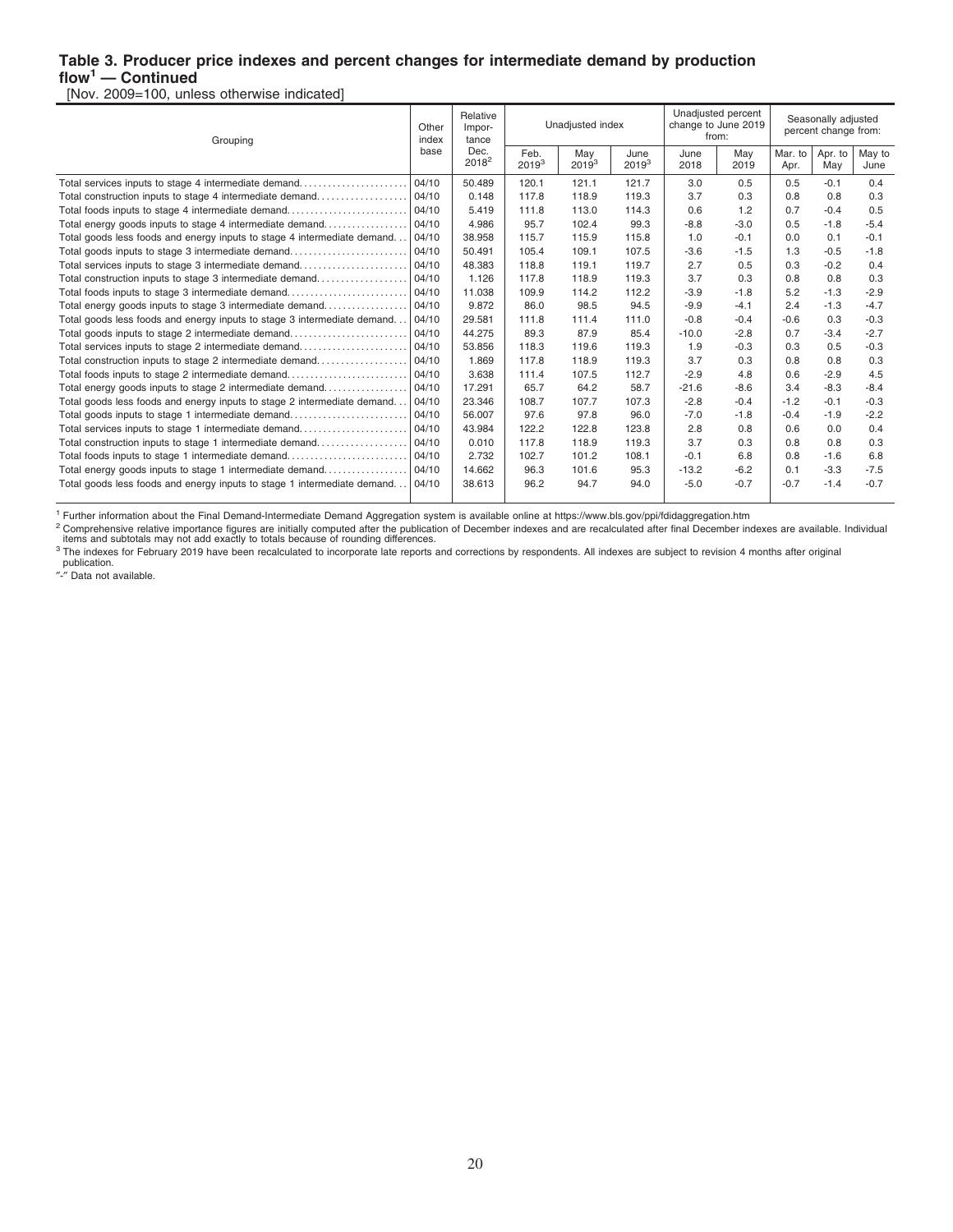## Table 3. Producer price indexes and percent changes for intermediate demand by production flow[1] — Continued

[Nov. 2009=100, unless otherwise indicated]

| Grouping | Other index base | Relative Importance Dec. 2018[2] | Unadjusted index | | | Unadjusted percent change to June 2019 from: | | Seasonally adjusted percent change from: | | |
|---|---|---|---|---|---|---|---|---|---|---|
| | | | Feb. 2019[3] | May 2019[3] | June 2019[3] | June 2018 | May 2019 | Mar. to Apr. | Apr. to May | May to June |
| Total services inputs to stage 4 intermediate demand | 04/10 | 50.489 | 120.1 | 121.1 | 121.7 | 3.0 | 0.5 | 0.5 | -0.1 | 0.4 |
| Total construction inputs to stage 4 intermediate demand | 04/10 | 0.148 | 117.8 | 118.9 | 119.3 | 3.7 | 0.3 | 0.8 | 0.8 | 0.3 |
| Total foods inputs to stage 4 intermediate demand | 04/10 | 5.419 | 111.8 | 113.0 | 114.3 | 0.6 | 1.2 | 0.7 | -0.4 | 0.5 |
| Total energy goods inputs to stage 4 intermediate demand | 04/10 | 4.986 | 95.7 | 102.4 | 99.3 | -8.8 | -3.0 | 0.5 | -1.8 | -5.4 |
| Total goods less foods and energy inputs to stage 4 intermediate demand | 04/10 | 38.958 | 115.7 | 115.9 | 115.8 | 1.0 | -0.1 | 0.0 | 0.1 | -0.1 |
| Total goods inputs to stage 3 intermediate demand | 04/10 | 50.491 | 105.4 | 109.1 | 107.5 | -3.6 | -1.5 | 1.3 | -0.5 | -1.8 |
| Total services inputs to stage 3 intermediate demand | 04/10 | 48.383 | 118.8 | 119.1 | 119.7 | 2.7 | 0.5 | 0.3 | -0.2 | 0.4 |
| Total construction inputs to stage 3 intermediate demand | 04/10 | 1.126 | 117.8 | 118.9 | 119.3 | 3.7 | 0.3 | 0.8 | 0.8 | 0.3 |
| Total foods inputs to stage 3 intermediate demand | 04/10 | 11.038 | 109.9 | 114.2 | 112.2 | -3.9 | -1.8 | 5.2 | -1.3 | -2.9 |
| Total energy goods inputs to stage 3 intermediate demand | 04/10 | 9.872 | 86.0 | 98.5 | 94.5 | -9.9 | -4.1 | 2.4 | -1.3 | -4.7 |
| Total goods less foods and energy inputs to stage 3 intermediate demand | 04/10 | 29.581 | 111.8 | 111.4 | 111.0 | -0.8 | -0.4 | -0.6 | 0.3 | -0.3 |
| Total goods inputs to stage 2 intermediate demand | 04/10 | 44.275 | 89.3 | 87.9 | 85.4 | -10.0 | -2.8 | 0.7 | -3.4 | -2.7 |
| Total services inputs to stage 2 intermediate demand | 04/10 | 53.856 | 118.3 | 119.6 | 119.3 | 1.9 | -0.3 | 0.3 | 0.5 | -0.3 |
| Total construction inputs to stage 2 intermediate demand | 04/10 | 1.869 | 117.8 | 118.9 | 119.3 | 3.7 | 0.3 | 0.8 | 0.8 | 0.3 |
| Total foods inputs to stage 2 intermediate demand | 04/10 | 3.638 | 111.4 | 107.5 | 112.7 | -2.9 | 4.8 | 0.6 | -2.9 | 4.5 |
| Total energy goods inputs to stage 2 intermediate demand | 04/10 | 17.291 | 65.7 | 64.2 | 58.7 | -21.6 | -8.6 | 3.4 | -8.3 | -8.4 |
| Total goods less foods and energy inputs to stage 2 intermediate demand | 04/10 | 23.346 | 108.7 | 107.7 | 107.3 | -2.8 | -0.4 | -1.2 | -0.1 | -0.3 |
| Total goods inputs to stage 1 intermediate demand | 04/10 | 56.007 | 97.6 | 97.8 | 96.0 | -7.0 | -1.8 | -0.4 | -1.9 | -2.2 |
| Total services inputs to stage 1 intermediate demand | 04/10 | 43.984 | 122.2 | 122.8 | 123.8 | 2.8 | 0.8 | 0.6 | 0.0 | 0.4 |
| Total construction inputs to stage 1 intermediate demand | 04/10 | 0.010 | 117.8 | 118.9 | 119.3 | 3.7 | 0.3 | 0.8 | 0.8 | 0.3 |
| Total foods inputs to stage 1 intermediate demand | 04/10 | 2.732 | 102.7 | 101.2 | 108.1 | -0.1 | 6.8 | 0.8 | -1.6 | 6.8 |
| Total energy goods inputs to stage 1 intermediate demand | 04/10 | 14.662 | 96.3 | 101.6 | 95.3 | -13.2 | -6.2 | 0.1 | -3.3 | -7.5 |
| Total goods less foods and energy inputs to stage 1 intermediate demand | 04/10 | 38.613 | 96.2 | 94.7 | 94.0 | -5.0 | -0.7 | -0.7 | -1.4 | -0.7 |

[1] Further information about the Final Demand-Intermediate Demand Aggregation system is available online at https://www.bls.gov/ppi/fdidaggregation.htm

[2] Comprehensive relative importance figures are initially computed after the publication of December indexes and are recalculated after final December indexes are available. Individual items and subtotals may not add exactly to totals because of rounding differences.

[3] The indexes for February 2019 have been recalculated to incorporate late reports and corrections by respondents. All indexes are subject to revision 4 months after original publication.

"-" Data not available.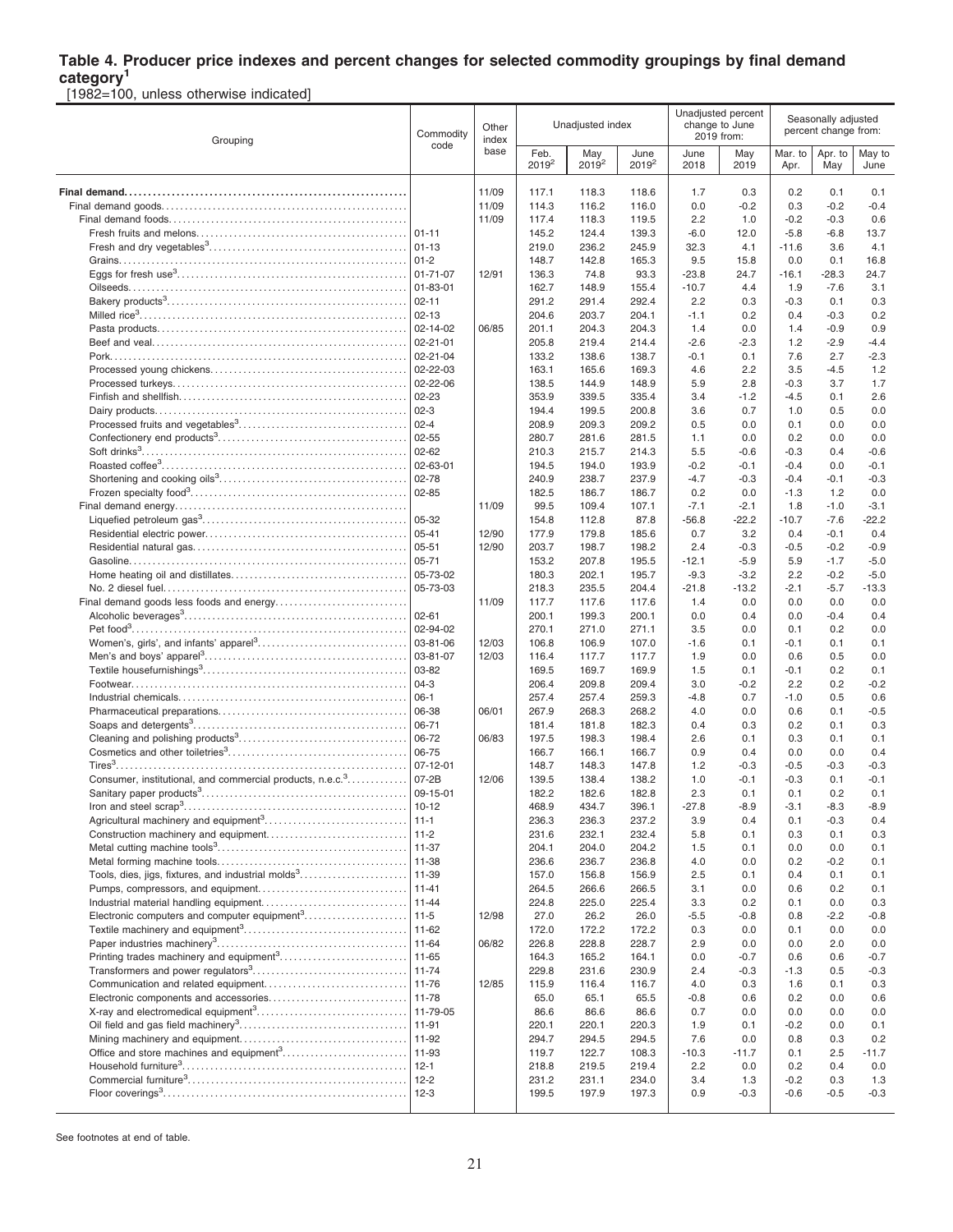# Table 4. Producer price indexes and percent changes for selected commodity groupings by final demand category[1]

[1982=100, unless otherwise indicated]

| Grouping | Commodity code | Other index base | Unadjusted index | | | Unadjusted percent change to June 2019 from: | | Seasonally adjusted percent change from: | | |
|---|---|---|---|---|---|---|---|---|---|---|
| | | | Feb. 2019[2] | May 2019[2] | June 2019[2] | June 2018 | May 2019 | Mar. to Apr. | Apr. to May | May to June |
| **Final demand** | | 11/09 | 117.1 | 118.3 | 118.6 | 1.7 | 0.3 | 0.2 | 0.1 | 0.1 |
| Final demand goods | | 11/09 | 114.3 | 116.2 | 116.0 | 0.0 | -0.2 | 0.3 | -0.2 | -0.4 |
| Final demand foods | | 11/09 | 117.4 | 118.3 | 119.5 | 2.2 | 1.0 | -0.2 | -0.3 | 0.6 |
| Fresh fruits and melons | 01-11 | | 145.2 | 124.4 | 139.3 | -6.0 | 12.0 | -5.8 | -6.8 | 13.7 |
| Fresh and dry vegetables[3] | 01-13 | | 219.0 | 236.2 | 245.9 | 32.3 | 4.1 | -11.6 | 3.6 | 4.1 |
| Grains | 01-2 | | 148.7 | 142.8 | 165.3 | 9.5 | 15.8 | 0.0 | 0.1 | 16.8 |
| Eggs for fresh use[3] | 01-71-07 | 12/91 | 136.3 | 74.8 | 93.3 | -23.8 | 24.7 | -16.1 | -28.3 | 24.7 |
| Oilseeds | 01-83-01 | | 162.7 | 148.9 | 155.4 | -10.7 | 4.4 | 1.9 | -7.6 | 3.1 |
| Bakery products[3] | 02-11 | | 291.2 | 291.4 | 292.4 | 2.2 | 0.3 | -0.3 | 0.1 | 0.3 |
| Milled rice[3] | 02-13 | | 204.6 | 203.7 | 204.1 | -1.1 | 0.2 | 0.4 | -0.3 | 0.2 |
| Pasta products | 02-14-02 | 06/85 | 201.1 | 204.3 | 204.3 | 1.4 | 0.0 | 1.4 | -0.9 | 0.9 |
| Beef and veal | 02-21-01 | | 205.8 | 219.4 | 214.4 | -2.6 | -2.3 | 1.2 | -2.9 | -4.4 |
| Pork | 02-21-04 | | 133.2 | 138.6 | 138.7 | -0.1 | 0.1 | 7.6 | 2.7 | -2.3 |
| Processed young chickens | 02-22-03 | | 163.1 | 165.6 | 169.3 | 4.6 | 2.2 | 3.5 | -4.5 | 1.2 |
| Processed turkeys | 02-22-06 | | 138.5 | 144.9 | 148.9 | 5.9 | 2.8 | -0.3 | 3.7 | 1.7 |
| Finfish and shellfish | 02-23 | | 353.9 | 339.5 | 335.4 | 3.4 | -1.2 | -4.5 | 0.1 | 2.6 |
| Dairy products | 02-3 | | 194.4 | 199.5 | 200.8 | 3.6 | 0.7 | 1.0 | 0.5 | 0.0 |
| Processed fruits and vegetables[3] | 02-4 | | 208.9 | 209.3 | 209.2 | 0.5 | 0.0 | 0.1 | 0.0 | 0.0 |
| Confectionery end products[3] | 02-55 | | 280.7 | 281.6 | 281.5 | 1.1 | 0.0 | 0.2 | 0.0 | 0.0 |
| Soft drinks[3] | 02-62 | | 210.3 | 215.7 | 214.3 | 5.5 | -0.6 | -0.3 | 0.4 | -0.6 |
| Roasted coffee[3] | 02-63-01 | | 194.5 | 194.0 | 193.9 | -0.2 | -0.1 | -0.4 | 0.0 | -0.1 |
| Shortening and cooking oils[3] | 02-78 | | 240.9 | 238.7 | 237.9 | -4.7 | -0.3 | -0.4 | -0.1 | -0.3 |
| Frozen specialty food[3] | 02-85 | | 182.5 | 186.7 | 186.7 | 0.2 | 0.0 | -1.3 | 1.2 | 0.0 |
| Final demand energy | | 11/09 | 99.5 | 109.4 | 107.1 | -7.1 | -2.1 | 1.8 | -1.0 | -3.1 |
| Liquefied petroleum gas[3] | 05-32 | | 154.8 | 112.8 | 87.8 | -56.8 | -22.2 | -10.7 | -7.6 | -22.2 |
| Residential electric power | 05-41 | 12/90 | 177.9 | 179.8 | 185.6 | 0.7 | 3.2 | 0.4 | -0.1 | 0.4 |
| Residential natural gas | 05-51 | 12/90 | 203.7 | 198.7 | 198.2 | 2.4 | -0.3 | -0.5 | -0.2 | -0.9 |
| Gasoline | 05-71 | | 153.2 | 207.8 | 195.5 | -12.1 | -5.9 | 5.9 | -1.7 | -5.0 |
| Home heating oil and distillates | 05-73-02 | | 180.3 | 202.1 | 195.7 | -9.3 | -3.2 | 2.2 | -0.2 | -5.0 |
| No. 2 diesel fuel | 05-73-03 | | 218.3 | 235.5 | 204.4 | -21.8 | -13.2 | -2.1 | -5.7 | -13.3 |
| Final demand goods less foods and energy | | 11/09 | 117.7 | 117.6 | 117.6 | 1.4 | 0.0 | 0.0 | 0.0 | 0.0 |
| Alcoholic beverages[3] | 02-61 | | 200.1 | 199.3 | 200.1 | 0.0 | 0.4 | 0.0 | -0.4 | 0.4 |
| Pet food[3] | 02-94-02 | | 270.1 | 271.0 | 271.1 | 3.5 | 0.0 | 0.1 | 0.2 | 0.0 |
| Women's, girls', and infants' apparel[3] | 03-81-06 | 12/03 | 106.8 | 106.9 | 107.0 | -1.6 | 0.1 | -0.1 | 0.1 | 0.1 |
| Men's and boys' apparel[3] | 03-81-07 | 12/03 | 116.4 | 117.7 | 117.7 | 1.9 | 0.0 | 0.6 | 0.5 | 0.0 |
| Textile housefurnishings[3] | 03-82 | | 169.5 | 169.7 | 169.9 | 1.5 | 0.1 | -0.1 | 0.2 | 0.1 |
| Footwear | 04-3 | | 206.4 | 209.8 | 209.4 | 3.0 | -0.2 | 2.2 | 0.2 | -0.2 |
| Industrial chemicals | 06-1 | | 257.4 | 257.4 | 259.3 | -4.8 | 0.7 | -1.0 | 0.5 | 0.6 |
| Pharmaceutical preparations | 06-38 | 06/01 | 267.9 | 268.3 | 268.2 | 4.0 | 0.0 | 0.6 | 0.1 | -0.5 |
| Soaps and detergents[3] | 06-71 | | 181.4 | 181.8 | 182.3 | 0.4 | 0.3 | 0.2 | 0.1 | 0.3 |
| Cleaning and polishing products[3] | 06-72 | 06/83 | 197.5 | 198.3 | 198.4 | 2.6 | 0.1 | 0.3 | 0.1 | 0.1 |
| Cosmetics and other toiletries[3] | 06-75 | | 166.7 | 166.1 | 166.7 | 0.9 | 0.4 | 0.0 | 0.0 | 0.4 |
| Tires[3] | 07-12-01 | | 148.7 | 148.3 | 147.8 | 1.2 | -0.3 | -0.5 | -0.3 | -0.3 |
| Consumer, institutional, and commercial products, n.e.c.[3] | 07-2B | 12/06 | 139.5 | 138.4 | 138.2 | 1.0 | -0.1 | -0.3 | 0.1 | -0.1 |
| Sanitary paper products[3] | 09-15-01 | | 182.2 | 182.6 | 182.8 | 2.3 | 0.1 | 0.1 | 0.2 | 0.1 |
| Iron and steel scrap[3] | 10-12 | | 468.9 | 434.7 | 396.1 | -27.8 | -8.9 | -3.1 | -8.3 | -8.9 |
| Agricultural machinery and equipment[3] | 11-1 | | 236.3 | 236.3 | 237.2 | 3.9 | 0.4 | 0.1 | -0.3 | 0.4 |
| Construction machinery and equipment | 11-2 | | 231.6 | 232.1 | 232.4 | 5.8 | 0.1 | 0.3 | 0.1 | 0.3 |
| Metal cutting machine tools[3] | 11-37 | | 204.1 | 204.0 | 204.2 | 1.5 | 0.1 | 0.0 | 0.0 | 0.1 |
| Metal forming machine tools | 11-38 | | 236.6 | 236.7 | 236.8 | 4.0 | 0.0 | 0.2 | -0.2 | 0.1 |
| Tools, dies, jigs, fixtures, and industrial molds[3] | 11-39 | | 157.0 | 156.8 | 156.9 | 2.5 | 0.1 | 0.4 | 0.1 | 0.1 |
| Pumps, compressors, and equipment | 11-41 | | 264.5 | 266.6 | 266.5 | 3.1 | 0.0 | 0.6 | 0.2 | 0.1 |
| Industrial material handling equipment | 11-44 | | 224.8 | 225.0 | 225.4 | 3.3 | 0.2 | 0.1 | 0.0 | 0.3 |
| Electronic computers and computer equipment[3] | 11-5 | 12/98 | 27.0 | 26.2 | 26.0 | -5.5 | -0.8 | 0.8 | -2.2 | -0.8 |
| Textile machinery and equipment[3] | 11-62 | | 172.0 | 172.2 | 172.2 | 0.3 | 0.0 | 0.1 | 0.0 | 0.0 |
| Paper industries machinery[3] | 11-64 | 06/82 | 226.8 | 228.8 | 228.7 | 2.9 | 0.0 | 0.0 | 2.0 | 0.0 |
| Printing trades machinery and equipment[3] | 11-65 | | 164.3 | 165.2 | 164.1 | 0.0 | -0.7 | 0.6 | 0.6 | -0.7 |
| Transformers and power regulators[3] | 11-74 | | 229.8 | 231.6 | 230.9 | 2.4 | -0.3 | -1.3 | 0.5 | -0.3 |
| Communication and related equipment | 11-76 | 12/85 | 115.9 | 116.4 | 116.7 | 4.0 | 0.3 | 1.6 | 0.1 | 0.3 |
| Electronic components and accessories | 11-78 | | 65.0 | 65.1 | 65.5 | -0.8 | 0.6 | 0.2 | 0.0 | 0.6 |
| X-ray and electromedical equipment[3] | 11-79-05 | | 86.6 | 86.6 | 86.6 | 0.7 | 0.0 | 0.0 | 0.0 | 0.0 |
| Oil field and gas field machinery[3] | 11-91 | | 220.1 | 220.1 | 220.3 | 1.9 | 0.1 | -0.2 | 0.0 | 0.1 |
| Mining machinery and equipment | 11-92 | | 294.7 | 294.5 | 294.5 | 7.6 | 0.0 | 0.8 | 0.3 | 0.2 |
| Office and store machines and equipment[3] | 11-93 | | 119.7 | 122.7 | 108.3 | -10.3 | -11.7 | 0.1 | 2.5 | -11.7 |
| Household furniture[3] | 12-1 | | 218.8 | 219.5 | 219.4 | 2.2 | 0.0 | 0.2 | 0.4 | 0.0 |
| Commercial furniture[3] | 12-2 | | 231.2 | 231.1 | 234.0 | 3.4 | 1.3 | -0.2 | 0.3 | 1.3 |
| Floor coverings[3] | 12-3 | | 199.5 | 197.9 | 197.3 | 0.9 | -0.3 | -0.6 | -0.5 | -0.3 |

See footnotes at end of table.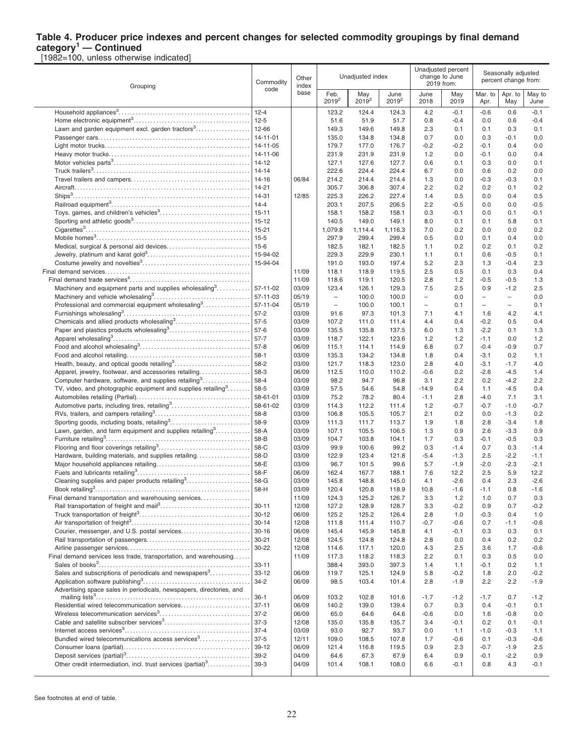# Table 4. Producer price indexes and percent changes for selected commodity groupings by final demand category[1] — Continued

[1982=100, unless otherwise indicated]

| Grouping | Commodity code | Other index base | Unadjusted index | | | Unadjusted percent change to June 2019 from: | | Seasonally adjusted percent change from: | | |
|---|---|---|---|---|---|---|---|---|---|---|
| | | | Feb. 2019[2] | May 2019[2] | June 2019[2] | June 2018 | May 2019 | Mar. to Apr. | Apr. to May | May to June |
| Household appliances[3] | 12-4 | | 123.2 | 124.4 | 124.3 | 4.2 | -0.1 | -0.6 | 0.6 | -0.1 |
| Home electronic equipment[3] | 12-5 | | 51.6 | 51.9 | 51.7 | 0.8 | -0.4 | 0.0 | 0.6 | -0.4 |
| Lawn and garden equipment excl. garden tractors[3] | 12-66 | | 149.3 | 149.6 | 149.8 | 2.3 | 0.1 | 0.1 | 0.3 | 0.1 |
| Passenger cars | 14-11-01 | | 135.0 | 134.8 | 134.8 | 0.7 | 0.0 | 0.3 | -0.1 | 0.0 |
| Light motor trucks | 14-11-05 | | 179.7 | 177.0 | 176.7 | -0.2 | -0.2 | -0.1 | 0.4 | 0.0 |
| Heavy motor trucks | 14-11-06 | | 231.9 | 231.9 | 231.9 | 1.2 | 0.0 | -0.1 | 0.0 | 0.4 |
| Motor vehicles parts[3] | 14-12 | | 127.1 | 127.6 | 127.7 | 0.6 | 0.1 | 0.3 | 0.0 | 0.1 |
| Truck trailers[3] | 14-14 | | 222.6 | 224.4 | 224.4 | 6.7 | 0.0 | 0.6 | 0.2 | 0.0 |
| Travel trailers and campers | 14-16 | 06/84 | 214.2 | 214.4 | 214.4 | 1.3 | 0.0 | -0.3 | -0.3 | 0.1 |
| Aircraft | 14-21 | | 305.7 | 306.8 | 307.4 | 2.2 | 0.2 | 0.2 | 0.1 | 0.2 |
| Ships[3] | 14-31 | 12/85 | 225.3 | 226.2 | 227.4 | 1.4 | 0.5 | 0.0 | 0.4 | 0.5 |
| Railroad equipment[3] | 14-4 | | 203.1 | 207.5 | 206.5 | 2.2 | -0.5 | 0.0 | 0.0 | -0.5 |
| Toys, games, and children's vehicles[3] | 15-11 | | 158.1 | 158.2 | 158.1 | 0.3 | -0.1 | 0.0 | 0.1 | -0.1 |
| Sporting and athletic goods[3] | 15-12 | | 140.5 | 149.0 | 149.1 | 8.0 | 0.1 | 0.1 | 5.8 | 0.1 |
| Cigarettes[3] | 15-21 | | 1,079.8 | 1,114.4 | 1,116.3 | 7.0 | 0.2 | 0.0 | 0.0 | 0.2 |
| Mobile homes[3] | 15-5 | | 297.9 | 299.4 | 299.4 | 0.5 | 0.0 | 0.1 | 0.4 | 0.0 |
| Medical, surgical & personal aid devices | 15-6 | | 182.5 | 182.1 | 182.5 | 1.1 | 0.2 | 0.2 | 0.1 | 0.2 |
| Jewelry, platinum and karat gold[3] | 15-94-02 | | 229.3 | 229.9 | 230.1 | 1.1 | 0.1 | 0.6 | -0.5 | 0.1 |
| Costume jewelry and novelties[3] | 15-94-04 | | 191.0 | 193.0 | 197.4 | 5.2 | 2.3 | 1.3 | -0.4 | 2.3 |
| Final demand services | | 11/09 | 118.1 | 118.9 | 119.5 | 2.5 | 0.5 | 0.1 | 0.3 | 0.4 |
| Final demand trade services[4] | | 11/09 | 118.6 | 119.1 | 120.5 | 2.8 | 1.2 | -0.5 | -0.5 | 1.3 |
| Machinery and equipment parts and supplies wholesaling[3] | 57-11-02 | 03/09 | 123.4 | 126.1 | 129.3 | 7.5 | 2.5 | 0.9 | -1.2 | 2.5 |
| Machinery and vehicle wholesaling[3] | 57-11-03 | 05/19 | – | 100.0 | 100.0 | – | 0.0 | – | – | 0.0 |
| Professional and commercial equipment wholesaling[3] | 57-11-04 | 05/19 | – | 100.0 | 100.1 | – | 0.1 | – | – | 0.1 |
| Furnishings wholesaling[3] | 57-2 | 03/09 | 91.6 | 97.3 | 101.3 | 7.1 | 4.1 | 1.6 | 4.2 | 4.1 |
| Chemicals and allied products wholesaling[3] | 57-5 | 03/09 | 107.2 | 111.0 | 111.4 | 4.4 | 0.4 | -0.2 | 0.5 | 0.4 |
| Paper and plastics products wholesaling[3] | 57-6 | 03/09 | 135.5 | 135.8 | 137.5 | 6.0 | 1.3 | -2.2 | 0.1 | 1.3 |
| Apparel wholesaling[3] | 57-7 | 03/09 | 118.7 | 122.1 | 123.6 | 1.2 | 1.2 | -1.1 | 0.0 | 1.2 |
| Food and alcohol wholesaling[3] | 57-8 | 06/09 | 115.1 | 114.1 | 114.9 | 6.8 | 0.7 | -0.4 | -0.9 | 0.7 |
| Food and alcohol retailing | 58-1 | 03/09 | 135.3 | 134.2 | 134.8 | 1.8 | 0.4 | -3.1 | 0.2 | 1.1 |
| Health, beauty, and optical goods retailing[3] | 58-2 | 03/09 | 121.7 | 118.3 | 123.0 | 2.8 | 4.0 | -3.1 | -1.7 | 4.0 |
| Apparel, jewelry, footwear, and accessories retailing | 58-3 | 06/09 | 112.5 | 110.0 | 110.2 | -0.6 | 0.2 | -2.6 | -4.5 | 1.4 |
| Computer hardware, software, and supplies retailing[3] | 58-4 | 03/09 | 98.2 | 94.7 | 96.8 | 3.1 | 2.2 | 0.2 | -4.2 | 2.2 |
| TV, video, and photographic equipment and supplies retailing[3] | 58-5 | 03/09 | 57.5 | 54.6 | 54.8 | -14.9 | 0.4 | 1.1 | -4.5 | 0.4 |
| Automobiles retailing (Partial) | 58-61-01 | 03/09 | 75.2 | 78.2 | 80.4 | -1.1 | 2.8 | -4.0 | 7.1 | 3.1 |
| Automotive parts, including tires, retailing[3] | 58-61-02 | 03/09 | 114.3 | 112.2 | 111.4 | 1.2 | -0.7 | -0.7 | -1.0 | -0.7 |
| RVs, trailers, and campers retailing[3] | 58-8 | 03/09 | 106.8 | 105.5 | 105.7 | 2.1 | 0.2 | 0.0 | -1.3 | 0.2 |
| Sporting goods, including boats, retailing[3] | 58-9 | 03/09 | 111.3 | 111.7 | 113.7 | 1.9 | 1.8 | 2.8 | -3.4 | 1.8 |
| Lawn, garden, and farm equipment and supplies retailing[3] | 58-A | 03/09 | 107.1 | 105.5 | 106.5 | 1.3 | 0.9 | 2.6 | -3.3 | 0.9 |
| Furniture retailing[3] | 58-B | 03/09 | 104.7 | 103.8 | 104.1 | 1.7 | 0.3 | -0.1 | -0.5 | 0.3 |
| Flooring and floor coverings retailing[3] | 58-C | 03/09 | 99.9 | 100.6 | 99.2 | 0.3 | -1.4 | 0.7 | 0.3 | -1.4 |
| Hardware, building materials, and supplies retailing | 58-D | 03/09 | 122.9 | 123.4 | 121.8 | -5.4 | -1.3 | 2.5 | -2.2 | -1.1 |
| Major household appliances retailing | 58-E | 03/09 | 96.7 | 101.5 | 99.6 | 5.7 | -1.9 | -2.0 | -2.3 | -2.1 |
| Fuels and lubricants retailing[3] | 58-F | 06/09 | 162.4 | 167.7 | 188.1 | 7.6 | 12.2 | 2.5 | 5.9 | 12.2 |
| Cleaning supplies and paper products retailing[3] | 58-G | 03/09 | 145.8 | 148.8 | 145.0 | 4.1 | -2.6 | 0.4 | 2.3 | -2.6 |
| Book retailing[3] | 58-H | 03/09 | 120.4 | 120.8 | 118.9 | 10.8 | -1.6 | -1.1 | 0.8 | -1.6 |
| Final demand transportation and warehousing services | | 11/09 | 124.3 | 125.2 | 126.7 | 3.3 | 1.2 | 1.0 | 0.7 | 0.3 |
| Rail transportation of freight and mail[3] | 30-11 | 12/08 | 127.2 | 128.9 | 128.7 | 3.3 | -0.2 | 0.9 | 0.7 | -0.2 |
| Truck transportation of freight[3] | 30-12 | 06/09 | 125.2 | 125.2 | 126.4 | 2.8 | 1.0 | -0.3 | 0.4 | 1.0 |
| Air transportation of freight[3] | 30-14 | 12/08 | 111.8 | 111.4 | 110.7 | -0.7 | -0.6 | 0.7 | -1.1 | -0.6 |
| Courier, messenger, and U.S. postal services | 30-16 | 06/09 | 145.4 | 145.9 | 145.8 | 4.1 | -0.1 | 0.3 | 0.3 | 0.1 |
| Rail transportation of passengers | 30-21 | 12/08 | 124.5 | 124.8 | 124.8 | 2.8 | 0.0 | 0.4 | 0.2 | 0.2 |
| Airline passenger services | 30-22 | 12/08 | 114.6 | 117.1 | 120.0 | 4.3 | 2.5 | 3.6 | 1.7 | -0.6 |
| Final demand services less trade, transportation, and warehousing | | 11/09 | 117.3 | 118.2 | 118.3 | 2.2 | 0.1 | 0.3 | 0.5 | 0.0 |
| Sales of books[3] | 33-11 | | 388.4 | 393.0 | 397.3 | 1.4 | 1.1 | -0.1 | 0.2 | 1.1 |
| Sales and subscriptions of periodicals and newspapers[3] | 33-12 | 06/09 | 119.7 | 125.1 | 124.9 | 5.8 | -0.2 | 1.8 | 2.0 | -0.2 |
| Application software publishing[3] | 34-2 | 06/09 | 98.5 | 103.4 | 101.4 | 2.8 | -1.9 | 2.2 | 2.2 | -1.9 |
| Advertising space sales in periodicals, newspapers, directories, and mailing lists[3] | 36-1 | 06/09 | 103.2 | 102.8 | 101.6 | -1.7 | -1.2 | -1.7 | 0.7 | -1.2 |
| Residential wired telecommunication services | 37-11 | 06/09 | 140.2 | 139.0 | 139.4 | 0.7 | 0.3 | 0.4 | -0.1 | 0.1 |
| Wireless telecommunication services[3] | 37-2 | 06/09 | 65.0 | 64.6 | 64.6 | -0.6 | 0.0 | 1.6 | -0.8 | 0.0 |
| Cable and satellite subscriber services[3] | 37-3 | 12/08 | 135.0 | 135.8 | 135.7 | 3.4 | -0.1 | 0.2 | 0.1 | -0.1 |
| Internet access services[3] | 37-4 | 03/09 | 93.0 | 92.7 | 93.7 | 0.0 | 1.1 | -1.0 | -0.3 | 1.1 |
| Bundled wired telecommunications access services[3] | 37-5 | 12/11 | 109.0 | 108.5 | 107.8 | 1.7 | -0.6 | 0.1 | -0.3 | -0.6 |
| Consumer loans (partial) | 39-12 | 06/09 | 121.4 | 116.8 | 119.5 | 0.9 | 2.3 | -0.7 | -1.9 | 2.5 |
| Deposit services (partial)[3] | 39-2 | 04/09 | 64.6 | 67.3 | 67.9 | 6.4 | 0.9 | -0.1 | -2.2 | 0.9 |
| Other credit intermediation, incl. trust services (partial)[3] | 39-3 | 04/09 | 101.4 | 108.1 | 108.0 | 6.6 | -0.1 | 0.8 | 4.3 | -0.1 |

See footnotes at end of table.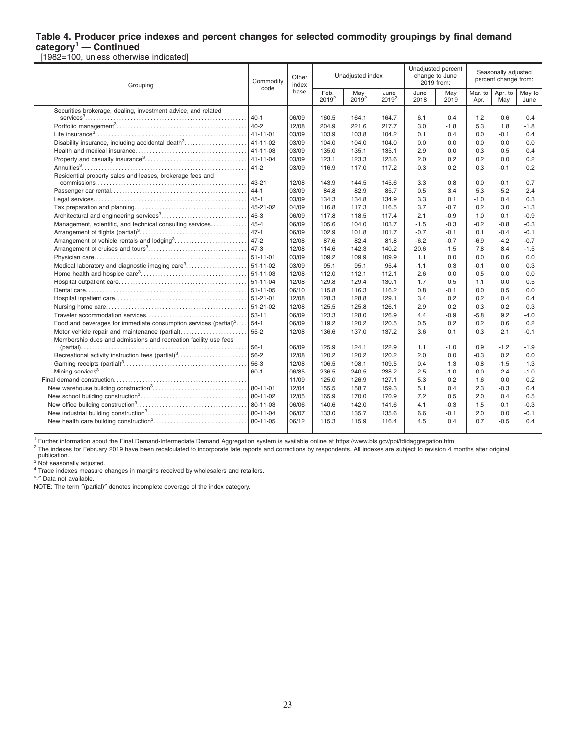**Table 4. Producer price indexes and percent changes for selected commodity groupings by final demand category[1] — Continued**

[1982=100, unless otherwise indicated]

| Grouping | Commodity code | Other index base | Unadjusted index | | | Unadjusted percent change to June 2019 from: | | Seasonally adjusted percent change from: | | |
|---|---|---|---|---|---|---|---|---|---|---|
| | | | Feb. 2019[2] | May 2019[2] | June 2019[2] | June 2018 | May 2019 | Mar. to Apr. | Apr. to May | May to June |
| Securities brokerage, dealing, investment advice, and related services[3] | 40-1 | 06/09 | 160.5 | 164.1 | 164.7 | 6.1 | 0.4 | 1.2 | 0.6 | 0.4 |
| Portfolio management[3] | 40-2 | 12/08 | 204.9 | 221.6 | 217.7 | 3.0 | -1.8 | 5.3 | 1.8 | -1.8 |
| Life insurance[3] | 41-11-01 | 03/09 | 103.9 | 103.8 | 104.2 | 0.1 | 0.4 | 0.0 | -0.1 | 0.4 |
| Disability insurance, including accidental death[3] | 41-11-02 | 03/09 | 104.0 | 104.0 | 104.0 | 0.0 | 0.0 | 0.0 | 0.0 | 0.0 |
| Health and medical insurance | 41-11-03 | 03/09 | 135.0 | 135.1 | 135.1 | 2.9 | 0.0 | 0.3 | 0.5 | 0.4 |
| Property and casualty insurance[3] | 41-11-04 | 03/09 | 123.1 | 123.3 | 123.6 | 2.0 | 0.2 | 0.2 | 0.0 | 0.2 |
| Annuities[3] | 41-2 | 03/09 | 116.9 | 117.0 | 117.2 | -0.3 | 0.2 | 0.3 | -0.1 | 0.2 |
| Residential property sales and leases, brokerage fees and commissions | 43-21 | 12/08 | 143.9 | 144.5 | 145.6 | 3.3 | 0.8 | 0.0 | -0.1 | 0.7 |
| Passenger car rental | 44-1 | 03/09 | 84.8 | 82.9 | 85.7 | 0.5 | 3.4 | 5.3 | -5.2 | 2.4 |
| Legal services | 45-1 | 03/09 | 134.3 | 134.8 | 134.9 | 3.3 | 0.1 | -1.0 | 0.4 | 0.3 |
| Tax preparation and planning | 45-21-02 | 04/09 | 116.8 | 117.3 | 116.5 | 3.7 | -0.7 | 0.2 | 3.0 | -1.3 |
| Architectural and engineering services[3] | 45-3 | 06/09 | 117.8 | 118.5 | 117.4 | 2.1 | -0.9 | 1.0 | 0.1 | -0.9 |
| Management, scientific, and technical consulting services | 45-4 | 06/09 | 105.6 | 104.0 | 103.7 | -1.5 | -0.3 | -0.2 | -0.8 | -0.3 |
| Arrangement of flights (partial)[3] | 47-1 | 06/09 | 102.9 | 101.8 | 101.7 | -0.7 | -0.1 | 0.1 | -0.4 | -0.1 |
| Arrangement of vehicle rentals and lodging[3] | 47-2 | 12/08 | 87.6 | 82.4 | 81.8 | -6.2 | -0.7 | -6.9 | -4.2 | -0.7 |
| Arrangement of cruises and tours[3] | 47-3 | 12/08 | 114.6 | 142.3 | 140.2 | 20.6 | -1.5 | 7.8 | 8.4 | -1.5 |
| Physician care | 51-11-01 | 03/09 | 109.2 | 109.9 | 109.9 | 1.1 | 0.0 | 0.0 | 0.6 | 0.0 |
| Medical laboratory and diagnostic imaging care[3] | 51-11-02 | 03/09 | 95.1 | 95.1 | 95.4 | -1.1 | 0.3 | -0.1 | 0.0 | 0.3 |
| Home health and hospice care[3] | 51-11-03 | 12/08 | 112.0 | 112.1 | 112.1 | 2.6 | 0.0 | 0.5 | 0.0 | 0.0 |
| Hospital outpatient care | 51-11-04 | 12/08 | 129.8 | 129.4 | 130.1 | 1.7 | 0.5 | 1.1 | 0.0 | 0.5 |
| Dental care | 51-11-05 | 06/10 | 115.8 | 116.3 | 116.2 | 0.8 | -0.1 | 0.0 | 0.5 | 0.0 |
| Hospital inpatient care | 51-21-01 | 12/08 | 128.3 | 128.8 | 129.1 | 3.4 | 0.2 | 0.2 | 0.4 | 0.4 |
| Nursing home care | 51-21-02 | 12/08 | 125.5 | 125.8 | 126.1 | 2.9 | 0.2 | 0.3 | 0.2 | 0.3 |
| Traveler accommodation services | 53-11 | 06/09 | 123.3 | 128.0 | 126.9 | 4.4 | -0.9 | -5.8 | 9.2 | -4.0 |
| Food and beverages for immediate consumption services (partial)[3] | 54-1 | 06/09 | 119.2 | 120.2 | 120.5 | 0.5 | 0.2 | 0.2 | 0.6 | 0.2 |
| Motor vehicle repair and maintenance (partial) | 55-2 | 12/08 | 136.6 | 137.0 | 137.2 | 3.6 | 0.1 | 0.3 | 2.1 | -0.1 |
| Membership dues and admissions and recreation facility use fees (partial) | 56-1 | 06/09 | 125.9 | 124.1 | 122.9 | 1.1 | -1.0 | 0.9 | -1.2 | -1.9 |
| Recreational activity instruction fees (partial)[3] | 56-2 | 12/08 | 120.2 | 120.2 | 120.2 | 2.0 | 0.0 | -0.3 | 0.2 | 0.0 |
| Gaming receipts (partial)[3] | 56-3 | 12/08 | 106.5 | 108.1 | 109.5 | 0.4 | 1.3 | -0.8 | -1.5 | 1.3 |
| Mining services[3] | 60-1 | 06/85 | 236.5 | 240.5 | 238.2 | 2.5 | -1.0 | 0.0 | 2.4 | -1.0 |
| Final demand construction | | 11/09 | 125.0 | 126.9 | 127.1 | 5.3 | 0.2 | 1.6 | 0.0 | 0.2 |
| New warehouse building construction[3] | 80-11-01 | 12/04 | 155.5 | 158.7 | 159.3 | 5.1 | 0.4 | 2.3 | -0.3 | 0.4 |
| New school building construction[3] | 80-11-02 | 12/05 | 165.9 | 170.0 | 170.9 | 7.2 | 0.5 | 2.0 | 0.4 | 0.5 |
| New office building construction[3] | 80-11-03 | 06/06 | 140.6 | 142.0 | 141.6 | 4.1 | -0.3 | 1.5 | -0.1 | -0.3 |
| New industrial building construction[3] | 80-11-04 | 06/07 | 133.0 | 135.7 | 135.6 | 6.6 | -0.1 | 2.0 | 0.0 | -0.1 |
| New health care building construction[3] | 80-11-05 | 06/12 | 115.3 | 115.9 | 116.4 | 4.5 | 0.4 | 0.7 | -0.5 | 0.4 |

[1] Further information about the Final Demand-Intermediate Demand Aggregation system is available online at https://www.bls.gov/ppi/fdidaggregation.htm

[2] The indexes for February 2019 have been recalculated to incorporate late reports and corrections by respondents. All indexes are subject to revision 4 months after original publication.

[3] Not seasonally adjusted.

[4] Trade indexes measure changes in margins received by wholesalers and retailers.

"-" Data not available.

NOTE: The term "(partial)" denotes incomplete coverage of the index category.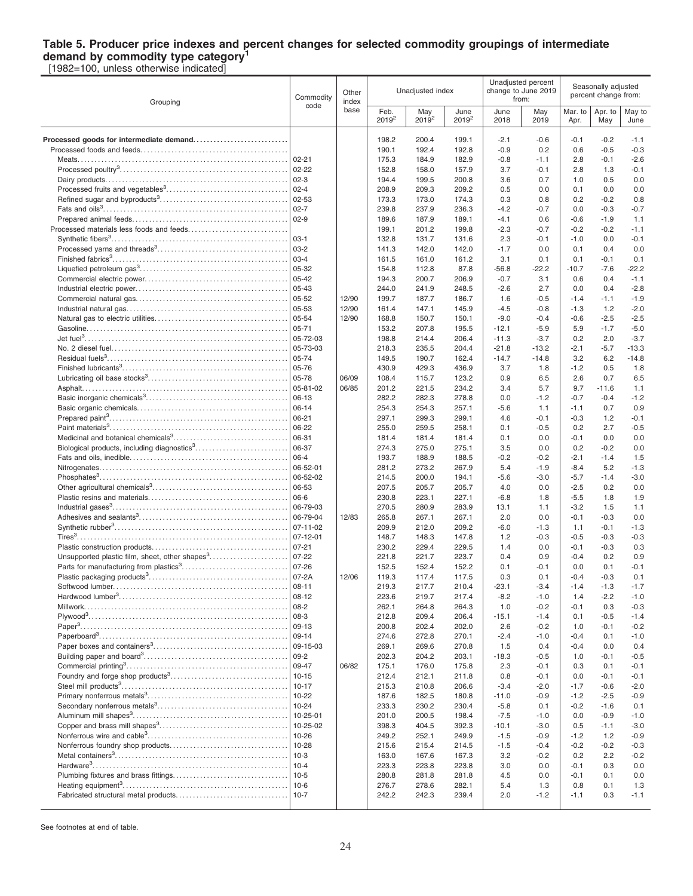# Table 5. Producer price indexes and percent changes for selected commodity groupings of intermediate demand by commodity type category[1]

[1982=100, unless otherwise indicated]

| Grouping | Commodity code | Other index base | Unadjusted index | | | Unadjusted percent change to June 2019 from: | | Seasonally adjusted percent change from: | | |
|---|---|---|---|---|---|---|---|---|---|---|
| | | | Feb. 2019[2] | May 2019[2] | June 2019[2] | June 2018 | May 2019 | Mar. to Apr. | Apr. to May | May to June |
| **Processed goods for intermediate demand** | | | 198.2 | 200.4 | 199.1 | -2.1 | -0.6 | -0.1 | -0.2 | -1.1 |
| Processed foods and feeds | | | 190.1 | 192.4 | 192.8 | -0.9 | 0.2 | 0.6 | -0.5 | -0.3 |
| Meats | 02-21 | | 175.3 | 184.9 | 182.9 | -0.8 | -1.1 | 2.8 | -0.1 | -2.6 |
| Processed poultry[3] | 02-22 | | 152.8 | 158.0 | 157.9 | 3.7 | -0.1 | 2.8 | 1.3 | -0.1 |
| Dairy products | 02-3 | | 194.4 | 199.5 | 200.8 | 3.6 | 0.7 | 1.0 | 0.5 | 0.0 |
| Processed fruits and vegetables[3] | 02-4 | | 208.9 | 209.3 | 209.2 | 0.5 | 0.0 | 0.1 | 0.0 | 0.0 |
| Refined sugar and byproducts[3] | 02-53 | | 173.3 | 173.0 | 174.3 | 0.3 | 0.8 | 0.2 | -0.2 | 0.8 |
| Fats and oils[3] | 02-7 | | 239.8 | 237.9 | 236.3 | -4.2 | -0.7 | 0.0 | -0.3 | -0.7 |
| Prepared animal feeds | 02-9 | | 189.6 | 187.9 | 189.1 | -4.1 | 0.6 | -0.6 | -1.9 | 1.1 |
| Processed materials less foods and feeds | | | 199.1 | 201.2 | 199.8 | -2.3 | -0.7 | -0.2 | -0.2 | -1.1 |
| Synthetic fibers[3] | 03-1 | | 132.8 | 131.7 | 131.6 | 2.3 | -0.1 | -1.0 | 0.0 | -0.1 |
| Processed yarns and threads[3] | 03-2 | | 141.3 | 142.0 | 142.0 | -1.7 | 0.0 | 0.1 | 0.4 | 0.0 |
| Finished fabrics[3] | 03-4 | | 161.5 | 161.0 | 161.2 | 3.1 | 0.1 | 0.1 | -0.1 | 0.1 |
| Liquefied petroleum gas[3] | 05-32 | | 154.8 | 112.8 | 87.8 | -56.8 | -22.2 | -10.7 | -7.6 | -22.2 |
| Commercial electric power | 05-42 | | 194.3 | 200.7 | 206.9 | -0.7 | 3.1 | 0.6 | 0.4 | -1.1 |
| Industrial electric power | 05-43 | | 244.0 | 241.9 | 248.5 | -2.6 | 2.7 | 0.0 | 0.4 | -2.8 |
| Commercial natural gas | 05-52 | 12/90 | 199.7 | 187.7 | 186.7 | 1.6 | -0.5 | -1.4 | -1.1 | -1.9 |
| Industrial natural gas | 05-53 | 12/90 | 161.4 | 147.1 | 145.9 | -4.5 | -0.8 | -1.3 | 1.2 | -2.0 |
| Natural gas to electric utilities | 05-54 | 12/90 | 168.8 | 150.7 | 150.1 | -9.0 | -0.4 | -0.6 | -2.5 | -2.5 |
| Gasoline | 05-71 | | 153.2 | 207.8 | 195.5 | -12.1 | -5.9 | 5.9 | -1.7 | -5.0 |
| Jet fuel[3] | 05-72-03 | | 198.8 | 214.4 | 206.4 | -11.3 | -3.7 | 0.2 | 2.0 | -3.7 |
| No. 2 diesel fuel | 05-73-03 | | 218.3 | 235.5 | 204.4 | -21.8 | -13.2 | -2.1 | -5.7 | -13.3 |
| Residual fuels[3] | 05-74 | | 149.5 | 190.7 | 162.4 | -14.7 | -14.8 | 3.2 | 6.2 | -14.8 |
| Finished lubricants[3] | 05-76 | | 430.9 | 429.3 | 436.9 | 3.7 | 1.8 | -1.2 | 0.5 | 1.8 |
| Lubricating oil base stocks[3] | 05-78 | 06/09 | 108.4 | 115.7 | 123.2 | 0.9 | 6.5 | 2.6 | 0.7 | 6.5 |
| Asphalt | 05-81-02 | 06/85 | 201.2 | 221.5 | 234.2 | 3.4 | 5.7 | 9.7 | -11.6 | 1.1 |
| Basic inorganic chemicals[3] | 06-13 | | 282.2 | 282.3 | 278.8 | 0.0 | -1.2 | -0.7 | -0.4 | -1.2 |
| Basic organic chemicals | 06-14 | | 254.3 | 254.3 | 257.1 | -5.6 | 1.1 | -1.1 | 0.7 | 0.9 |
| Prepared paint[3] | 06-21 | | 297.1 | 299.3 | 299.1 | 4.6 | -0.1 | -0.3 | 1.2 | -0.1 |
| Paint materials[3] | 06-22 | | 255.0 | 259.5 | 258.1 | 0.1 | -0.5 | 0.2 | 2.7 | -0.5 |
| Medicinal and botanical chemicals[3] | 06-31 | | 181.4 | 181.4 | 181.4 | 0.1 | 0.0 | -0.1 | 0.0 | 0.0 |
| Biological products, including diagnostics[3] | 06-37 | | 274.3 | 275.0 | 275.1 | 3.5 | 0.0 | 0.2 | -0.2 | 0.0 |
| Fats and oils, inedible | 06-4 | | 193.7 | 188.9 | 188.5 | -0.2 | -0.2 | -2.1 | -1.4 | 1.5 |
| Nitrogenates | 06-52-01 | | 281.2 | 273.2 | 267.9 | 5.4 | -1.9 | -8.4 | 5.2 | -1.3 |
| Phosphates[3] | 06-52-02 | | 214.5 | 200.0 | 194.1 | -5.6 | -3.0 | -5.7 | -1.4 | -3.0 |
| Other agricultural chemicals[3] | 06-53 | | 207.5 | 205.7 | 205.7 | 4.0 | 0.0 | -2.5 | 0.2 | 0.0 |
| Plastic resins and materials | 06-6 | | 230.8 | 223.1 | 227.1 | -6.8 | 1.8 | -5.5 | 1.8 | 1.9 |
| Industrial gases[3] | 06-79-03 | | 270.5 | 280.9 | 283.9 | 13.1 | 1.1 | -3.2 | 1.5 | 1.1 |
| Adhesives and sealants[3] | 06-79-04 | 12/83 | 265.8 | 267.1 | 267.1 | 2.0 | 0.0 | -0.1 | -0.3 | 0.0 |
| Synthetic rubber[3] | 07-11-02 | | 209.9 | 212.0 | 209.2 | -6.0 | -1.3 | 1.1 | -0.1 | -1.3 |
| Tires[3] | 07-12-01 | | 148.7 | 148.3 | 147.8 | 1.2 | -0.3 | -0.5 | -0.3 | -0.3 |
| Plastic construction products | 07-21 | | 230.2 | 229.4 | 229.5 | 1.4 | 0.0 | -0.1 | -0.3 | 0.3 |
| Unsupported plastic film, sheet, other shapes[3] | 07-22 | | 221.8 | 221.7 | 223.7 | 0.4 | 0.9 | -0.4 | 0.2 | 0.9 |
| Parts for manufacturing from plastics[3] | 07-26 | | 152.5 | 152.4 | 152.2 | 0.1 | -0.1 | 0.0 | 0.1 | -0.1 |
| Plastic packaging products[3] | 07-2A | 12/06 | 119.3 | 117.4 | 117.5 | 0.3 | 0.1 | -0.4 | -0.3 | 0.1 |
| Softwood lumber | 08-11 | | 219.3 | 217.7 | 210.4 | -23.1 | -3.4 | -1.4 | -1.3 | -1.7 |
| Hardwood lumber[3] | 08-12 | | 223.6 | 219.7 | 217.4 | -8.2 | -1.0 | 1.4 | -2.2 | -1.0 |
| Millwork | 08-2 | | 262.1 | 264.8 | 264.3 | 1.0 | -0.2 | -0.1 | 0.3 | -0.3 |
| Plywood[3] | 08-3 | | 212.8 | 209.4 | 206.4 | -15.1 | -1.4 | 0.1 | -0.5 | -1.4 |
| Paper[3] | 09-13 | | 200.8 | 202.4 | 202.0 | 2.6 | -0.2 | 1.0 | -0.1 | -0.2 |
| Paperboard[3] | 09-14 | | 274.6 | 272.8 | 270.1 | -2.4 | -1.0 | -0.4 | 0.1 | -1.0 |
| Paper boxes and containers[3] | 09-15-03 | | 269.1 | 269.6 | 270.8 | 1.5 | 0.4 | -0.4 | 0.0 | 0.4 |
| Building paper and board[3] | 09-2 | | 202.3 | 204.2 | 203.1 | -18.3 | -0.5 | 1.0 | -0.1 | -0.5 |
| Commercial printing[3] | 09-47 | 06/82 | 175.1 | 176.0 | 175.8 | 2.3 | -0.1 | 0.3 | 0.1 | -0.1 |
| Foundry and forge shop products[3] | 10-15 | | 212.4 | 212.1 | 211.8 | 0.8 | -0.1 | 0.0 | -0.1 | -0.1 |
| Steel mill products[3] | 10-17 | | 215.3 | 210.8 | 206.6 | -3.4 | -2.0 | -1.7 | -0.6 | -2.0 |
| Primary nonferrous metals[3] | 10-22 | | 187.6 | 182.5 | 180.8 | -11.0 | -0.9 | -1.2 | -2.5 | -0.9 |
| Secondary nonferrous metals[3] | 10-24 | | 233.3 | 230.2 | 230.4 | -5.8 | 0.1 | -0.2 | -1.6 | 0.1 |
| Aluminum mill shapes[3] | 10-25-01 | | 201.0 | 200.5 | 198.4 | -7.5 | -1.0 | 0.0 | -0.9 | -1.0 |
| Copper and brass mill shapes[3] | 10-25-02 | | 398.3 | 404.5 | 392.3 | -10.1 | -3.0 | 0.5 | -1.1 | -3.0 |
| Nonferrous wire and cable[3] | 10-26 | | 249.2 | 252.1 | 249.9 | -1.5 | -0.9 | -1.2 | 1.2 | -0.9 |
| Nonferrous foundry shop products | 10-28 | | 215.6 | 215.4 | 214.5 | -1.5 | -0.4 | -0.2 | -0.2 | -0.3 |
| Metal containers[3] | 10-3 | | 163.0 | 167.6 | 167.3 | 3.2 | -0.2 | 0.2 | 2.2 | -0.2 |
| Hardware[3] | 10-4 | | 223.3 | 223.8 | 223.8 | 3.0 | 0.0 | -0.1 | 0.3 | 0.0 |
| Plumbing fixtures and brass fittings | 10-5 | | 280.8 | 281.8 | 281.8 | 4.5 | 0.0 | -0.1 | 0.1 | 0.0 |
| Heating equipment[3] | 10-6 | | 276.7 | 278.6 | 282.1 | 5.4 | 1.3 | 0.8 | 0.1 | 1.3 |
| Fabricated structural metal products | 10-7 | | 242.2 | 242.3 | 239.4 | 2.0 | -1.2 | -1.1 | 0.3 | -1.1 |

See footnotes at end of table.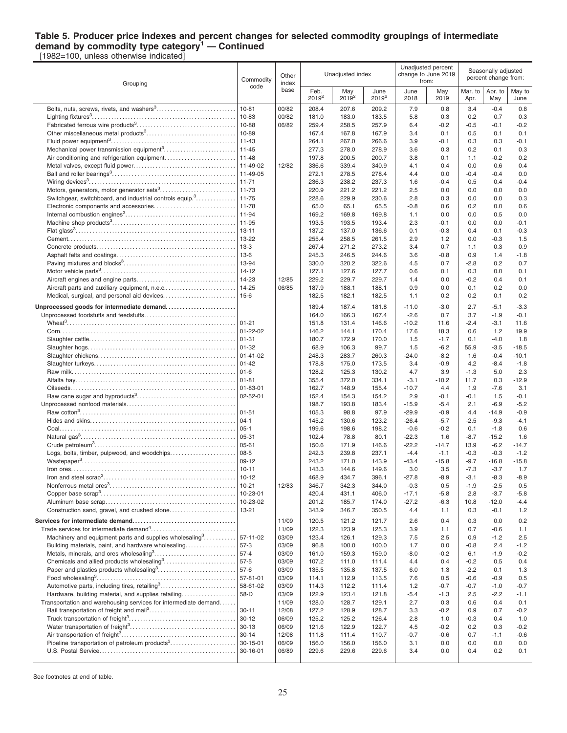# Table 5. Producer price indexes and percent changes for selected commodity groupings of intermediate demand by commodity type category[1] — Continued

[1982=100, unless otherwise indicated]

| Grouping | Commodity code | Other index base | Unadjusted index | | | Unadjusted percent change to June 2019 from: | | Seasonally adjusted percent change from: | | |
|---|---|---|---|---|---|---|---|---|---|---|
| | | | Feb. 2019[2] | May 2019[2] | June 2019[2] | June 2018 | May 2019 | Mar. to Apr. | Apr. to May | May to June |
| Bolts, nuts, screws, rivets, and washers[3] | 10-81 | 00/82 | 208.4 | 207.6 | 209.2 | 7.9 | 0.8 | 3.4 | -0.4 | 0.8 |
| Lighting fixtures[3] | 10-83 | 00/82 | 181.0 | 183.0 | 183.5 | 5.8 | 0.3 | 0.2 | 0.7 | 0.3 |
| Fabricated ferrous wire products[3] | 10-88 | 06/82 | 259.4 | 258.5 | 257.9 | 6.4 | -0.2 | -0.5 | -0.1 | -0.2 |
| Other miscellaneous metal products[3] | 10-89 | | 167.4 | 167.8 | 167.9 | 3.4 | 0.1 | 0.5 | 0.1 | 0.1 |
| Fluid power equipment[3] | 11-43 | | 264.1 | 267.0 | 266.6 | 3.9 | -0.1 | 0.3 | 0.3 | -0.1 |
| Mechanical power transmission equipment[3] | 11-45 | | 277.3 | 278.0 | 278.9 | 3.6 | 0.3 | 0.2 | 0.1 | 0.3 |
| Air conditioning and refrigeration equipment | 11-48 | | 197.8 | 200.5 | 200.7 | 3.8 | 0.1 | 1.1 | -0.2 | 0.2 |
| Metal valves, except fluid power | 11-49-02 | 12/82 | 336.6 | 339.4 | 340.9 | 4.1 | 0.4 | 0.0 | 0.6 | 0.4 |
| Ball and roller bearings[3] | 11-49-05 | | 272.1 | 278.5 | 278.4 | 4.4 | 0.0 | -0.4 | -0.4 | 0.0 |
| Wiring devices[3] | 11-71 | | 236.3 | 238.2 | 237.3 | 1.6 | -0.4 | 0.5 | 0.4 | -0.4 |
| Motors, generators, motor generator sets[3] | 11-73 | | 220.9 | 221.2 | 221.2 | 2.5 | 0.0 | 0.0 | 0.0 | 0.0 |
| Switchgear, switchboard, and industrial controls equip.[3] | 11-75 | | 228.6 | 229.9 | 230.6 | 2.8 | 0.3 | 0.0 | 0.0 | 0.3 |
| Electronic components and accessories | 11-78 | | 65.0 | 65.1 | 65.5 | -0.8 | 0.6 | 0.2 | 0.0 | 0.6 |
| Internal combustion engines[3] | 11-94 | | 169.2 | 169.8 | 169.8 | 1.1 | 0.0 | 0.0 | 0.5 | 0.0 |
| Machine shop products[3] | 11-95 | | 193.5 | 193.5 | 193.4 | 2.3 | -0.1 | 0.0 | 0.0 | -0.1 |
| Flat glass[3] | 13-11 | | 137.2 | 137.0 | 136.6 | 0.1 | -0.3 | 0.4 | 0.1 | -0.3 |
| Cement | 13-22 | | 255.4 | 258.5 | 261.5 | 2.9 | 1.2 | 0.0 | -0.3 | 1.5 |
| Concrete products | 13-3 | | 267.4 | 271.2 | 273.2 | 3.4 | 0.7 | 1.1 | 0.3 | 0.9 |
| Asphalt felts and coatings | 13-6 | | 245.3 | 246.5 | 244.6 | 3.6 | -0.8 | 0.9 | 1.4 | -1.8 |
| Paving mixtures and blocks[3] | 13-94 | | 330.0 | 320.2 | 322.6 | 4.5 | 0.7 | -2.8 | 0.2 | 0.7 |
| Motor vehicle parts[3] | 14-12 | | 127.1 | 127.6 | 127.7 | 0.6 | 0.1 | 0.3 | 0.0 | 0.1 |
| Aircraft engines and engine parts | 14-23 | 12/85 | 229.2 | 229.7 | 229.7 | 1.4 | 0.0 | -0.2 | 0.4 | 0.1 |
| Aircraft parts and auxiliary equipment, n.e.c. | 14-25 | 06/85 | 187.9 | 188.1 | 188.1 | 0.9 | 0.0 | 0.1 | 0.2 | 0.0 |
| Medical, surgical, and personal aid devices | 15-6 | | 182.5 | 182.1 | 182.5 | 1.1 | 0.2 | 0.2 | 0.1 | 0.2 |
| **Unprocessed goods for intermediate demand** | | | 189.4 | 187.4 | 181.8 | -11.0 | -3.0 | 2.7 | -5.1 | -3.3 |
| Unprocessed foodstuffs and feedstuffs | | | 164.0 | 166.3 | 167.4 | -2.6 | 0.7 | 3.7 | -1.9 | -0.1 |
| Wheat[3] | 01-21 | | 151.8 | 131.4 | 146.6 | -10.2 | 11.6 | -2.4 | -3.1 | 11.6 |
| Corn | 01-22-02 | | 146.2 | 144.1 | 170.4 | 17.6 | 18.3 | 0.6 | 1.2 | 19.9 |
| Slaughter cattle | 01-31 | | 180.7 | 172.9 | 170.0 | 1.5 | -1.7 | 0.1 | -4.0 | 1.8 |
| Slaughter hogs | 01-32 | | 68.9 | 106.3 | 99.7 | 1.5 | -6.2 | 55.9 | -3.5 | -18.5 |
| Slaughter chickens | 01-41-02 | | 248.3 | 283.7 | 260.3 | -24.0 | -8.2 | 1.6 | -0.4 | -10.1 |
| Slaughter turkeys | 01-42 | | 178.8 | 175.0 | 173.5 | 3.4 | -0.9 | 4.2 | -8.4 | -1.8 |
| Raw milk | 01-6 | | 128.2 | 125.3 | 130.2 | 4.7 | 3.9 | -1.3 | 5.0 | 2.3 |
| Alfalfa hay | 01-81 | | 355.4 | 372.0 | 334.1 | -3.1 | -10.2 | 11.7 | 0.3 | -12.9 |
| Oilseeds | 01-83-01 | | 162.7 | 148.9 | 155.4 | -10.7 | 4.4 | 1.9 | -7.6 | 3.1 |
| Raw cane sugar and byproducts[3] | 02-52-01 | | 152.4 | 154.3 | 154.2 | 2.9 | -0.1 | -0.1 | 1.5 | -0.1 |
| Unprocessed nonfood materials | | | 198.7 | 193.8 | 183.4 | -15.9 | -5.4 | 2.1 | -6.9 | -5.2 |
| Raw cotton[3] | 01-51 | | 105.3 | 98.8 | 97.9 | -29.9 | -0.9 | 4.4 | -14.9 | -0.9 |
| Hides and skins | 04-1 | | 145.2 | 130.6 | 123.2 | -26.4 | -5.7 | -2.5 | -9.3 | -4.1 |
| Coal | 05-1 | | 199.6 | 198.6 | 198.2 | -0.6 | -0.2 | 0.1 | -1.8 | 0.6 |
| Natural gas[3] | 05-31 | | 102.4 | 78.8 | 80.1 | -22.3 | 1.6 | -8.7 | -15.2 | 1.6 |
| Crude petroleum[3] | 05-61 | | 150.6 | 171.9 | 146.6 | -22.2 | -14.7 | 13.9 | -6.2 | -14.7 |
| Logs, bolts, timber, pulpwood, and woodchips | 08-5 | | 242.3 | 239.8 | 237.1 | -4.4 | -1.1 | -0.3 | -0.3 | -1.2 |
| Wastepaper[3] | 09-12 | | 243.2 | 171.0 | 143.9 | -43.4 | -15.8 | -9.7 | -16.8 | -15.8 |
| Iron ores | 10-11 | | 143.3 | 144.6 | 149.6 | 3.0 | 3.5 | -7.3 | -3.7 | 1.7 |
| Iron and steel scrap[3] | 10-12 | | 468.9 | 434.7 | 396.1 | -27.8 | -8.9 | -3.1 | -8.3 | -8.9 |
| Nonferrous metal ores[3] | 10-21 | 12/83 | 346.7 | 342.3 | 344.0 | -0.3 | 0.5 | -1.9 | -2.5 | 0.5 |
| Copper base scrap[3] | 10-23-01 | | 420.4 | 431.1 | 406.0 | -17.1 | -5.8 | 2.8 | -3.7 | -5.8 |
| Aluminum base scrap | 10-23-02 | | 201.2 | 185.7 | 174.0 | -27.2 | -6.3 | 10.8 | -12.0 | -4.4 |
| Construction sand, gravel, and crushed stone | 13-21 | | 343.9 | 346.7 | 350.5 | 4.4 | 1.1 | 0.3 | -0.1 | 1.2 |
| **Services for intermediate demand** | | 11/09 | 120.5 | 121.2 | 121.7 | 2.6 | 0.4 | 0.3 | 0.0 | 0.2 |
| Trade services for intermediate demand[4] | | 11/09 | 122.3 | 123.9 | 125.3 | 3.9 | 1.1 | 0.7 | -0.6 | 1.1 |
| Machinery and equipment parts and supplies wholesaling[3] | 57-11-02 | 03/09 | 123.4 | 126.1 | 129.3 | 7.5 | 2.5 | 0.9 | -1.2 | 2.5 |
| Building materials, paint, and hardware wholesaling | 57-3 | 03/09 | 96.8 | 100.0 | 100.0 | 1.7 | 0.0 | -0.8 | 2.4 | -1.2 |
| Metals, minerals, and ores wholesaling[3] | 57-4 | 03/09 | 161.0 | 159.3 | 159.0 | -8.0 | -0.2 | 6.1 | -1.9 | -0.2 |
| Chemicals and allied products wholesaling[3] | 57-5 | 03/09 | 107.2 | 111.0 | 111.4 | 4.4 | 0.4 | -0.2 | 0.5 | 0.4 |
| Paper and plastics products wholesaling[3] | 57-6 | 03/09 | 135.5 | 135.8 | 137.5 | 6.0 | 1.3 | -2.2 | 0.1 | 1.3 |
| Food wholesaling[3] | 57-81-01 | 03/09 | 114.1 | 112.9 | 113.5 | 7.6 | 0.5 | -0.6 | -0.9 | 0.5 |
| Automotive parts, including tires, retailing[3] | 58-61-02 | 03/09 | 114.3 | 112.2 | 111.4 | 1.2 | -0.7 | -0.7 | -1.0 | -0.7 |
| Hardware, building material, and supplies retailing | 58-D | 03/09 | 122.9 | 123.4 | 121.8 | -5.4 | -1.3 | 2.5 | -2.2 | -1.1 |
| Transportation and warehousing services for intermediate demand | | 11/09 | 128.0 | 128.7 | 129.1 | 2.7 | 0.3 | 0.6 | 0.4 | 0.1 |
| Rail transportation of freight and mail[3] | 30-11 | 12/08 | 127.2 | 128.9 | 128.7 | 3.3 | -0.2 | 0.9 | 0.7 | -0.2 |
| Truck transportation of freight[3] | 30-12 | 06/09 | 125.2 | 125.2 | 126.4 | 2.8 | 1.0 | -0.3 | 0.4 | 1.0 |
| Water transportation of freight[3] | 30-13 | 06/09 | 121.6 | 122.9 | 122.7 | 4.5 | -0.2 | 0.2 | 0.3 | -0.2 |
| Air transportation of freight[3] | 30-14 | 12/08 | 111.8 | 111.4 | 110.7 | -0.7 | -0.6 | 0.7 | -1.1 | -0.6 |
| Pipeline transportation of petroleum products[3] | 30-15-01 | 06/09 | 156.0 | 156.0 | 156.0 | 3.1 | 0.0 | 0.0 | 0.0 | 0.0 |
| U.S. Postal Service | 30-16-01 | 06/89 | 229.6 | 229.6 | 229.6 | 3.4 | 0.0 | 0.4 | 0.2 | 0.1 |

See footnotes at end of table.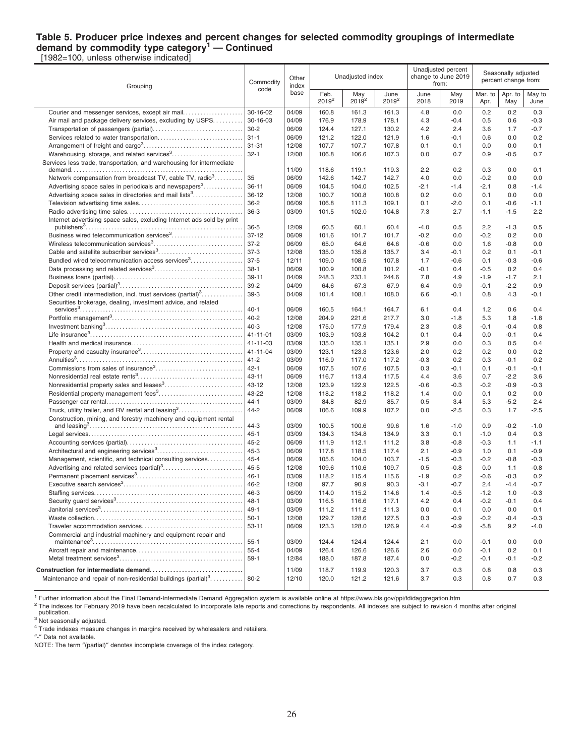### Table 5. Producer price indexes and percent changes for selected commodity groupings of intermediate demand by commodity type category[1] — Continued

[1982=100, unless otherwise indicated]

| Grouping | Commodity code | Other index base | Unadjusted index | | | Unadjusted percent change to June 2019 from: | | Seasonally adjusted percent change from: | | |
|---|---|---|---|---|---|---|---|---|---|---|
| | | | Feb. 2019[2] | May 2019[2] | June 2019[2] | June 2018 | May 2019 | Mar. to Apr. | Apr. to May | May to June |
| Courier and messenger services, except air mail | 30-16-02 | 04/09 | 160.8 | 161.3 | 161.3 | 4.8 | 0.0 | 0.2 | 0.2 | 0.3 |
| Air mail and package delivery services, excluding by USPS | 30-16-03 | 04/09 | 176.9 | 178.9 | 178.1 | 4.3 | -0.4 | 0.5 | 0.6 | -0.3 |
| Transportation of passengers (partial) | 30-2 | 06/09 | 124.4 | 127.1 | 130.2 | 4.2 | 2.4 | 3.6 | 1.7 | -0.7 |
| Services related to water transportation | 31-1 | 06/09 | 121.2 | 122.0 | 121.9 | 1.6 | -0.1 | 0.6 | 0.0 | 0.2 |
| Arrangement of freight and cargo[3] | 31-31 | 12/08 | 107.7 | 107.7 | 107.8 | 0.1 | 0.1 | 0.0 | 0.0 | 0.1 |
| Warehousing, storage, and related services[3] | 32-1 | 12/08 | 106.8 | 106.6 | 107.3 | 0.0 | 0.7 | 0.9 | -0.5 | 0.7 |
| Services less trade, transportation, and warehousing for intermediate demand | | 11/09 | 118.6 | 119.1 | 119.3 | 2.2 | 0.2 | 0.3 | 0.0 | 0.1 |
| Network compensation from broadcast TV, cable TV, radio[3] | 35 | 06/09 | 142.6 | 142.7 | 142.7 | 4.0 | 0.0 | -0.2 | 0.0 | 0.0 |
| Advertising space sales in periodicals and newspapers[3] | 36-11 | 06/09 | 104.5 | 104.0 | 102.5 | -2.1 | -1.4 | -2.1 | 0.8 | -1.4 |
| Advertising space sales in directories and mail lists[3] | 36-12 | 12/08 | 100.7 | 100.8 | 100.8 | 0.2 | 0.0 | 0.1 | 0.0 | 0.0 |
| Television advertising time sales | 36-2 | 06/09 | 106.8 | 111.3 | 109.1 | 0.1 | -2.0 | 0.1 | -0.6 | -1.1 |
| Radio advertising time sales | 36-3 | 03/09 | 101.5 | 102.0 | 104.8 | 7.3 | 2.7 | -1.1 | -1.5 | 2.2 |
| Internet advertising space sales, excluding Internet ads sold by print publishers[3] | 36-5 | 12/09 | 60.5 | 60.1 | 60.4 | -4.0 | 0.5 | 2.2 | -1.3 | 0.5 |
| Business wired telecommunication services[3] | 37-12 | 06/09 | 101.6 | 101.7 | 101.7 | -0.2 | 0.0 | -0.2 | 0.2 | 0.0 |
| Wireless telecommunication services[3] | 37-2 | 06/09 | 65.0 | 64.6 | 64.6 | -0.6 | 0.0 | 1.6 | -0.8 | 0.0 |
| Cable and satellite subscriber services[3] | 37-3 | 12/08 | 135.0 | 135.8 | 135.7 | 3.4 | -0.1 | 0.2 | 0.1 | -0.1 |
| Bundled wired telecommunication access services[3] | 37-5 | 12/11 | 109.0 | 108.5 | 107.8 | 1.7 | -0.6 | 0.1 | -0.3 | -0.6 |
| Data processing and related services[3] | 38-1 | 06/09 | 100.9 | 100.8 | 101.2 | -0.1 | 0.4 | -0.5 | 0.2 | 0.4 |
| Business loans (partial) | 39-11 | 04/09 | 248.3 | 233.1 | 244.6 | 7.8 | 4.9 | -1.9 | -1.7 | 2.1 |
| Deposit services (partial)[3] | 39-2 | 04/09 | 64.6 | 67.3 | 67.9 | 6.4 | 0.9 | -0.1 | -2.2 | 0.9 |
| Other credit intermediation, incl. trust services (partial)[3] | 39-3 | 04/09 | 101.4 | 108.1 | 108.0 | 6.6 | -0.1 | 0.8 | 4.3 | -0.1 |
| Securities brokerage, dealing, investment advice, and related services[3] | 40-1 | 06/09 | 160.5 | 164.1 | 164.7 | 6.1 | 0.4 | 1.2 | 0.6 | 0.4 |
| Portfolio management[3] | 40-2 | 12/08 | 204.9 | 221.6 | 217.7 | 3.0 | -1.8 | 5.3 | 1.8 | -1.8 |
| Investment banking[3] | 40-3 | 12/08 | 175.0 | 177.9 | 179.4 | 2.3 | 0.8 | -0.1 | -0.4 | 0.8 |
| Life insurance[3] | 41-11-01 | 03/09 | 103.9 | 103.8 | 104.2 | 0.1 | 0.4 | 0.0 | -0.1 | 0.4 |
| Health and medical insurance | 41-11-03 | 03/09 | 135.0 | 135.1 | 135.1 | 2.9 | 0.0 | 0.3 | 0.5 | 0.4 |
| Property and casualty insurance[3] | 41-11-04 | 03/09 | 123.1 | 123.3 | 123.6 | 2.0 | 0.2 | 0.2 | 0.0 | 0.2 |
| Annuities[3] | 41-2 | 03/09 | 116.9 | 117.0 | 117.2 | -0.3 | 0.2 | 0.3 | -0.1 | 0.2 |
| Commissions from sales of insurance[3] | 42-1 | 06/09 | 107.5 | 107.6 | 107.5 | 0.3 | -0.1 | 0.1 | -0.1 | -0.1 |
| Nonresidential real estate rents[3] | 43-11 | 06/09 | 116.7 | 113.4 | 117.5 | 4.4 | 3.6 | 0.7 | -2.2 | 3.6 |
| Nonresidential property sales and leases[3] | 43-12 | 12/08 | 123.9 | 122.9 | 122.5 | -0.6 | -0.3 | -0.2 | -0.9 | -0.3 |
| Residential property management fees[3] | 43-22 | 12/08 | 118.2 | 118.2 | 118.2 | 1.4 | 0.0 | 0.1 | 0.2 | 0.0 |
| Passenger car rental | 44-1 | 03/09 | 84.8 | 82.9 | 85.7 | 0.5 | 3.4 | 5.3 | -5.2 | 2.4 |
| Truck, utility trailer, and RV rental and leasing[3] | 44-2 | 06/09 | 106.6 | 109.9 | 107.2 | 0.0 | -2.5 | 0.3 | 1.7 | -2.5 |
| Construction, mining, and forestry machinery and equipment rental and leasing[3] | 44-3 | 03/09 | 100.5 | 100.6 | 99.6 | 1.6 | -1.0 | 0.9 | -0.2 | -1.0 |
| Legal services | 45-1 | 03/09 | 134.3 | 134.8 | 134.9 | 3.3 | 0.1 | -1.0 | 0.4 | 0.3 |
| Accounting services (partial) | 45-2 | 06/09 | 111.9 | 112.1 | 111.2 | 3.8 | -0.8 | -0.3 | 1.1 | -1.1 |
| Architectural and engineering services[3] | 45-3 | 06/09 | 117.8 | 118.5 | 117.4 | 2.1 | -0.9 | 1.0 | 0.1 | -0.9 |
| Management, scientific, and technical consulting services | 45-4 | 06/09 | 105.6 | 104.0 | 103.7 | -1.5 | -0.3 | -0.2 | -0.8 | -0.3 |
| Advertising and related services (partial)[3] | 45-5 | 12/08 | 109.6 | 110.6 | 109.7 | 0.5 | -0.8 | 0.0 | 1.1 | -0.8 |
| Permanent placement services[3] | 46-1 | 03/09 | 118.2 | 115.4 | 115.6 | -1.9 | 0.2 | -0.6 | -0.3 | 0.2 |
| Executive search services[3] | 46-2 | 12/08 | 97.7 | 90.9 | 90.3 | -3.1 | -0.7 | 2.4 | -4.4 | -0.7 |
| Staffing services | 46-3 | 06/09 | 114.0 | 115.2 | 114.6 | 1.4 | -0.5 | -1.2 | 1.0 | -0.3 |
| Security guard services[3] | 48-1 | 03/09 | 116.5 | 116.6 | 117.1 | 4.2 | 0.4 | -0.2 | -0.1 | 0.4 |
| Janitorial services[3] | 49-1 | 03/09 | 111.2 | 111.2 | 111.3 | 0.0 | 0.1 | 0.0 | 0.0 | 0.1 |
| Waste collection | 50-1 | 12/08 | 129.7 | 128.6 | 127.5 | 0.3 | -0.9 | -0.2 | -0.4 | -0.3 |
| Traveler accommodation services | 53-11 | 06/09 | 123.3 | 128.0 | 126.9 | 4.4 | -0.9 | -5.8 | 9.2 | -4.0 |
| Commercial and industrial machinery and equipment repair and maintenance[3] | 55-1 | 03/09 | 124.4 | 124.4 | 124.4 | 2.1 | 0.0 | -0.1 | 0.0 | 0.0 |
| Aircraft repair and maintenance | 55-4 | 04/09 | 126.4 | 126.6 | 126.6 | 2.6 | 0.0 | -0.1 | 0.2 | 0.1 |
| Metal treatment services[3] | 59-1 | 12/84 | 188.0 | 187.8 | 187.4 | 0.0 | -0.2 | -0.1 | -0.1 | -0.2 |
| **Construction for intermediate demand** | | 11/09 | 118.7 | 119.9 | 120.3 | 3.7 | 0.3 | 0.8 | 0.8 | 0.3 |
| Maintenance and repair of non-residential buildings (partial)[3] | 80-2 | 12/10 | 120.0 | 121.2 | 121.6 | 3.7 | 0.3 | 0.8 | 0.7 | 0.3 |

[1] Further information about the Final Demand-Intermediate Demand Aggregation system is available online at https://www.bls.gov/ppi/fdidaggregation.htm

[2] The indexes for February 2019 have been recalculated to incorporate late reports and corrections by respondents. All indexes are subject to revision 4 months after original publication.

[3] Not seasonally adjusted.

[4] Trade indexes measure changes in margins received by wholesalers and retailers.

"-" Data not available.

NOTE: The term "(partial)" denotes incomplete coverage of the index category.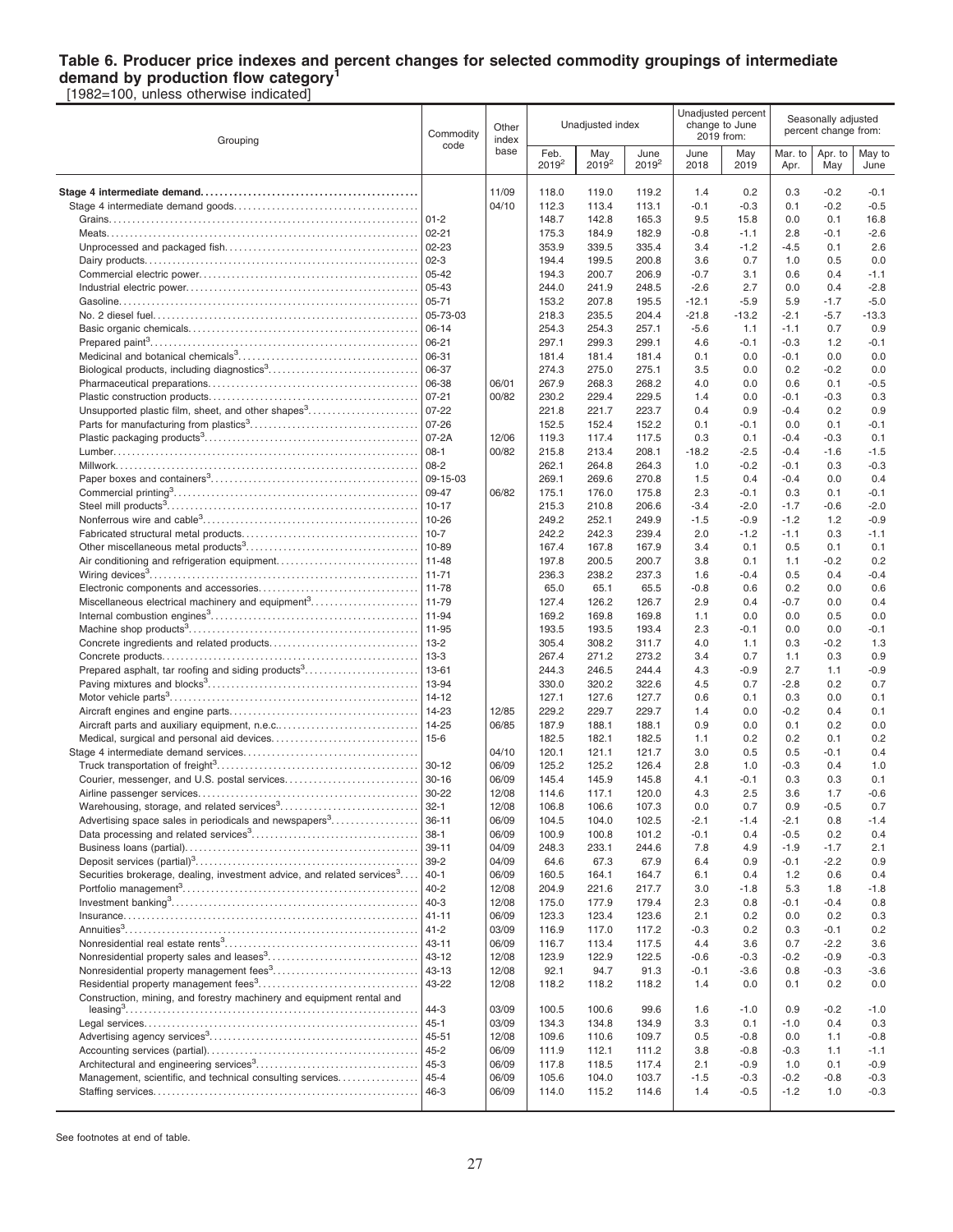# Table 6. Producer price indexes and percent changes for selected commodity groupings of intermediate demand by production flow category[1]

[1982=100, unless otherwise indicated]

| Grouping | Commodity code | Other index base | Unadjusted index | | | Unadjusted percent change to June 2019 from: | | Seasonally adjusted percent change from: | | |
|---|---|---|---|---|---|---|---|---|---|---|
| | | | Feb. 2019[2] | May 2019[2] | June 2019[2] | June 2018 | May 2019 | Mar. to Apr. | Apr. to May | May to June |
| **Stage 4 intermediate demand** | | 11/09 | 118.0 | 119.0 | 119.2 | 1.4 | 0.2 | 0.3 | -0.2 | -0.1 |
| Stage 4 intermediate demand goods | | 04/10 | 112.3 | 113.4 | 113.1 | -0.1 | -0.3 | 0.1 | -0.2 | -0.5 |
| Grains | 01-2 | | 148.7 | 142.8 | 165.3 | 9.5 | 15.8 | 0.0 | 0.1 | 16.8 |
| Meats | 02-21 | | 175.3 | 184.9 | 182.9 | -0.8 | -1.1 | 2.8 | -0.1 | -2.6 |
| Unprocessed and packaged fish | 02-23 | | 353.9 | 339.5 | 335.4 | 3.4 | -1.2 | -4.5 | 0.1 | 2.6 |
| Dairy products | 02-3 | | 194.4 | 199.5 | 200.8 | 3.6 | 0.7 | 1.0 | 0.5 | 0.0 |
| Commercial electric power | 05-42 | | 194.3 | 200.7 | 206.9 | -0.7 | 3.1 | 0.6 | 0.4 | -1.1 |
| Industrial electric power | 05-43 | | 244.0 | 241.9 | 248.5 | -2.6 | 2.7 | 0.0 | 0.4 | -2.8 |
| Gasoline | 05-71 | | 153.2 | 207.8 | 195.5 | -12.1 | -5.9 | 5.9 | -1.7 | -5.0 |
| No. 2 diesel fuel | 05-73-03 | | 218.3 | 235.5 | 204.4 | -21.8 | -13.2 | -2.1 | -5.7 | -13.3 |
| Basic organic chemicals | 06-14 | | 254.3 | 254.3 | 257.1 | -5.6 | 1.1 | -1.1 | 0.7 | 0.9 |
| Prepared paint[3] | 06-21 | | 297.1 | 299.3 | 299.1 | 4.6 | -0.1 | -0.3 | 1.2 | -0.1 |
| Medicinal and botanical chemicals[3] | 06-31 | | 181.4 | 181.4 | 181.4 | 0.1 | 0.0 | -0.1 | 0.0 | 0.0 |
| Biological products, including diagnostics[3] | 06-37 | | 274.3 | 275.0 | 275.1 | 3.5 | 0.0 | 0.2 | -0.2 | 0.0 |
| Pharmaceutical preparations | 06-38 | 06/01 | 267.9 | 268.3 | 268.2 | 4.0 | 0.0 | 0.6 | 0.1 | -0.5 |
| Plastic construction products | 07-21 | 00/82 | 230.2 | 229.4 | 229.5 | 1.4 | 0.0 | -0.1 | -0.3 | 0.3 |
| Unsupported plastic film, sheet, and other shapes[3] | 07-22 | | 221.8 | 221.7 | 223.7 | 0.4 | 0.9 | -0.4 | 0.2 | 0.9 |
| Parts for manufacturing from plastics[3] | 07-26 | | 152.5 | 152.4 | 152.2 | 0.1 | -0.1 | 0.0 | 0.1 | -0.1 |
| Plastic packaging products[3] | 07-2A | 12/06 | 119.3 | 117.4 | 117.5 | 0.3 | 0.1 | -0.4 | -0.3 | 0.1 |
| Lumber | 08-1 | 00/82 | 215.8 | 213.4 | 208.1 | -18.2 | -2.5 | -0.4 | -1.6 | -1.5 |
| Millwork | 08-2 | | 262.1 | 264.8 | 264.3 | 1.0 | -0.2 | -0.1 | 0.3 | -0.3 |
| Paper boxes and containers[3] | 09-15-03 | | 269.1 | 269.6 | 270.8 | 1.5 | 0.4 | -0.4 | 0.0 | 0.4 |
| Commercial printing[3] | 09-47 | 06/82 | 175.1 | 176.0 | 175.8 | 2.3 | -0.1 | 0.3 | 0.1 | -0.1 |
| Steel mill products[3] | 10-17 | | 215.3 | 210.8 | 206.6 | -3.4 | -2.0 | -1.7 | -0.6 | -2.0 |
| Nonferrous wire and cable[3] | 10-26 | | 249.2 | 252.1 | 249.9 | -1.5 | -0.9 | -1.2 | 1.2 | -0.9 |
| Fabricated structural metal products | 10-7 | | 242.2 | 242.3 | 239.4 | 2.0 | -1.2 | -1.1 | 0.3 | -1.1 |
| Other miscellaneous metal products[3] | 10-89 | | 167.4 | 167.8 | 167.9 | 3.4 | 0.1 | 0.5 | 0.1 | 0.1 |
| Air conditioning and refrigeration equipment | 11-48 | | 197.8 | 200.5 | 200.7 | 3.8 | 0.1 | 1.1 | -0.2 | 0.2 |
| Wiring devices[3] | 11-71 | | 236.3 | 238.2 | 237.3 | 1.6 | -0.4 | 0.5 | 0.4 | -0.4 |
| Electronic components and accessories | 11-78 | | 65.0 | 65.1 | 65.5 | -0.8 | 0.6 | 0.2 | 0.0 | 0.6 |
| Miscellaneous electrical machinery and equipment[3] | 11-79 | | 127.4 | 126.2 | 126.7 | 2.9 | 0.4 | -0.7 | 0.0 | 0.4 |
| Internal combustion engines[3] | 11-94 | | 169.2 | 169.8 | 169.8 | 1.1 | 0.0 | 0.0 | 0.5 | 0.0 |
| Machine shop products[3] | 11-95 | | 193.5 | 193.5 | 193.4 | 2.3 | -0.1 | 0.0 | 0.0 | -0.1 |
| Concrete ingredients and related products | 13-2 | | 305.4 | 308.2 | 311.7 | 4.0 | 1.1 | 0.3 | -0.2 | 1.3 |
| Concrete products | 13-3 | | 267.4 | 271.2 | 273.2 | 3.4 | 0.7 | 1.1 | 0.3 | 0.9 |
| Prepared asphalt, tar roofing and siding products[3] | 13-61 | | 244.3 | 246.5 | 244.4 | 4.3 | -0.9 | 2.7 | 1.1 | -0.9 |
| Paving mixtures and blocks[3] | 13-94 | | 330.0 | 320.2 | 322.6 | 4.5 | 0.7 | -2.8 | 0.2 | 0.7 |
| Motor vehicle parts[3] | 14-12 | | 127.1 | 127.6 | 127.7 | 0.6 | 0.1 | 0.3 | 0.0 | 0.1 |
| Aircraft engines and engine parts | 14-23 | 12/85 | 229.2 | 229.7 | 229.7 | 1.4 | 0.0 | -0.2 | 0.4 | 0.1 |
| Aircraft parts and auxiliary equipment, n.e.c. | 14-25 | 06/85 | 187.9 | 188.1 | 188.1 | 0.9 | 0.0 | 0.1 | 0.2 | 0.0 |
| Medical, surgical and personal aid devices | 15-6 | | 182.5 | 182.1 | 182.5 | 1.1 | 0.2 | 0.2 | 0.1 | 0.2 |
| Stage 4 intermediate demand services | | 04/10 | 120.1 | 121.1 | 121.7 | 3.0 | 0.5 | 0.5 | -0.1 | 0.4 |
| Truck transportation of freight[3] | 30-12 | 06/09 | 125.2 | 125.2 | 126.4 | 2.8 | 1.0 | -0.3 | 0.4 | 1.0 |
| Courier, messenger, and U.S. postal services | 30-16 | 06/09 | 145.4 | 145.9 | 145.8 | 4.1 | -0.1 | 0.3 | 0.3 | 0.1 |
| Airline passenger services | 30-22 | 12/08 | 114.6 | 117.1 | 120.0 | 4.3 | 2.5 | 3.6 | 1.7 | -0.6 |
| Warehousing, storage, and related services[3] | 32-1 | 12/08 | 106.8 | 106.6 | 107.3 | 0.0 | 0.7 | 0.9 | -0.5 | 0.7 |
| Advertising space sales in periodicals and newspapers[3] | 36-11 | 06/09 | 104.5 | 104.0 | 102.5 | -2.1 | -1.4 | -2.1 | 0.8 | -1.4 |
| Data processing and related services[3] | 38-1 | 06/09 | 100.9 | 100.8 | 101.2 | -0.1 | 0.4 | -0.5 | 0.2 | 0.4 |
| Business loans (partial) | 39-11 | 04/09 | 248.3 | 233.1 | 244.6 | 7.8 | 4.9 | -1.9 | -1.7 | 2.1 |
| Deposit services (partial)[3] | 39-2 | 04/09 | 64.6 | 67.3 | 67.9 | 6.4 | 0.9 | -0.1 | -2.2 | 0.9 |
| Securities brokerage, dealing, investment advice, and related services[3] | 40-1 | 06/09 | 160.5 | 164.1 | 164.7 | 6.1 | 0.4 | 1.2 | 0.6 | 0.4 |
| Portfolio management[3] | 40-2 | 12/08 | 204.9 | 221.6 | 217.7 | 3.0 | -1.8 | 5.3 | 1.8 | -1.8 |
| Investment banking[3] | 40-3 | 12/08 | 175.0 | 177.9 | 179.4 | 2.3 | 0.8 | -0.1 | -0.4 | 0.8 |
| Insurance | 41-11 | 06/09 | 123.3 | 123.4 | 123.6 | 2.1 | 0.2 | 0.0 | 0.2 | 0.3 |
| Annuities[3] | 41-2 | 03/09 | 116.9 | 117.0 | 117.2 | -0.3 | 0.2 | 0.3 | -0.1 | 0.2 |
| Nonresidential real estate rents[3] | 43-11 | 06/09 | 116.7 | 113.4 | 117.5 | 4.4 | 3.6 | 0.7 | -2.2 | 3.6 |
| Nonresidential property sales and leases[3] | 43-12 | 12/08 | 123.9 | 122.9 | 122.5 | -0.6 | -0.3 | -0.2 | -0.9 | -0.3 |
| Nonresidential property management fees[3] | 43-13 | 12/08 | 92.1 | 94.7 | 91.3 | -0.1 | -3.6 | 0.8 | -0.3 | -3.6 |
| Residential property management fees[3] | 43-22 | 12/08 | 118.2 | 118.2 | 118.2 | 1.4 | 0.0 | 0.1 | 0.2 | 0.0 |
| Construction, mining, and forestry machinery and equipment rental and leasing[3] | 44-3 | 03/09 | 100.5 | 100.6 | 99.6 | 1.6 | -1.0 | 0.9 | -0.2 | -1.0 |
| Legal services | 45-1 | 03/09 | 134.3 | 134.8 | 134.9 | 3.3 | 0.1 | -1.0 | 0.4 | 0.3 |
| Advertising agency services[3] | 45-51 | 12/08 | 109.6 | 110.6 | 109.7 | 0.5 | -0.8 | 0.0 | 1.1 | -0.8 |
| Accounting services (partial) | 45-2 | 06/09 | 111.9 | 112.1 | 111.2 | 3.8 | -0.8 | -0.3 | 1.1 | -1.1 |
| Architectural and engineering services[3] | 45-3 | 06/09 | 117.8 | 118.5 | 117.4 | 2.1 | -0.9 | 1.0 | 0.1 | -0.9 |
| Management, scientific, and technical consulting services | 45-4 | 06/09 | 105.6 | 104.0 | 103.7 | -1.5 | -0.3 | -0.2 | -0.8 | -0.3 |
| Staffing services | 46-3 | 06/09 | 114.0 | 115.2 | 114.6 | 1.4 | -0.5 | -1.2 | 1.0 | -0.3 |

See footnotes at end of table.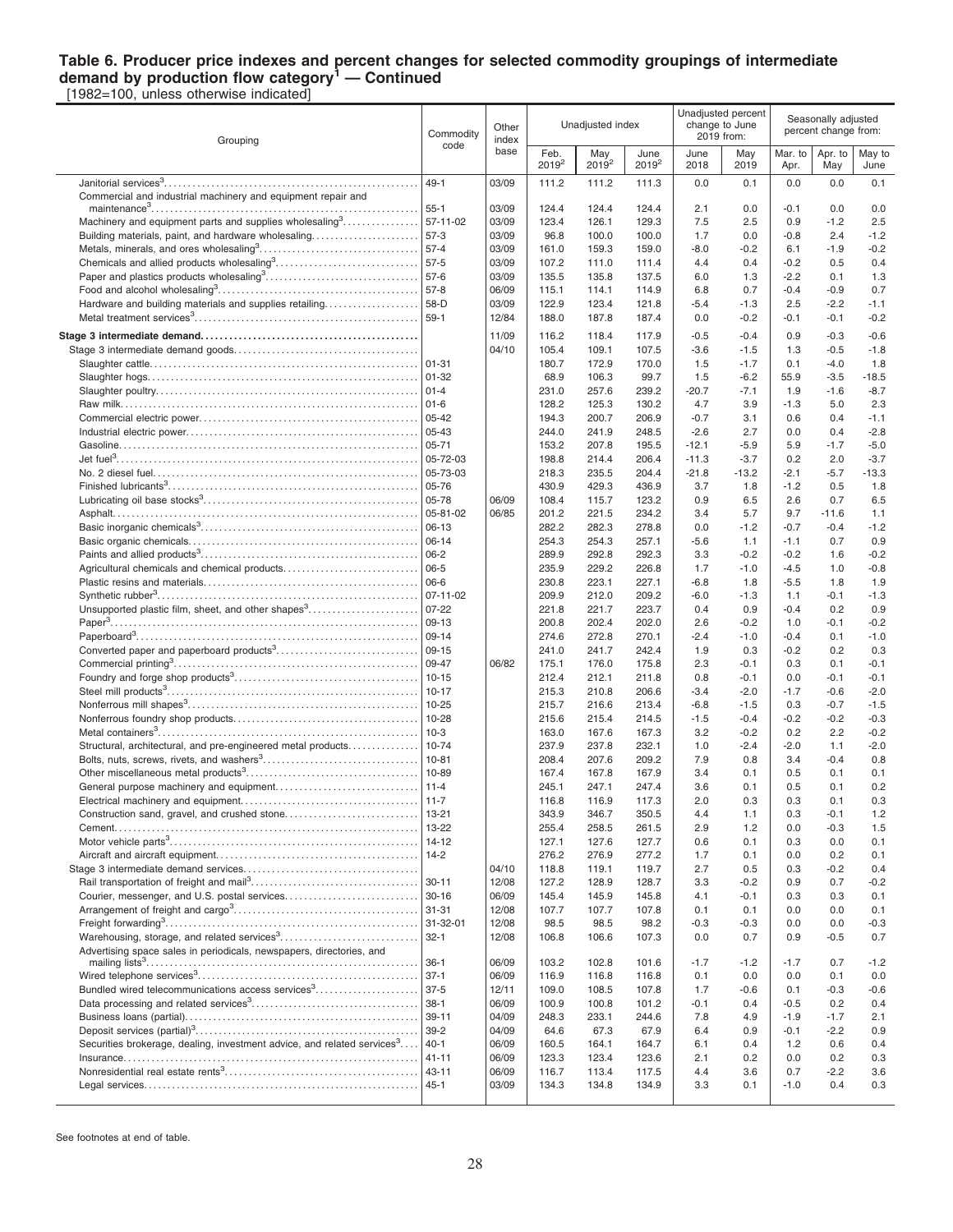**Table 6. Producer price indexes and percent changes for selected commodity groupings of intermediate demand by production flow category[1] — Continued**

[1982=100, unless otherwise indicated]

| Grouping | Commodity code | Other index base | Unadjusted index | | | Unadjusted percent change to June 2019 from: | | Seasonally adjusted percent change from: | | |
|---|---|---|---|---|---|---|---|---|---|---|
| | | | Feb. 2019[2] | May 2019[2] | June 2019[2] | June 2018 | May 2019 | Mar. to Apr. | Apr. to May | May to June |
| Janitorial services[3] | 49-1 | 03/09 | 111.2 | 111.2 | 111.3 | 0.0 | 0.1 | 0.0 | 0.0 | 0.1 |
| Commercial and industrial machinery and equipment repair and maintenance[3] | 55-1 | 03/09 | 124.4 | 124.4 | 124.4 | 2.1 | 0.0 | -0.1 | 0.0 | 0.0 |
| Machinery and equipment parts and supplies wholesaling[3] | 57-11-02 | 03/09 | 123.4 | 126.1 | 129.3 | 7.5 | 2.5 | 0.9 | -1.2 | 2.5 |
| Building materials, paint, and hardware wholesaling | 57-3 | 03/09 | 96.8 | 100.0 | 100.0 | 1.7 | 0.0 | -0.8 | 2.4 | -1.2 |
| Metals, minerals, and ores wholesaling[3] | 57-4 | 03/09 | 161.0 | 159.3 | 159.0 | -8.0 | -0.2 | 6.1 | -1.9 | -0.2 |
| Chemicals and allied products wholesaling[3] | 57-5 | 03/09 | 107.2 | 111.0 | 111.4 | 4.4 | 0.4 | -0.2 | 0.5 | 0.4 |
| Paper and plastics products wholesaling[3] | 57-6 | 03/09 | 135.5 | 135.8 | 137.5 | 6.0 | 1.3 | -2.2 | 0.1 | 1.3 |
| Food and alcohol wholesaling[3] | 57-8 | 06/09 | 115.1 | 114.1 | 114.9 | 6.8 | 0.7 | -0.4 | -0.9 | 0.7 |
| Hardware and building materials and supplies retailing | 58-D | 03/09 | 122.9 | 123.4 | 121.8 | -5.4 | -1.3 | 2.5 | -2.2 | -1.1 |
| Metal treatment services[3] | 59-1 | 12/84 | 188.0 | 187.8 | 187.4 | 0.0 | -0.2 | -0.1 | -0.1 | -0.2 |
| **Stage 3 intermediate demand** | | 11/09 | 116.2 | 118.4 | 117.9 | -0.5 | -0.4 | 0.9 | -0.3 | -0.6 |
| Stage 3 intermediate demand goods | | 04/10 | 105.4 | 109.1 | 107.5 | -3.6 | -1.5 | 1.3 | -0.5 | -1.8 |
| Slaughter cattle | 01-31 | | 180.7 | 172.9 | 170.0 | 1.5 | -1.7 | 0.1 | -4.0 | 1.8 |
| Slaughter hogs | 01-32 | | 68.9 | 106.3 | 99.7 | 1.5 | -6.2 | 55.9 | -3.5 | -18.5 |
| Slaughter poultry | 01-4 | | 231.0 | 257.6 | 239.2 | -20.7 | -7.1 | 1.9 | -1.6 | -8.7 |
| Raw milk | 01-6 | | 128.2 | 125.3 | 130.2 | 4.7 | 3.9 | -1.3 | 5.0 | 2.3 |
| Commercial electric power | 05-42 | | 194.3 | 200.7 | 206.9 | -0.7 | 3.1 | 0.6 | 0.4 | -1.1 |
| Industrial electric power | 05-43 | | 244.0 | 241.9 | 248.5 | -2.6 | 2.7 | 0.0 | 0.4 | -2.8 |
| Gasoline | 05-71 | | 153.2 | 207.8 | 195.5 | -12.1 | -5.9 | 5.9 | -1.7 | -5.0 |
| Jet fuel[3] | 05-72-03 | | 198.8 | 214.4 | 206.4 | -11.3 | -3.7 | 0.2 | 2.0 | -3.7 |
| No. 2 diesel fuel | 05-73-03 | | 218.3 | 235.5 | 204.4 | -21.8 | -13.2 | -2.1 | -5.7 | -13.3 |
| Finished lubricants[3] | 05-76 | | 430.9 | 429.3 | 436.9 | 3.7 | 1.8 | -1.2 | 0.5 | 1.8 |
| Lubricating oil base stocks[3] | 05-78 | 06/09 | 108.4 | 115.7 | 123.2 | 0.9 | 6.5 | 2.6 | 0.7 | 6.5 |
| Asphalt | 05-81-02 | 06/85 | 201.2 | 221.5 | 234.2 | 3.4 | 5.7 | 9.7 | -11.6 | 1.1 |
| Basic inorganic chemicals[3] | 06-13 | | 282.2 | 282.3 | 278.8 | 0.0 | -1.2 | -0.7 | -0.4 | -1.2 |
| Basic organic chemicals | 06-14 | | 254.3 | 254.3 | 257.1 | -5.6 | 1.1 | -1.1 | 0.7 | 0.9 |
| Paints and allied products[3] | 06-2 | | 289.9 | 292.8 | 292.3 | 3.3 | -0.2 | -0.2 | 1.6 | -0.2 |
| Agricultural chemicals and chemical products | 06-5 | | 235.9 | 229.2 | 226.8 | 1.7 | -1.0 | -4.5 | 1.0 | -0.8 |
| Plastic resins and materials | 06-6 | | 230.8 | 223.1 | 227.1 | -6.8 | 1.8 | -5.5 | 1.8 | 1.9 |
| Synthetic rubber[3] | 07-11-02 | | 209.9 | 212.0 | 209.2 | -6.0 | -1.3 | 1.1 | -0.1 | -1.3 |
| Unsupported plastic film, sheet, and other shapes[3] | 07-22 | | 221.8 | 221.7 | 223.7 | 0.4 | 0.9 | -0.4 | 0.2 | 0.9 |
| Paper[3] | 09-13 | | 200.8 | 202.4 | 202.0 | 2.6 | -0.2 | 1.0 | -0.1 | -0.2 |
| Paperboard[3] | 09-14 | | 274.6 | 272.8 | 270.1 | -2.4 | -1.0 | -0.4 | 0.1 | -1.0 |
| Converted paper and paperboard products[3] | 09-15 | | 241.0 | 241.7 | 242.4 | 1.9 | 0.3 | -0.2 | 0.2 | 0.3 |
| Commercial printing[3] | 09-47 | 06/82 | 175.1 | 176.0 | 175.8 | 2.3 | -0.1 | 0.3 | 0.1 | -0.1 |
| Foundry and forge shop products[3] | 10-15 | | 212.4 | 212.1 | 211.8 | 0.8 | -0.1 | 0.0 | -0.1 | -0.1 |
| Steel mill products[3] | 10-17 | | 215.3 | 210.8 | 206.6 | -3.4 | -2.0 | -1.7 | -0.6 | -2.0 |
| Nonferrous mill shapes[3] | 10-25 | | 215.7 | 216.6 | 213.4 | -6.8 | -1.5 | 0.3 | -0.7 | -1.5 |
| Nonferrous foundry shop products | 10-28 | | 215.6 | 215.4 | 214.5 | -1.5 | -0.4 | -0.2 | -0.2 | -0.3 |
| Metal containers[3] | 10-3 | | 163.0 | 167.6 | 167.3 | 3.2 | -0.2 | 0.2 | 2.2 | -0.2 |
| Structural, architectural, and pre-engineered metal products | 10-74 | | 237.9 | 237.8 | 232.1 | 1.0 | -2.4 | -2.0 | 1.1 | -2.0 |
| Bolts, nuts, screws, rivets, and washers[3] | 10-81 | | 208.4 | 207.6 | 209.2 | 7.9 | 0.8 | 3.4 | -0.4 | 0.8 |
| Other miscellaneous metal products[3] | 10-89 | | 167.4 | 167.8 | 167.9 | 3.4 | 0.1 | 0.5 | 0.1 | 0.1 |
| General purpose machinery and equipment | 11-4 | | 245.1 | 247.1 | 247.4 | 3.6 | 0.1 | 0.5 | 0.1 | 0.2 |
| Electrical machinery and equipment | 11-7 | | 116.8 | 116.9 | 117.3 | 2.0 | 0.3 | 0.3 | 0.1 | 0.3 |
| Construction sand, gravel, and crushed stone | 13-21 | | 343.9 | 346.7 | 350.5 | 4.4 | 1.1 | 0.3 | -0.1 | 1.2 |
| Cement | 13-22 | | 255.4 | 258.5 | 261.5 | 2.9 | 1.2 | 0.0 | -0.3 | 1.5 |
| Motor vehicle parts[3] | 14-12 | | 127.1 | 127.6 | 127.7 | 0.6 | 0.1 | 0.3 | 0.0 | 0.1 |
| Aircraft and aircraft equipment | 14-2 | | 276.2 | 276.9 | 277.2 | 1.7 | 0.1 | 0.0 | 0.2 | 0.1 |
| Stage 3 intermediate demand services | | 04/10 | 118.8 | 119.1 | 119.7 | 2.7 | 0.5 | 0.3 | -0.2 | 0.4 |
| Rail transportation of freight and mail[3] | 30-11 | 12/08 | 127.2 | 128.9 | 128.7 | 3.3 | -0.2 | 0.9 | 0.7 | -0.2 |
| Courier, messenger, and U.S. postal services | 30-16 | 06/09 | 145.4 | 145.9 | 145.8 | 4.1 | -0.1 | 0.3 | 0.3 | 0.1 |
| Arrangement of freight and cargo[3] | 31-31 | 12/08 | 107.7 | 107.7 | 107.8 | 0.1 | 0.1 | 0.0 | 0.0 | 0.1 |
| Freight forwarding[3] | 31-32-01 | 12/08 | 98.5 | 98.5 | 98.2 | -0.3 | -0.3 | 0.0 | 0.0 | -0.3 |
| Warehousing, storage, and related services[3] | 32-1 | 12/08 | 106.8 | 106.6 | 107.3 | 0.0 | 0.7 | 0.9 | -0.5 | 0.7 |
| Advertising space sales in periodicals, newspapers, directories, and mailing lists[3] | 36-1 | 06/09 | 103.2 | 102.8 | 101.6 | -1.7 | -1.2 | -1.7 | 0.7 | -1.2 |
| Wired telephone services[3] | 37-1 | 06/09 | 116.9 | 116.8 | 116.8 | 0.1 | 0.0 | 0.0 | 0.1 | 0.0 |
| Bundled wired telecommunications access services[3] | 37-5 | 12/11 | 109.0 | 108.5 | 107.8 | 1.7 | -0.6 | 0.1 | -0.3 | -0.6 |
| Data processing and related services[3] | 38-1 | 06/09 | 100.9 | 100.8 | 101.2 | -0.1 | 0.4 | -0.5 | 0.2 | 0.4 |
| Business loans (partial) | 39-11 | 04/09 | 248.3 | 233.1 | 244.6 | 7.8 | 4.9 | -1.9 | -1.7 | 2.1 |
| Deposit services (partial)[3] | 39-2 | 04/09 | 64.6 | 67.3 | 67.9 | 6.4 | 0.9 | -0.1 | -2.2 | 0.9 |
| Securities brokerage, dealing, investment advice, and related services[3] | 40-1 | 06/09 | 160.5 | 164.1 | 164.7 | 6.1 | 0.4 | 1.2 | 0.6 | 0.4 |
| Insurance | 41-11 | 06/09 | 123.3 | 123.4 | 123.6 | 2.1 | 0.2 | 0.0 | 0.2 | 0.3 |
| Nonresidential real estate rents[3] | 43-11 | 06/09 | 116.7 | 113.4 | 117.5 | 4.4 | 3.6 | 0.7 | -2.2 | 3.6 |
| Legal services | 45-1 | 03/09 | 134.3 | 134.8 | 134.9 | 3.3 | 0.1 | -1.0 | 0.4 | 0.3 |

See footnotes at end of table.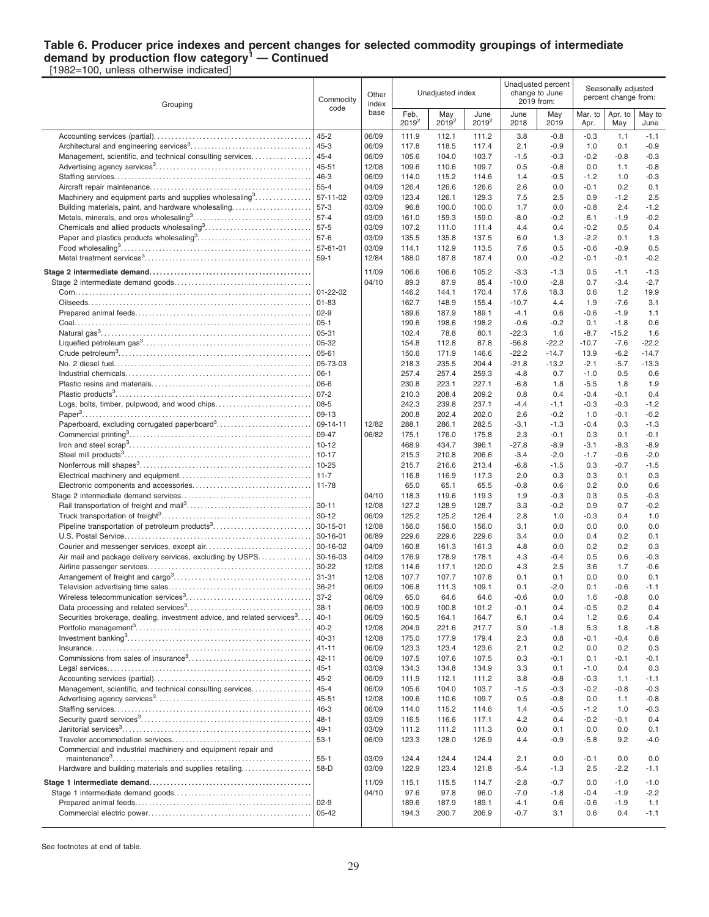**Table 6. Producer price indexes and percent changes for selected commodity groupings of intermediate demand by production flow category[1] — Continued**

[1982=100, unless otherwise indicated]

| Grouping | Commodity code | Other index base | Unadjusted index | | | Unadjusted percent change to June 2019 from: | | Seasonally adjusted percent change from: | | |
|---|---|---|---|---|---|---|---|---|---|---|
| | | | Feb. 2019[2] | May 2019[2] | June 2019[2] | June 2018 | May 2019 | Mar. to Apr. | Apr. to May | May to June |
| Accounting services (partial) | 45-2 | 06/09 | 111.9 | 112.1 | 111.2 | 3.8 | -0.8 | -0.3 | 1.1 | -1.1 |
| Architectural and engineering services[3] | 45-3 | 06/09 | 117.8 | 118.5 | 117.4 | 2.1 | -0.9 | 1.0 | 0.1 | -0.9 |
| Management, scientific, and technical consulting services | 45-4 | 06/09 | 105.6 | 104.0 | 103.7 | -1.5 | -0.3 | -0.2 | -0.8 | -0.3 |
| Advertising agency services[3] | 45-51 | 12/08 | 109.6 | 110.6 | 109.7 | 0.5 | -0.8 | 0.0 | 1.1 | -0.8 |
| Staffing services | 46-3 | 06/09 | 114.0 | 115.2 | 114.6 | 1.4 | -0.5 | -1.2 | 1.0 | -0.3 |
| Aircraft repair maintenance | 55-4 | 04/09 | 126.4 | 126.6 | 126.6 | 2.6 | 0.0 | -0.1 | 0.2 | 0.1 |
| Machinery and equipment parts and supplies wholesaling[3] | 57-11-02 | 03/09 | 123.4 | 126.1 | 129.3 | 7.5 | 2.5 | 0.9 | -1.2 | 2.5 |
| Building materials, paint, and hardware wholesaling | 57-3 | 03/09 | 96.8 | 100.0 | 100.0 | 1.7 | 0.0 | -0.8 | 2.4 | -1.2 |
| Metals, minerals, and ores wholesaling[3] | 57-4 | 03/09 | 161.0 | 159.3 | 159.0 | -8.0 | -0.2 | 6.1 | -1.9 | -0.2 |
| Chemicals and allied products wholesaling[3] | 57-5 | 03/09 | 107.2 | 111.0 | 111.4 | 4.4 | 0.4 | -0.2 | 0.5 | 0.4 |
| Paper and plastics products wholesaling[3] | 57-6 | 03/09 | 135.5 | 135.8 | 137.5 | 6.0 | 1.3 | -2.2 | 0.1 | 1.3 |
| Food wholesaling[3] | 57-81-01 | 03/09 | 114.1 | 112.9 | 113.5 | 7.6 | 0.5 | -0.6 | -0.9 | 0.5 |
| Metal treatment services[3] | 59-1 | 12/84 | 188.0 | 187.8 | 187.4 | 0.0 | -0.2 | -0.1 | -0.1 | -0.2 |
| **Stage 2 intermediate demand** | | 11/09 | 106.6 | 106.6 | 105.2 | -3.3 | -1.3 | 0.5 | -1.1 | -1.3 |
| Stage 2 intermediate demand goods | | 04/10 | 89.3 | 87.9 | 85.4 | -10.0 | -2.8 | 0.7 | -3.4 | -2.7 |
| Corn | 01-22-02 | | 146.2 | 144.1 | 170.4 | 17.6 | 18.3 | 0.6 | 1.2 | 19.9 |
| Oilseeds | 01-83 | | 162.7 | 148.9 | 155.4 | -10.7 | 4.4 | 1.9 | -7.6 | 3.1 |
| Prepared animal feeds | 02-9 | | 189.6 | 187.9 | 189.1 | -4.1 | 0.6 | -0.6 | -1.9 | 1.1 |
| Coal | 05-1 | | 199.6 | 198.6 | 198.2 | -0.6 | -0.2 | 0.1 | -1.8 | 0.6 |
| Natural gas[3] | 05-31 | | 102.4 | 78.8 | 80.1 | -22.3 | 1.6 | -8.7 | -15.2 | 1.6 |
| Liquefied petroleum gas[3] | 05-32 | | 154.8 | 112.8 | 87.8 | -56.8 | -22.2 | -10.7 | -7.6 | -22.2 |
| Crude petroleum[3] | 05-61 | | 150.6 | 171.9 | 146.6 | -22.2 | -14.7 | 13.9 | -6.2 | -14.7 |
| No. 2 diesel fuel | 05-73-03 | | 218.3 | 235.5 | 204.4 | -21.8 | -13.2 | -2.1 | -5.7 | -13.3 |
| Industrial chemicals | 06-1 | | 257.4 | 257.4 | 259.3 | -4.8 | 0.7 | -1.0 | 0.5 | 0.6 |
| Plastic resins and materials | 06-6 | | 230.8 | 223.1 | 227.1 | -6.8 | 1.8 | -5.5 | 1.8 | 1.9 |
| Plastic products[3] | 07-2 | | 210.3 | 208.4 | 209.2 | 0.8 | 0.4 | -0.4 | -0.1 | 0.4 |
| Logs, bolts, timber, pulpwood, and wood chips | 08-5 | | 242.3 | 239.8 | 237.1 | -4.4 | -1.1 | -0.3 | -0.3 | -1.2 |
| Paper[3] | 09-13 | | 200.8 | 202.4 | 202.0 | 2.6 | -0.2 | 1.0 | -0.1 | -0.2 |
| Paperboard, excluding corrugated paperboard[3] | 09-14-11 | 12/82 | 288.1 | 286.1 | 282.5 | -3.1 | -1.3 | -0.4 | 0.3 | -1.3 |
| Commercial printing[3] | 09-47 | 06/82 | 175.1 | 176.0 | 175.8 | 2.3 | -0.1 | 0.3 | 0.1 | -0.1 |
| Iron and steel scrap[3] | 10-12 | | 468.9 | 434.7 | 396.1 | -27.8 | -8.9 | -3.1 | -8.3 | -8.9 |
| Steel mill products[3] | 10-17 | | 215.3 | 210.8 | 206.6 | -3.4 | -2.0 | -1.7 | -0.6 | -2.0 |
| Nonferrous mill shapes[3] | 10-25 | | 215.7 | 216.6 | 213.4 | -6.8 | -1.5 | 0.3 | -0.7 | -1.5 |
| Electrical machinery and equipment | 11-7 | | 116.8 | 116.9 | 117.3 | 2.0 | 0.3 | 0.3 | 0.1 | 0.3 |
| Electronic components and accessories | 11-78 | | 65.0 | 65.1 | 65.5 | -0.8 | 0.6 | 0.2 | 0.0 | 0.6 |
| Stage 2 intermediate demand services | | 04/10 | 118.3 | 119.6 | 119.3 | 1.9 | -0.3 | 0.3 | 0.5 | -0.3 |
| Rail transportation of freight and mail[3] | 30-11 | 12/08 | 127.2 | 128.9 | 128.7 | 3.3 | -0.2 | 0.9 | 0.7 | -0.2 |
| Truck transportation of freight[3] | 30-12 | 06/09 | 125.2 | 125.2 | 126.4 | 2.8 | 1.0 | -0.3 | 0.4 | 1.0 |
| Pipeline transportation of petroleum products[3] | 30-15-01 | 12/08 | 156.0 | 156.0 | 156.0 | 3.1 | 0.0 | 0.0 | 0.0 | 0.0 |
| U.S. Postal Service | 30-16-01 | 06/89 | 229.6 | 229.6 | 229.6 | 3.4 | 0.0 | 0.4 | 0.2 | 0.1 |
| Courier and messenger services, except air | 30-16-02 | 04/09 | 160.8 | 161.3 | 161.3 | 4.8 | 0.0 | 0.2 | 0.2 | 0.3 |
| Air mail and package delivery services, excluding by USPS | 30-16-03 | 04/09 | 176.9 | 178.9 | 178.1 | 4.3 | -0.4 | 0.5 | 0.6 | -0.3 |
| Airline passenger services | 30-22 | 12/08 | 114.6 | 117.1 | 120.0 | 4.3 | 2.5 | 3.6 | 1.7 | -0.6 |
| Arrangement of freight and cargo[3] | 31-31 | 12/08 | 107.7 | 107.7 | 107.8 | 0.1 | 0.1 | 0.0 | 0.0 | 0.1 |
| Television advertising time sales | 36-21 | 06/09 | 106.8 | 111.3 | 109.1 | 0.1 | -2.0 | 0.1 | -0.6 | -1.1 |
| Wireless telecommunication services[3] | 37-2 | 06/09 | 65.0 | 64.6 | 64.6 | -0.6 | 0.0 | 1.6 | -0.8 | 0.0 |
| Data processing and related services[3] | 38-1 | 06/09 | 100.9 | 100.8 | 101.2 | -0.1 | 0.4 | -0.5 | 0.2 | 0.4 |
| Securities brokerage, dealing, investment advice, and related services[3] | 40-1 | 06/09 | 160.5 | 164.1 | 164.7 | 6.1 | 0.4 | 1.2 | 0.6 | 0.4 |
| Portfolio management[3] | 40-2 | 12/08 | 204.9 | 221.6 | 217.7 | 3.0 | -1.8 | 5.3 | 1.8 | -1.8 |
| Investment banking[3] | 40-31 | 12/08 | 175.0 | 177.9 | 179.4 | 2.3 | 0.8 | -0.1 | -0.4 | 0.8 |
| Insurance | 41-11 | 06/09 | 123.3 | 123.4 | 123.6 | 2.1 | 0.2 | 0.0 | 0.2 | 0.3 |
| Commissions from sales of insurance[3] | 42-11 | 06/09 | 107.5 | 107.6 | 107.5 | 0.3 | -0.1 | 0.1 | -0.1 | -0.1 |
| Legal services | 45-1 | 03/09 | 134.3 | 134.8 | 134.9 | 3.3 | 0.1 | -1.0 | 0.4 | 0.3 |
| Accounting services (partial) | 45-2 | 06/09 | 111.9 | 112.1 | 111.2 | 3.8 | -0.8 | -0.3 | 1.1 | -1.1 |
| Management, scientific, and technical consulting services | 45-4 | 06/09 | 105.6 | 104.0 | 103.7 | -1.5 | -0.3 | -0.2 | -0.8 | -0.3 |
| Advertising agency services[3] | 45-51 | 12/08 | 109.6 | 110.6 | 109.7 | 0.5 | -0.8 | 0.0 | 1.1 | -0.8 |
| Staffing services | 46-3 | 06/09 | 114.0 | 115.2 | 114.6 | 1.4 | -0.5 | -1.2 | 1.0 | -0.3 |
| Security guard services[3] | 48-1 | 03/09 | 116.5 | 116.6 | 117.1 | 4.2 | 0.4 | -0.2 | -0.1 | 0.4 |
| Janitorial services[3] | 49-1 | 03/09 | 111.2 | 111.2 | 111.3 | 0.0 | 0.1 | 0.0 | 0.0 | 0.1 |
| Traveler accommodation services | 53-1 | 06/09 | 123.3 | 128.0 | 126.9 | 4.4 | -0.9 | -5.8 | 9.2 | -4.0 |
| Commercial and industrial machinery and equipment repair and maintenance[3] | 55-1 | 03/09 | 124.4 | 124.4 | 124.4 | 2.1 | 0.0 | -0.1 | 0.0 | 0.0 |
| Hardware and building materials and supplies retailing | 58-D | 03/09 | 122.9 | 123.4 | 121.8 | -5.4 | -1.3 | 2.5 | -2.2 | -1.1 |
| **Stage 1 intermediate demand** | | 11/09 | 115.1 | 115.5 | 114.7 | -2.8 | -0.7 | 0.0 | -1.0 | -1.0 |
| Stage 1 intermediate demand goods | | 04/10 | 97.6 | 97.8 | 96.0 | -7.0 | -1.8 | -0.4 | -1.9 | -2.2 |
| Prepared animal feeds | 02-9 | | 189.6 | 187.9 | 189.1 | -4.1 | 0.6 | -0.6 | -1.9 | 1.1 |
| Commercial electric power | 05-42 | | 194.3 | 200.7 | 206.9 | -0.7 | 3.1 | 0.6 | 0.4 | -1.1 |

See footnotes at end of table.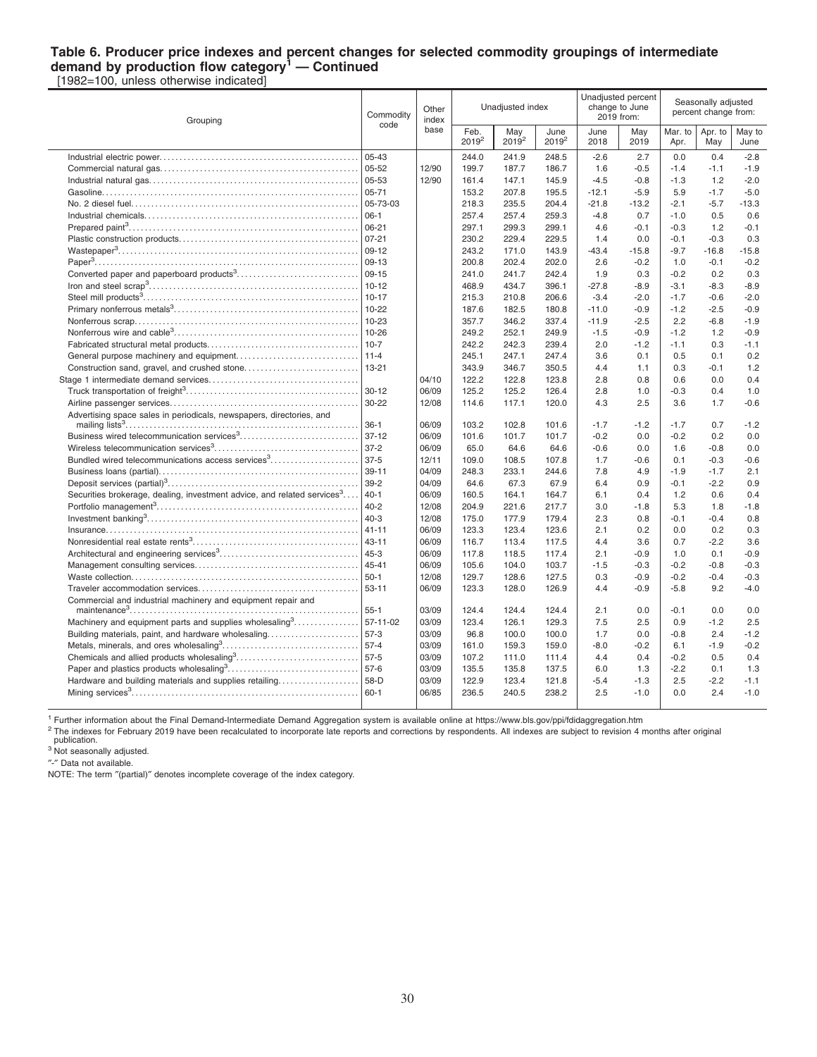### Table 6. Producer price indexes and percent changes for selected commodity groupings of intermediate demand by production flow category[1] — Continued

[1982=100, unless otherwise indicated]

| Grouping | Commodity code | Other index base | Unadjusted index | | | Unadjusted percent change to June 2019 from: | | Seasonally adjusted percent change from: | | |
|---|---|---|---|---|---|---|---|---|---|---|
| | | | Feb. 2019[2] | May 2019[2] | June 2019[2] | June 2018 | May 2019 | Mar. to Apr. | Apr. to May | May to June |
| Industrial electric power | 05-43 | | 244.0 | 241.9 | 248.5 | -2.6 | 2.7 | 0.0 | 0.4 | -2.8 |
| Commercial natural gas | 05-52 | 12/90 | 199.7 | 187.7 | 186.7 | 1.6 | -0.5 | -1.4 | -1.1 | -1.9 |
| Industrial natural gas | 05-53 | 12/90 | 161.4 | 147.1 | 145.9 | -4.5 | -0.8 | -1.3 | 1.2 | -2.0 |
| Gasoline | 05-71 | | 153.2 | 207.8 | 195.5 | -12.1 | -5.9 | 5.9 | -1.7 | -5.0 |
| No. 2 diesel fuel | 05-73-03 | | 218.3 | 235.5 | 204.4 | -21.8 | -13.2 | -2.1 | -5.7 | -13.3 |
| Industrial chemicals | 06-1 | | 257.4 | 257.4 | 259.3 | -4.8 | 0.7 | -1.0 | 0.5 | 0.6 |
| Prepared paint[3] | 06-21 | | 297.1 | 299.3 | 299.1 | 4.6 | -0.1 | -0.3 | 1.2 | -0.1 |
| Plastic construction products | 07-21 | | 230.2 | 229.4 | 229.5 | 1.4 | 0.0 | -0.1 | -0.3 | 0.3 |
| Wastepaper[3] | 09-12 | | 243.2 | 171.0 | 143.9 | -43.4 | -15.8 | -9.7 | -16.8 | -15.8 |
| Paper[3] | 09-13 | | 200.8 | 202.4 | 202.0 | 2.6 | -0.2 | 1.0 | -0.1 | -0.2 |
| Converted paper and paperboard products[3] | 09-15 | | 241.0 | 241.7 | 242.4 | 1.9 | 0.3 | -0.2 | 0.2 | 0.3 |
| Iron and steel scrap[3] | 10-12 | | 468.9 | 434.7 | 396.1 | -27.8 | -8.9 | -3.1 | -8.3 | -8.9 |
| Steel mill products[3] | 10-17 | | 215.3 | 210.8 | 206.6 | -3.4 | -2.0 | -1.7 | -0.6 | -2.0 |
| Primary nonferrous metals[3] | 10-22 | | 187.6 | 182.5 | 180.8 | -11.0 | -0.9 | -1.2 | -2.5 | -0.9 |
| Nonferrous scrap | 10-23 | | 357.7 | 346.2 | 337.4 | -11.9 | -2.5 | 2.2 | -6.8 | -1.9 |
| Nonferrous wire and cable[3] | 10-26 | | 249.2 | 252.1 | 249.9 | -1.5 | -0.9 | -1.2 | 1.2 | -0.9 |
| Fabricated structural metal products | 10-7 | | 242.2 | 242.3 | 239.4 | 2.0 | -1.2 | -1.1 | 0.3 | -1.1 |
| General purpose machinery and equipment | 11-4 | | 245.1 | 247.1 | 247.4 | 3.6 | 0.1 | 0.5 | 0.1 | 0.2 |
| Construction sand, gravel, and crushed stone | 13-21 | | 343.9 | 346.7 | 350.5 | 4.4 | 1.1 | 0.3 | -0.1 | 1.2 |
| Stage 1 intermediate demand services | | 04/10 | 122.2 | 122.8 | 123.8 | 2.8 | 0.8 | 0.6 | 0.0 | 0.4 |
| Truck transportation of freight[3] | 30-12 | 06/09 | 125.2 | 125.2 | 126.4 | 2.8 | 1.0 | -0.3 | 0.4 | 1.0 |
| Airline passenger services | 30-22 | 12/08 | 114.6 | 117.1 | 120.0 | 4.3 | 2.5 | 3.6 | 1.7 | -0.6 |
| Advertising space sales in periodicals, newspapers, directories, and mailing lists[3] | 36-1 | 06/09 | 103.2 | 102.8 | 101.6 | -1.7 | -1.2 | -1.7 | 0.7 | -1.2 |
| Business wired telecommunication services[3] | 37-12 | 06/09 | 101.6 | 101.7 | 101.7 | -0.2 | 0.0 | -0.2 | 0.2 | 0.0 |
| Wireless telecommunication services[3] | 37-2 | 06/09 | 65.0 | 64.6 | 64.6 | -0.6 | 0.0 | 1.6 | -0.8 | 0.0 |
| Bundled wired telecommunications access services[3] | 37-5 | 12/11 | 109.0 | 108.5 | 107.8 | 1.7 | -0.6 | 0.1 | -0.3 | -0.6 |
| Business loans (partial) | 39-11 | 04/09 | 248.3 | 233.1 | 244.6 | 7.8 | 4.9 | -1.9 | -1.7 | 2.1 |
| Deposit services (partial)[3] | 39-2 | 04/09 | 64.6 | 67.3 | 67.9 | 6.4 | 0.9 | -0.1 | -2.2 | 0.9 |
| Securities brokerage, dealing, investment advice, and related services[3] | 40-1 | 06/09 | 160.5 | 164.1 | 164.7 | 6.1 | 0.4 | 1.2 | 0.6 | 0.4 |
| Portfolio management[3] | 40-2 | 12/08 | 204.9 | 221.6 | 217.7 | 3.0 | -1.8 | 5.3 | 1.8 | -1.8 |
| Investment banking[3] | 40-3 | 12/08 | 175.0 | 177.9 | 179.4 | 2.3 | 0.8 | -0.1 | -0.4 | 0.8 |
| Insurance | 41-11 | 06/09 | 123.3 | 123.4 | 123.6 | 2.1 | 0.2 | 0.0 | 0.2 | 0.3 |
| Nonresidential real estate rents[3] | 43-11 | 06/09 | 116.7 | 113.4 | 117.5 | 4.4 | 3.6 | 0.7 | -2.2 | 3.6 |
| Architectural and engineering services[3] | 45-3 | 06/09 | 117.8 | 118.5 | 117.4 | 2.1 | -0.9 | 1.0 | 0.1 | -0.9 |
| Management consulting services | 45-41 | 06/09 | 105.6 | 104.0 | 103.7 | -1.5 | -0.3 | -0.2 | -0.8 | -0.3 |
| Waste collection | 50-1 | 12/08 | 129.7 | 128.6 | 127.5 | 0.3 | -0.9 | -0.2 | -0.4 | -0.3 |
| Traveler accommodation services | 53-11 | 06/09 | 123.3 | 128.0 | 126.9 | 4.4 | -0.9 | -5.8 | 9.2 | -4.0 |
| Commercial and industrial machinery and equipment repair and maintenance[3] | 55-1 | 03/09 | 124.4 | 124.4 | 124.4 | 2.1 | 0.0 | -0.1 | 0.0 | 0.0 |
| Machinery and equipment parts and supplies wholesaling[3] | 57-11-02 | 03/09 | 123.4 | 126.1 | 129.3 | 7.5 | 2.5 | 0.9 | -1.2 | 2.5 |
| Building materials, paint, and hardware wholesaling | 57-3 | 03/09 | 96.8 | 100.0 | 100.0 | 1.7 | 0.0 | -0.8 | 2.4 | -1.2 |
| Metals, minerals, and ores wholesaling[3] | 57-4 | 03/09 | 161.0 | 159.3 | 159.0 | -8.0 | -0.2 | 6.1 | -1.9 | -0.2 |
| Chemicals and allied products wholesaling[3] | 57-5 | 03/09 | 107.2 | 111.0 | 111.4 | 4.4 | 0.4 | -0.2 | 0.5 | 0.4 |
| Paper and plastics products wholesaling[3] | 57-6 | 03/09 | 135.5 | 135.8 | 137.5 | 6.0 | 1.3 | -2.2 | 0.1 | 1.3 |
| Hardware and building materials and supplies retailing | 58-D | 03/09 | 122.9 | 123.4 | 121.8 | -5.4 | -1.3 | 2.5 | -2.2 | -1.1 |
| Mining services[3] | 60-1 | 06/85 | 236.5 | 240.5 | 238.2 | 2.5 | -1.0 | 0.0 | 2.4 | -1.0 |

[1] Further information about the Final Demand-Intermediate Demand Aggregation system is available online at https://www.bls.gov/ppi/fdidaggregation.htm

[2] The indexes for February 2019 have been recalculated to incorporate late reports and corrections by respondents. All indexes are subject to revision 4 months after original publication.

[3] Not seasonally adjusted.

"-" Data not available.

NOTE: The term "(partial)" denotes incomplete coverage of the index category.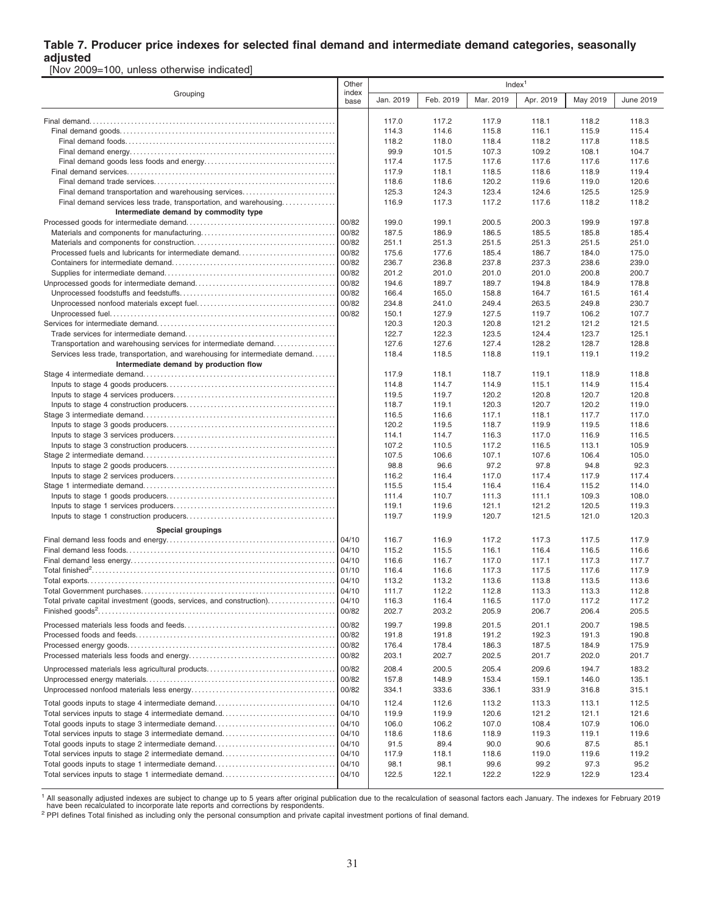## Table 7. Producer price indexes for selected final demand and intermediate demand categories, seasonally adjusted

[Nov 2009=100, unless otherwise indicated]

| Grouping | Other index base | Jan. 2019 | Feb. 2019 | Mar. 2019 | Apr. 2019 | May 2019 | June 2019 |
|---|---|---|---|---|---|---|---|
| | | Index[1] | | | | | |
| Final demand | | 117.0 | 117.2 | 117.9 | 118.1 | 118.2 | 118.3 |
| Final demand goods | | 114.3 | 114.6 | 115.8 | 116.1 | 115.9 | 115.4 |
| Final demand foods | | 118.2 | 118.0 | 118.4 | 118.2 | 117.8 | 118.5 |
| Final demand energy | | 99.9 | 101.5 | 107.3 | 109.2 | 108.1 | 104.7 |
| Final demand goods less foods and energy | | 117.4 | 117.5 | 117.6 | 117.6 | 117.6 | 117.6 |
| Final demand services | | 117.9 | 118.1 | 118.5 | 118.6 | 118.9 | 119.4 |
| Final demand trade services | | 118.6 | 118.6 | 120.2 | 119.6 | 119.0 | 120.6 |
| Final demand transportation and warehousing services | | 125.3 | 124.3 | 123.4 | 124.6 | 125.5 | 125.9 |
| Final demand services less trade, transportation, and warehousing | | 116.9 | 117.3 | 117.2 | 117.6 | 118.2 | 118.2 |
| **Intermediate demand by commodity type** | | | | | | | |
| Processed goods for intermediate demand | 00/82 | 199.0 | 199.1 | 200.5 | 200.3 | 199.9 | 197.8 |
| Materials and components for manufacturing | 00/82 | 187.5 | 186.9 | 186.5 | 185.5 | 185.8 | 185.4 |
| Materials and components for construction | 00/82 | 251.1 | 251.3 | 251.5 | 251.3 | 251.5 | 251.0 |
| Processed fuels and lubricants for intermediate demand | 00/82 | 175.6 | 177.6 | 185.4 | 186.7 | 184.0 | 175.0 |
| Containers for intermediate demand | 00/82 | 236.7 | 236.8 | 237.8 | 237.3 | 238.6 | 239.0 |
| Supplies for intermediate demand | 00/82 | 201.2 | 201.0 | 201.0 | 201.0 | 200.8 | 200.7 |
| Unprocessed goods for intermediate demand | 00/82 | 194.6 | 189.7 | 189.7 | 194.8 | 184.9 | 178.8 |
| Unprocessed foodstuffs and feedstuffs | 00/82 | 166.4 | 165.0 | 158.8 | 164.7 | 161.5 | 161.4 |
| Unprocessed nonfood materials except fuel | 00/82 | 234.8 | 241.0 | 249.4 | 263.5 | 249.8 | 230.7 |
| Unprocessed fuel | 00/82 | 150.1 | 127.9 | 127.5 | 119.7 | 106.2 | 107.7 |
| Services for intermediate demand | | 120.3 | 120.3 | 120.8 | 121.2 | 121.2 | 121.5 |
| Trade services for intermediate demand | | 122.7 | 122.3 | 123.5 | 124.4 | 123.7 | 125.1 |
| Transportation and warehousing services for intermediate demand | | 127.6 | 127.6 | 127.4 | 128.2 | 128.7 | 128.8 |
| Services less trade, transportation, and warehousing for intermediate demand | | 118.4 | 118.5 | 118.8 | 119.1 | 119.1 | 119.2 |
| **Intermediate demand by production flow** | | | | | | | |
| Stage 4 intermediate demand | | 117.9 | 118.1 | 118.7 | 119.1 | 118.9 | 118.8 |
| Inputs to stage 4 goods producers | | 114.8 | 114.7 | 114.9 | 115.1 | 114.9 | 115.4 |
| Inputs to stage 4 services producers | | 119.5 | 119.7 | 120.2 | 120.8 | 120.7 | 120.8 |
| Inputs to stage 4 construction producers | | 118.7 | 119.1 | 120.3 | 120.7 | 120.2 | 119.0 |
| Stage 3 intermediate demand | | 116.5 | 116.6 | 117.1 | 118.1 | 117.7 | 117.0 |
| Inputs to stage 3 goods producers | | 120.2 | 119.5 | 118.7 | 119.9 | 119.5 | 118.6 |
| Inputs to stage 3 services producers | | 114.1 | 114.7 | 116.3 | 117.0 | 116.9 | 116.5 |
| Inputs to stage 3 construction producers | | 107.2 | 110.5 | 117.2 | 116.5 | 113.1 | 105.9 |
| Stage 2 intermediate demand | | 107.5 | 106.6 | 107.1 | 107.6 | 106.4 | 105.0 |
| Inputs to stage 2 goods producers | | 98.8 | 96.6 | 97.2 | 97.8 | 94.8 | 92.3 |
| Inputs to stage 2 services producers | | 116.2 | 116.4 | 117.0 | 117.4 | 117.9 | 117.4 |
| Stage 1 intermediate demand | | 115.5 | 115.4 | 116.4 | 116.4 | 115.2 | 114.0 |
| Inputs to stage 1 goods producers | | 111.4 | 110.7 | 111.3 | 111.1 | 109.3 | 108.0 |
| Inputs to stage 1 services producers | | 119.1 | 119.6 | 121.1 | 121.2 | 120.5 | 119.3 |
| Inputs to stage 1 construction producers | | 119.7 | 119.9 | 120.7 | 121.5 | 121.0 | 120.3 |
| **Special groupings** | | | | | | | |
| Final demand less foods and energy | 04/10 | 116.7 | 116.9 | 117.2 | 117.3 | 117.5 | 117.9 |
| Final demand less foods | 04/10 | 115.2 | 115.5 | 116.1 | 116.4 | 116.5 | 116.6 |
| Final demand less energy | 04/10 | 116.6 | 116.7 | 117.0 | 117.1 | 117.3 | 117.7 |
| Total finished[2] | 01/10 | 116.4 | 116.6 | 117.3 | 117.5 | 117.6 | 117.9 |
| Total exports | 04/10 | 113.2 | 113.2 | 113.6 | 113.8 | 113.5 | 113.6 |
| Total Government purchases | 04/10 | 111.7 | 112.2 | 112.8 | 113.3 | 113.3 | 112.8 |
| Total private capital investment (goods, services, and construction) | 04/10 | 116.3 | 116.4 | 116.5 | 117.0 | 117.2 | 117.2 |
| Finished goods[2] | 00/82 | 202.7 | 203.2 | 205.9 | 206.7 | 206.4 | 205.5 |
| Processed materials less foods and feeds | 00/82 | 199.7 | 199.8 | 201.5 | 201.1 | 200.7 | 198.5 |
| Processed foods and feeds | 00/82 | 191.8 | 191.8 | 191.2 | 192.3 | 191.3 | 190.8 |
| Processed energy goods | 00/82 | 176.4 | 178.4 | 186.3 | 187.5 | 184.9 | 175.9 |
| Processed materials less foods and energy | 00/82 | 203.1 | 202.7 | 202.5 | 201.7 | 202.0 | 201.7 |
| Unprocessed materials less agricultural products | 00/82 | 208.4 | 200.5 | 205.4 | 209.6 | 194.7 | 183.2 |
| Unprocessed energy materials | 00/82 | 157.8 | 148.9 | 153.4 | 159.1 | 146.0 | 135.1 |
| Unprocessed nonfood materials less energy | 00/82 | 334.1 | 333.6 | 336.1 | 331.9 | 316.8 | 315.1 |
| Total goods inputs to stage 4 intermediate demand | 04/10 | 112.4 | 112.6 | 113.2 | 113.3 | 113.1 | 112.5 |
| Total services inputs to stage 4 intermediate demand | 04/10 | 119.9 | 119.9 | 120.6 | 121.2 | 121.1 | 121.6 |
| Total goods inputs to stage 3 intermediate demand | 04/10 | 106.0 | 106.2 | 107.0 | 108.4 | 107.9 | 106.0 |
| Total services inputs to stage 3 intermediate demand | 04/10 | 118.6 | 118.6 | 118.9 | 119.3 | 119.1 | 119.6 |
| Total goods inputs to stage 2 intermediate demand | 04/10 | 91.5 | 89.4 | 90.0 | 90.6 | 87.5 | 85.1 |
| Total services inputs to stage 2 intermediate demand | 04/10 | 117.9 | 118.1 | 118.6 | 119.0 | 119.6 | 119.2 |
| Total goods inputs to stage 1 intermediate demand | 04/10 | 98.1 | 98.1 | 99.6 | 99.2 | 97.3 | 95.2 |
| Total services inputs to stage 1 intermediate demand | 04/10 | 122.5 | 122.1 | 122.2 | 122.9 | 122.9 | 123.4 |

[1] All seasonally adjusted indexes are subject to change up to 5 years after original publication due to the recalculation of seasonal factors each January. The indexes for February 2019 have been recalculated to incorporate late reports and corrections by respondents.

[2] PPI defines Total finished as including only the personal consumption and private capital investment portions of final demand.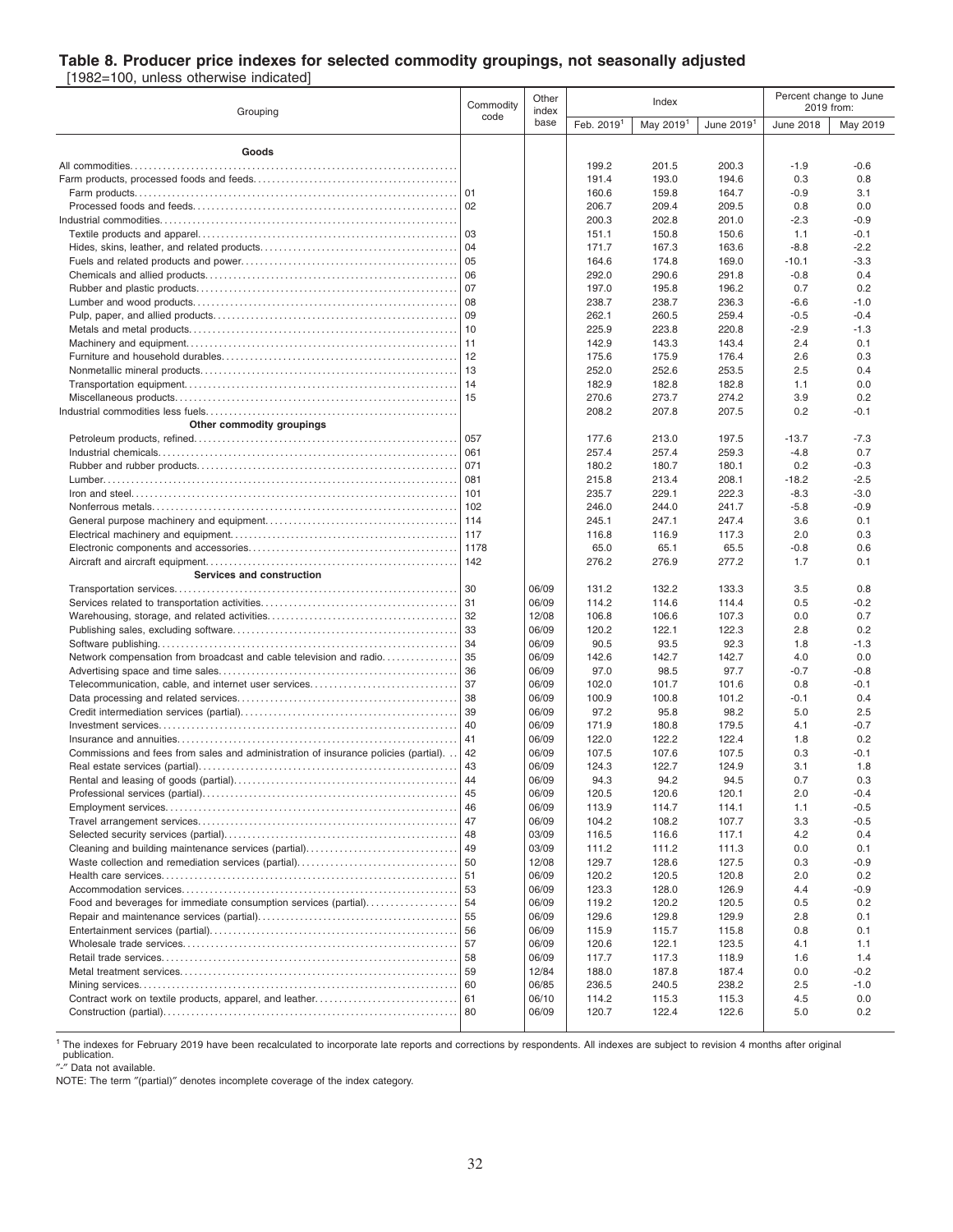## Table 8. Producer price indexes for selected commodity groupings, not seasonally adjusted

[1982=100, unless otherwise indicated]

| Grouping | Commodity code | Other index base | Index | | | Percent change to June 2019 from: | |
|---|---|---|---|---|---|---|---|
| | | | Feb. 2019[1] | May 2019[1] | June 2019[1] | June 2018 | May 2019 |
| **Goods** | | | | | | | |
| All commodities | | | 199.2 | 201.5 | 200.3 | -1.9 | -0.6 |
| Farm products, processed foods and feeds | | | 191.4 | 193.0 | 194.6 | 0.3 | 0.8 |
| Farm products | 01 | | 160.6 | 159.8 | 164.7 | -0.9 | 3.1 |
| Processed foods and feeds | 02 | | 206.7 | 209.4 | 209.5 | 0.8 | 0.0 |
| Industrial commodities | | | 200.3 | 202.8 | 201.0 | -2.3 | -0.9 |
| Textile products and apparel | 03 | | 151.1 | 150.8 | 150.6 | 1.1 | -0.1 |
| Hides, skins, leather, and related products | 04 | | 171.7 | 167.3 | 163.6 | -8.8 | -2.2 |
| Fuels and related products and power | 05 | | 164.6 | 174.8 | 169.0 | -10.1 | -3.3 |
| Chemicals and allied products | 06 | | 292.0 | 290.6 | 291.8 | -0.8 | 0.4 |
| Rubber and plastic products | 07 | | 197.0 | 195.8 | 196.2 | 0.7 | 0.2 |
| Lumber and wood products | 08 | | 238.7 | 238.7 | 236.3 | -6.6 | -1.0 |
| Pulp, paper, and allied products | 09 | | 262.1 | 260.5 | 259.4 | -0.5 | -0.4 |
| Metals and metal products | 10 | | 225.9 | 223.8 | 220.8 | -2.9 | -1.3 |
| Machinery and equipment | 11 | | 142.9 | 143.3 | 143.4 | 2.4 | 0.1 |
| Furniture and household durables | 12 | | 175.6 | 175.9 | 176.4 | 2.6 | 0.3 |
| Nonmetallic mineral products | 13 | | 252.0 | 252.6 | 253.5 | 2.5 | 0.4 |
| Transportation equipment | 14 | | 182.9 | 182.8 | 182.8 | 1.1 | 0.0 |
| Miscellaneous products | 15 | | 270.6 | 273.7 | 274.2 | 3.9 | 0.2 |
| Industrial commodities less fuels | | | 208.2 | 207.8 | 207.5 | 0.2 | -0.1 |
| **Other commodity groupings** | | | | | | | |
| Petroleum products, refined | 057 | | 177.6 | 213.0 | 197.5 | -13.7 | -7.3 |
| Industrial chemicals | 061 | | 257.4 | 257.4 | 259.3 | -4.8 | 0.7 |
| Rubber and rubber products | 071 | | 180.2 | 180.7 | 180.1 | 0.2 | -0.3 |
| Lumber | 081 | | 215.8 | 213.4 | 208.1 | -18.2 | -2.5 |
| Iron and steel | 101 | | 235.7 | 229.1 | 222.3 | -8.3 | -3.0 |
| Nonferrous metals | 102 | | 246.0 | 244.0 | 241.7 | -5.8 | -0.9 |
| General purpose machinery and equipment | 114 | | 245.1 | 247.1 | 247.4 | 3.6 | 0.1 |
| Electrical machinery and equipment | 117 | | 116.8 | 116.9 | 117.3 | 2.0 | 0.3 |
| Electronic components and accessories | 1178 | | 65.0 | 65.1 | 65.5 | -0.8 | 0.6 |
| Aircraft and aircraft equipment | 142 | | 276.2 | 276.9 | 277.2 | 1.7 | 0.1 |
| **Services and construction** | | | | | | | |
| Transportation services | 30 | 06/09 | 131.2 | 132.2 | 133.3 | 3.5 | 0.8 |
| Services related to transportation activities | 31 | 06/09 | 114.2 | 114.6 | 114.4 | 0.5 | -0.2 |
| Warehousing, storage, and related activities | 32 | 12/08 | 106.8 | 106.6 | 107.3 | 0.0 | 0.7 |
| Publishing sales, excluding software | 33 | 06/09 | 120.2 | 122.1 | 122.3 | 2.8 | 0.2 |
| Software publishing | 34 | 06/09 | 90.5 | 93.5 | 92.3 | 1.8 | -1.3 |
| Network compensation from broadcast and cable television and radio | 35 | 06/09 | 142.6 | 142.7 | 142.7 | 4.0 | 0.0 |
| Advertising space and time sales | 36 | 06/09 | 97.0 | 98.5 | 97.7 | -0.7 | -0.8 |
| Telecommunication, cable, and internet user services | 37 | 06/09 | 102.0 | 101.7 | 101.6 | 0.8 | -0.1 |
| Data processing and related services | 38 | 06/09 | 100.9 | 100.8 | 101.2 | -0.1 | 0.4 |
| Credit intermediation services (partial) | 39 | 06/09 | 97.2 | 95.8 | 98.2 | 5.0 | 2.5 |
| Investment services | 40 | 06/09 | 171.9 | 180.8 | 179.5 | 4.1 | -0.7 |
| Insurance and annuities | 41 | 06/09 | 122.0 | 122.2 | 122.4 | 1.8 | 0.2 |
| Commissions and fees from sales and administration of insurance policies (partial) | 42 | 06/09 | 107.5 | 107.6 | 107.5 | 0.3 | -0.1 |
| Real estate services (partial) | 43 | 06/09 | 124.3 | 122.7 | 124.9 | 3.1 | 1.8 |
| Rental and leasing of goods (partial) | 44 | 06/09 | 94.3 | 94.2 | 94.5 | 0.7 | 0.3 |
| Professional services (partial) | 45 | 06/09 | 120.5 | 120.6 | 120.1 | 2.0 | -0.4 |
| Employment services | 46 | 06/09 | 113.9 | 114.7 | 114.1 | 1.1 | -0.5 |
| Travel arrangement services | 47 | 06/09 | 104.2 | 108.2 | 107.7 | 3.3 | -0.5 |
| Selected security services (partial) | 48 | 03/09 | 116.5 | 116.6 | 117.1 | 4.2 | 0.4 |
| Cleaning and building maintenance services (partial) | 49 | 03/09 | 111.2 | 111.2 | 111.3 | 0.0 | 0.1 |
| Waste collection and remediation services (partial) | 50 | 12/08 | 129.7 | 128.6 | 127.5 | 0.3 | -0.9 |
| Health care services | 51 | 06/09 | 120.2 | 120.5 | 120.8 | 2.0 | 0.2 |
| Accommodation services | 53 | 06/09 | 123.3 | 128.0 | 126.9 | 4.4 | -0.9 |
| Food and beverages for immediate consumption services (partial) | 54 | 06/09 | 119.2 | 120.2 | 120.5 | 0.5 | 0.2 |
| Repair and maintenance services (partial) | 55 | 06/09 | 129.6 | 129.8 | 129.9 | 2.8 | 0.1 |
| Entertainment services (partial) | 56 | 06/09 | 115.9 | 115.7 | 115.8 | 0.8 | 0.1 |
| Wholesale trade services | 57 | 06/09 | 120.6 | 122.1 | 123.5 | 4.1 | 1.1 |
| Retail trade services | 58 | 06/09 | 117.7 | 117.3 | 118.9 | 1.6 | 1.4 |
| Metal treatment services | 59 | 12/84 | 188.0 | 187.8 | 187.4 | 0.0 | -0.2 |
| Mining services | 60 | 06/85 | 236.5 | 240.5 | 238.2 | 2.5 | -1.0 |
| Contract work on textile products, apparel, and leather | 61 | 06/10 | 114.2 | 115.3 | 115.3 | 4.5 | 0.0 |
| Construction (partial) | 80 | 06/09 | 120.7 | 122.4 | 122.6 | 5.0 | 0.2 |

[1] The indexes for February 2019 have been recalculated to incorporate late reports and corrections by respondents. All indexes are subject to revision 4 months after original publication.

"-" Data not available.

NOTE: The term "(partial)" denotes incomplete coverage of the index category.